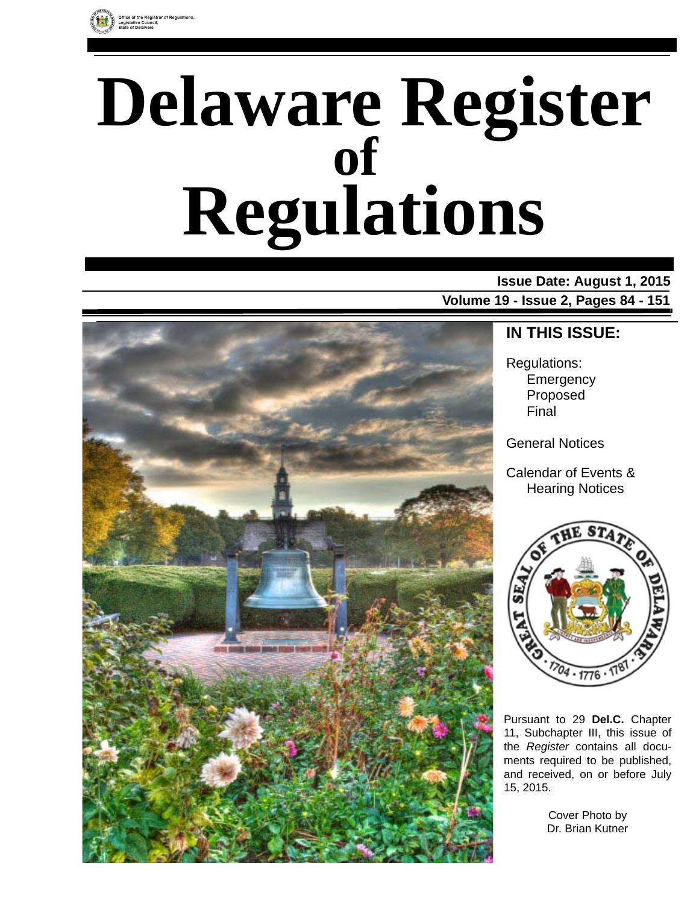Office of the Registrar of Regulations, Legislative Council, State of Delaware

# Delaware Register of Regulations

**Issue Date: August 1, 2015**

**Volume 19 - Issue 2, Pages 84 - 151**

## IN THIS ISSUE:

Regulations:
- Emergency
- Proposed
- Final

General Notices

Calendar of Events & Hearing Notices

Pursuant to 29 **Del.C.** Chapter 11, Subchapter III, this issue of the *Register* contains all documents required to be published, and received, on or before July 15, 2015.

Cover Photo by Dr. Brian Kutner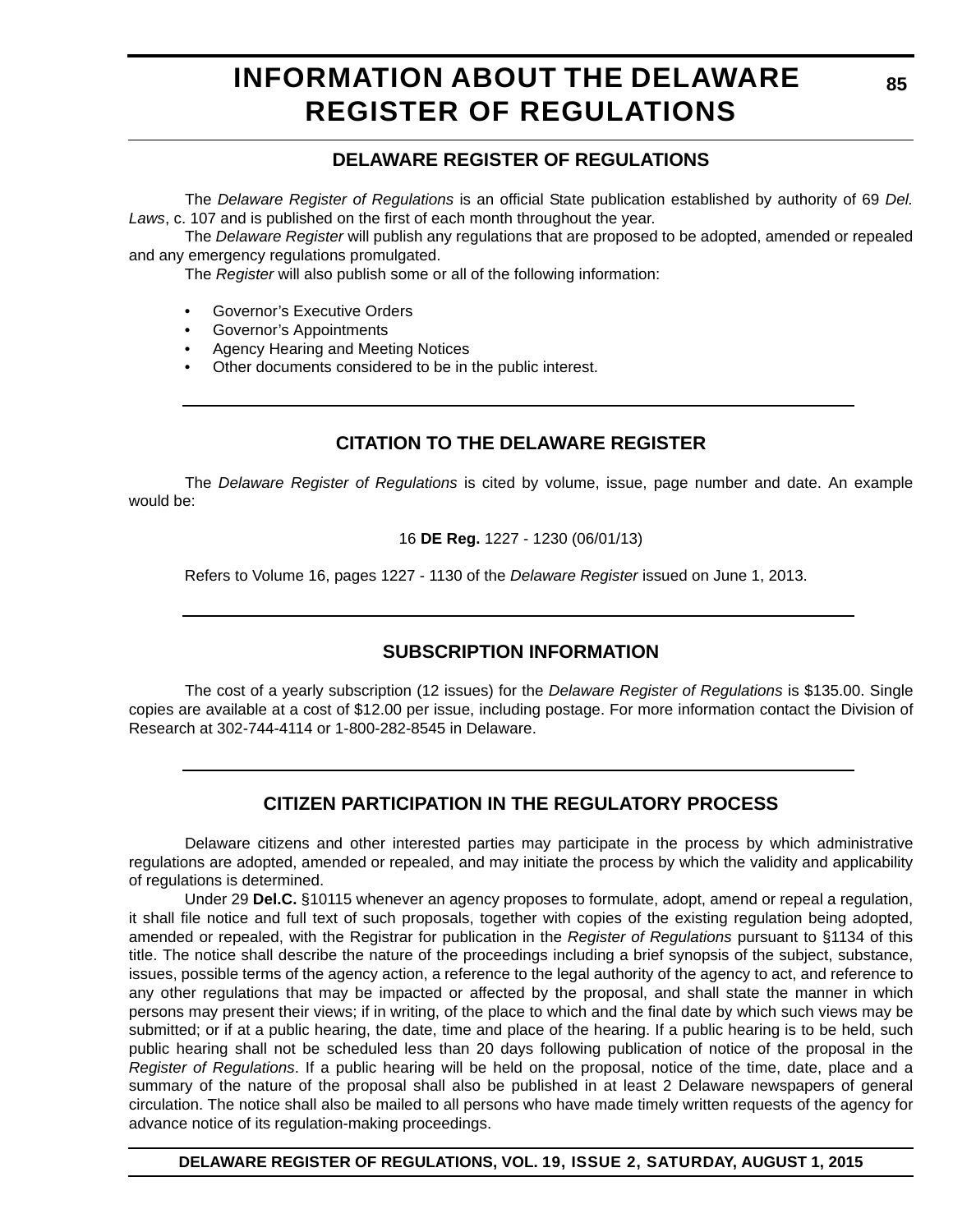# INFORMATION ABOUT THE DELAWARE REGISTER OF REGULATIONS

## DELAWARE REGISTER OF REGULATIONS

The *Delaware Register of Regulations* is an official State publication established by authority of 69 *Del. Laws*, c. 107 and is published on the first of each month throughout the year.

The *Delaware Register* will publish any regulations that are proposed to be adopted, amended or repealed and any emergency regulations promulgated.

The *Register* will also publish some or all of the following information:

- Governor's Executive Orders
- Governor's Appointments
- Agency Hearing and Meeting Notices
- Other documents considered to be in the public interest.

## CITATION TO THE DELAWARE REGISTER

The *Delaware Register of Regulations* is cited by volume, issue, page number and date. An example would be:

16 **DE Reg.** 1227 - 1230 (06/01/13)

Refers to Volume 16, pages 1227 - 1130 of the *Delaware Register* issued on June 1, 2013.

## SUBSCRIPTION INFORMATION

The cost of a yearly subscription (12 issues) for the *Delaware Register of Regulations* is $135.00. Single copies are available at a cost of $12.00 per issue, including postage. For more information contact the Division of Research at 302-744-4114 or 1-800-282-8545 in Delaware.

## CITIZEN PARTICIPATION IN THE REGULATORY PROCESS

Delaware citizens and other interested parties may participate in the process by which administrative regulations are adopted, amended or repealed, and may initiate the process by which the validity and applicability of regulations is determined.

Under 29 **Del.C.** §10115 whenever an agency proposes to formulate, adopt, amend or repeal a regulation, it shall file notice and full text of such proposals, together with copies of the existing regulation being adopted, amended or repealed, with the Registrar for publication in the *Register of Regulations* pursuant to §1134 of this title. The notice shall describe the nature of the proceedings including a brief synopsis of the subject, substance, issues, possible terms of the agency action, a reference to the legal authority of the agency to act, and reference to any other regulations that may be impacted or affected by the proposal, and shall state the manner in which persons may present their views; if in writing, of the place to which and the final date by which such views may be submitted; or if at a public hearing, the date, time and place of the hearing. If a public hearing is to be held, such public hearing shall not be scheduled less than 20 days following publication of notice of the proposal in the *Register of Regulations*. If a public hearing will be held on the proposal, notice of the time, date, place and a summary of the nature of the proposal shall also be published in at least 2 Delaware newspapers of general circulation. The notice shall also be mailed to all persons who have made timely written requests of the agency for advance notice of its regulation-making proceedings.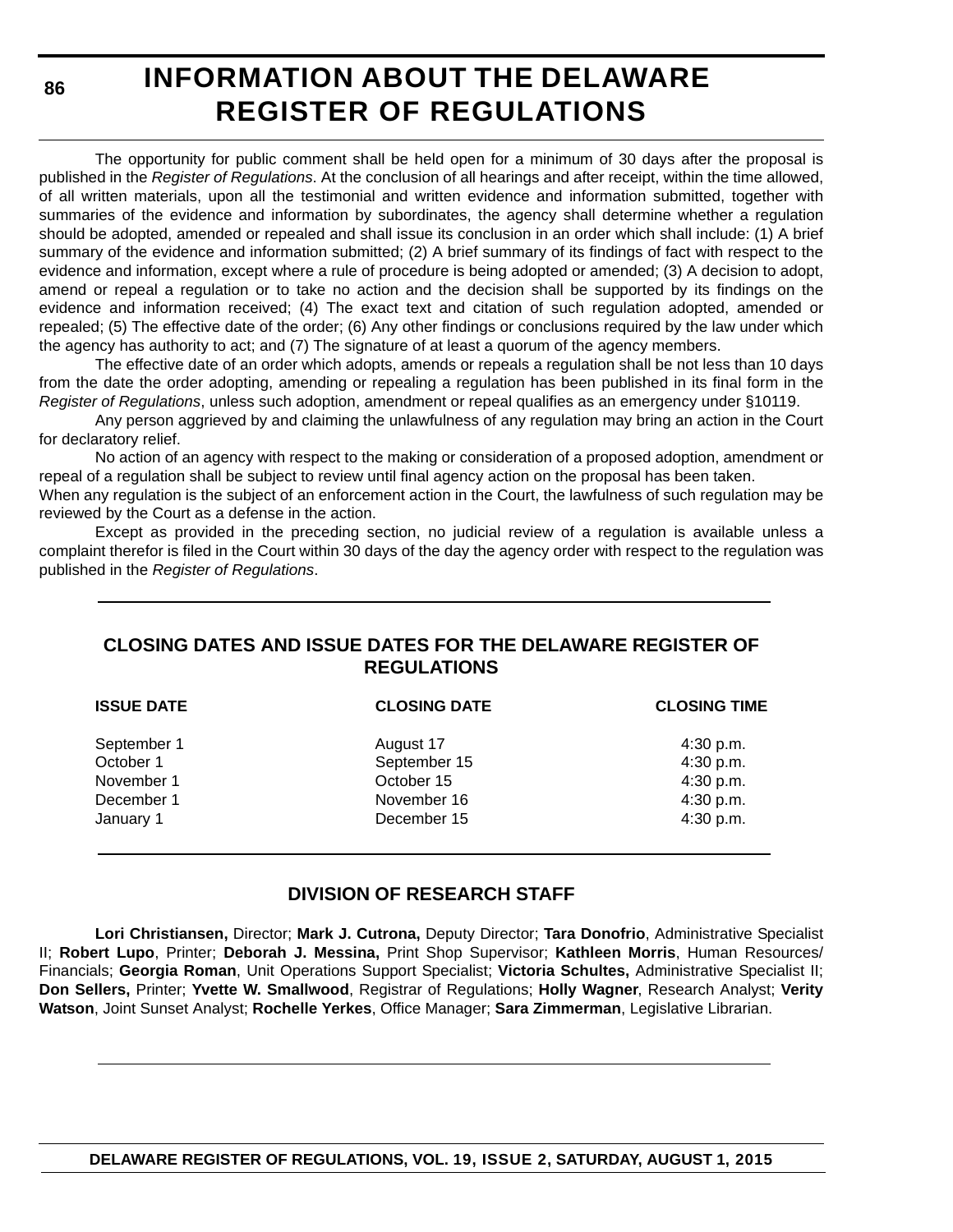# INFORMATION ABOUT THE DELAWARE REGISTER OF REGULATIONS

The opportunity for public comment shall be held open for a minimum of 30 days after the proposal is published in the *Register of Regulations*. At the conclusion of all hearings and after receipt, within the time allowed, of all written materials, upon all the testimonial and written evidence and information submitted, together with summaries of the evidence and information by subordinates, the agency shall determine whether a regulation should be adopted, amended or repealed and shall issue its conclusion in an order which shall include: (1) A brief summary of the evidence and information submitted; (2) A brief summary of its findings of fact with respect to the evidence and information, except where a rule of procedure is being adopted or amended; (3) A decision to adopt, amend or repeal a regulation or to take no action and the decision shall be supported by its findings on the evidence and information received; (4) The exact text and citation of such regulation adopted, amended or repealed; (5) The effective date of the order; (6) Any other findings or conclusions required by the law under which the agency has authority to act; and (7) The signature of at least a quorum of the agency members.

The effective date of an order which adopts, amends or repeals a regulation shall be not less than 10 days from the date the order adopting, amending or repealing a regulation has been published in its final form in the *Register of Regulations*, unless such adoption, amendment or repeal qualifies as an emergency under §10119.

Any person aggrieved by and claiming the unlawfulness of any regulation may bring an action in the Court for declaratory relief.

No action of an agency with respect to the making or consideration of a proposed adoption, amendment or repeal of a regulation shall be subject to review until final agency action on the proposal has been taken.

When any regulation is the subject of an enforcement action in the Court, the lawfulness of such regulation may be reviewed by the Court as a defense in the action.

Except as provided in the preceding section, no judicial review of a regulation is available unless a complaint therefor is filed in the Court within 30 days of the day the agency order with respect to the regulation was published in the *Register of Regulations*.

## CLOSING DATES AND ISSUE DATES FOR THE DELAWARE REGISTER OF REGULATIONS

| ISSUE DATE | CLOSING DATE | CLOSING TIME |
|---|---|---|
| September 1 | August 17 | 4:30 p.m. |
| October 1 | September 15 | 4:30 p.m. |
| November 1 | October 15 | 4:30 p.m. |
| December 1 | November 16 | 4:30 p.m. |
| January 1 | December 15 | 4:30 p.m. |

## DIVISION OF RESEARCH STAFF

**Lori Christiansen,** Director; **Mark J. Cutrona,** Deputy Director; **Tara Donofrio**, Administrative Specialist II; **Robert Lupo**, Printer; **Deborah J. Messina,** Print Shop Supervisor; **Kathleen Morris**, Human Resources/ Financials; **Georgia Roman**, Unit Operations Support Specialist; **Victoria Schultes,** Administrative Specialist II; **Don Sellers,** Printer; **Yvette W. Smallwood**, Registrar of Regulations; **Holly Wagner**, Research Analyst; **Verity Watson**, Joint Sunset Analyst; **Rochelle Yerkes**, Office Manager; **Sara Zimmerman**, Legislative Librarian.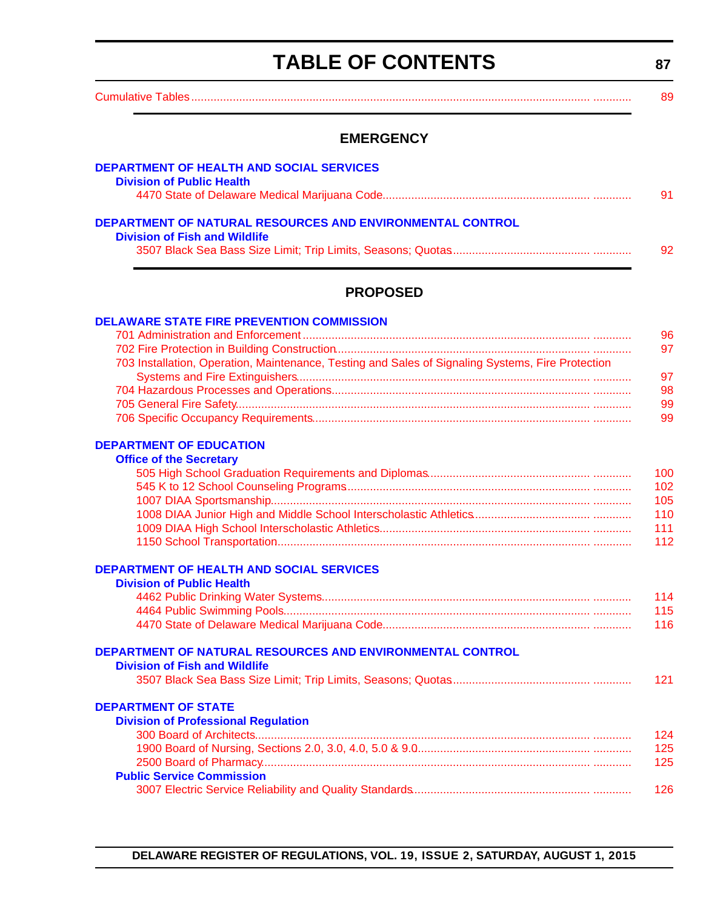# TABLE OF CONTENTS

Cumulative Tables ............................................................ 89

## EMERGENCY

**DEPARTMENT OF HEALTH AND SOCIAL SERVICES**

**Division of Public Health**

4470 State of Delaware Medical Marijuana Code ............................................................ 91

**DEPARTMENT OF NATURAL RESOURCES AND ENVIRONMENTAL CONTROL**

**Division of Fish and Wildlife**

3507 Black Sea Bass Size Limit; Trip Limits, Seasons; Quotas ............................................................ 92

## PROPOSED

**DELAWARE STATE FIRE PREVENTION COMMISSION**

701 Administration and Enforcement ............................................................ 96

702 Fire Protection in Building Construction ............................................................ 97

703 Installation, Operation, Maintenance, Testing and Sales of Signaling Systems, Fire Protection Systems and Fire Extinguishers ............................................................ 97

704 Hazardous Processes and Operations ............................................................ 98

705 General Fire Safety ............................................................ 99

706 Specific Occupancy Requirements ............................................................ 99

**DEPARTMENT OF EDUCATION**

**Office of the Secretary**

505 High School Graduation Requirements and Diplomas ............................................................ 100

545 K to 12 School Counseling Programs ............................................................ 102

1007 DIAA Sportsmanship ............................................................ 105

1008 DIAA Junior High and Middle School Interscholastic Athletics ............................................................ 110

1009 DIAA High School Interscholastic Athletics ............................................................ 111

1150 School Transportation ............................................................ 112

**DEPARTMENT OF HEALTH AND SOCIAL SERVICES**

**Division of Public Health**

4462 Public Drinking Water Systems ............................................................ 114

4464 Public Swimming Pools ............................................................ 115

4470 State of Delaware Medical Marijuana Code ............................................................ 116

**DEPARTMENT OF NATURAL RESOURCES AND ENVIRONMENTAL CONTROL**

**Division of Fish and Wildlife**

3507 Black Sea Bass Size Limit; Trip Limits, Seasons; Quotas ............................................................ 121

**DEPARTMENT OF STATE**

**Division of Professional Regulation**

300 Board of Architects ............................................................ 124

1900 Board of Nursing, Sections 2.0, 3.0, 4.0, 5.0 & 9.0 ............................................................ 125

2500 Board of Pharmacy ............................................................ 125

**Public Service Commission**

3007 Electric Service Reliability and Quality Standards ............................................................ 126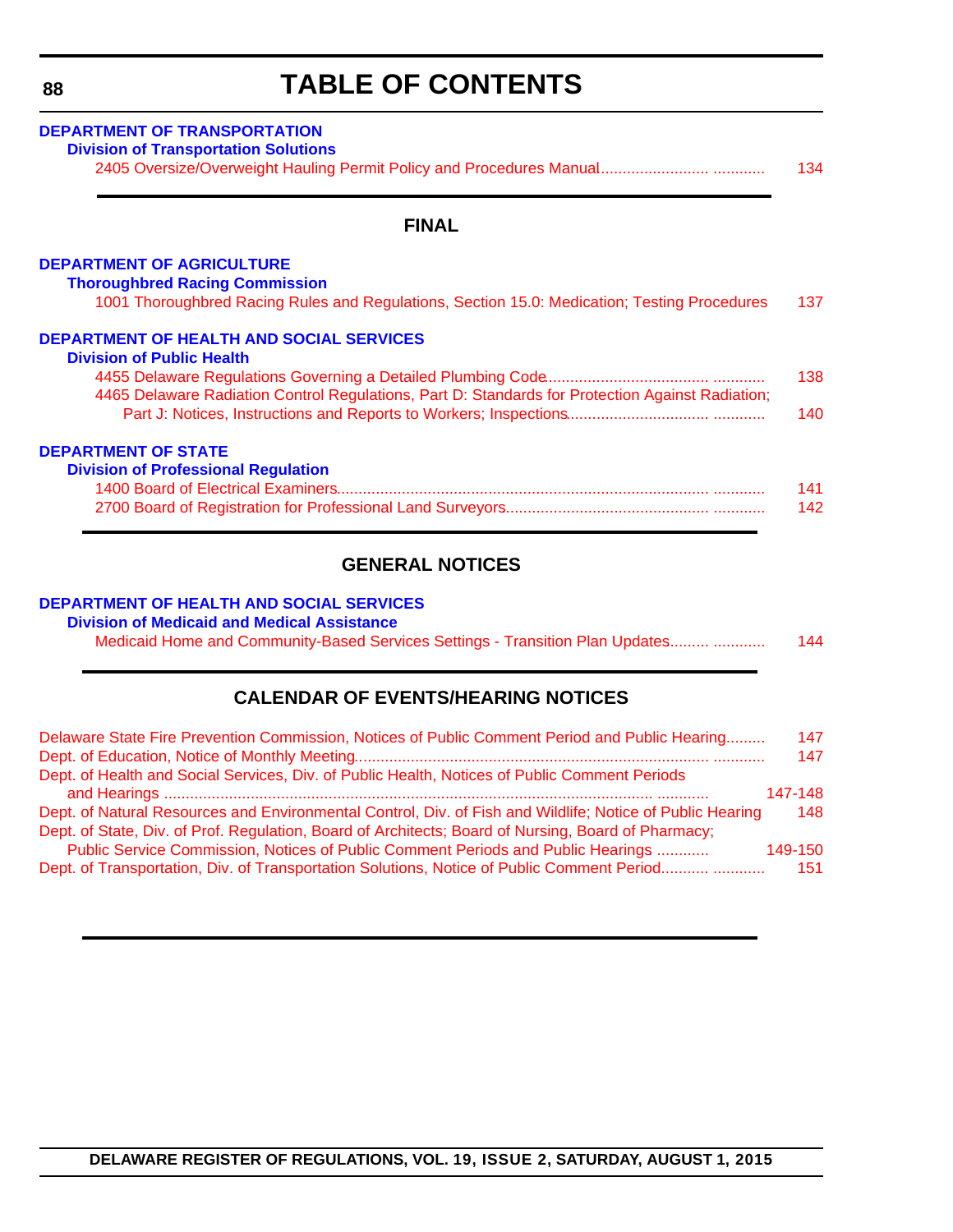# TABLE OF CONTENTS

**DEPARTMENT OF TRANSPORTATION**

**Division of Transportation Solutions**

2405 Oversize/Overweight Hauling Permit Policy and Procedures Manual........................ ............ 134

## FINAL

**DEPARTMENT OF AGRICULTURE**

**Thoroughbred Racing Commission**

1001 Thoroughbred Racing Rules and Regulations, Section 15.0: Medication; Testing Procedures 137

**DEPARTMENT OF HEALTH AND SOCIAL SERVICES**

**Division of Public Health**

4455 Delaware Regulations Governing a Detailed Plumbing Code.................................... ............ 138

4465 Delaware Radiation Control Regulations, Part D: Standards for Protection Against Radiation; Part J: Notices, Instructions and Reports to Workers; Inspections............................... ............ 140

**DEPARTMENT OF STATE**

**Division of Professional Regulation**

1400 Board of Electrical Examiners................................................................................... ............ 141

2700 Board of Registration for Professional Land Surveyors............................................. ............ 142

## GENERAL NOTICES

**DEPARTMENT OF HEALTH AND SOCIAL SERVICES**

**Division of Medicaid and Medical Assistance**

Medicaid Home and Community-Based Services Settings - Transition Plan Updates......... ............ 144

## CALENDAR OF EVENTS/HEARING NOTICES

Delaware State Fire Prevention Commission, Notices of Public Comment Period and Public Hearing......... 147

Dept. of Education, Notice of Monthly Meeting............................................................................... ............ 147

Dept. of Health and Social Services, Div. of Public Health, Notices of Public Comment Periods and Hearings ............................................................................................................... ............ 147-148

Dept. of Natural Resources and Environmental Control, Div. of Fish and Wildlife; Notice of Public Hearing 148

Dept. of State, Div. of Prof. Regulation, Board of Architects; Board of Nursing, Board of Pharmacy; Public Service Commission, Notices of Public Comment Periods and Public Hearings ............ 149-150

Dept. of Transportation, Div. of Transportation Solutions, Notice of Public Comment Period........... ............ 151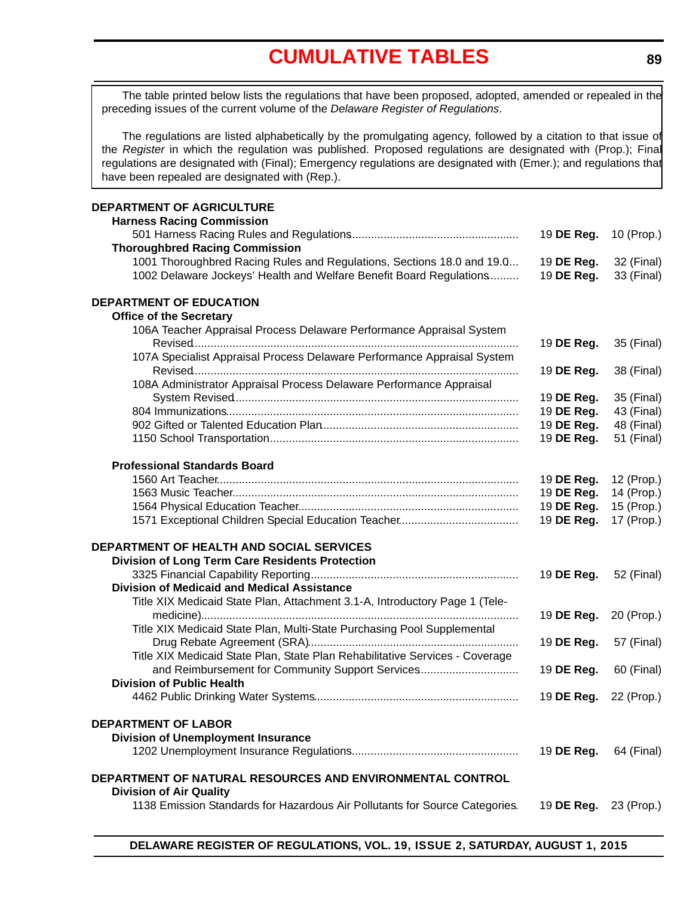# CUMULATIVE TABLES

The table printed below lists the regulations that have been proposed, adopted, amended or repealed in the preceding issues of the current volume of the *Delaware Register of Regulations*.

The regulations are listed alphabetically by the promulgating agency, followed by a citation to that issue of the *Register* in which the regulation was published. Proposed regulations are designated with (Prop.); Final regulations are designated with (Final); Emergency regulations are designated with (Emer.); and regulations that have been repealed are designated with (Rep.).

**DEPARTMENT OF AGRICULTURE**

**Harness Racing Commission**

501 Harness Racing Rules and Regulations .......... 19 **DE Reg.** 10 (Prop.)

**Thoroughbred Racing Commission**

1001 Thoroughbred Racing Rules and Regulations, Sections 18.0 and 19.0 .......... 19 **DE Reg.** 32 (Final)

1002 Delaware Jockeys' Health and Welfare Benefit Board Regulations .......... 19 **DE Reg.** 33 (Final)

**DEPARTMENT OF EDUCATION**

**Office of the Secretary**

106A Teacher Appraisal Process Delaware Performance Appraisal System Revised .......... 19 **DE Reg.** 35 (Final)

107A Specialist Appraisal Process Delaware Performance Appraisal System Revised .......... 19 **DE Reg.** 38 (Final)

108A Administrator Appraisal Process Delaware Performance Appraisal System Revised .......... 19 **DE Reg.** 35 (Final)

804 Immunizations .......... 19 **DE Reg.** 43 (Final)

902 Gifted or Talented Education Plan .......... 19 **DE Reg.** 48 (Final)

1150 School Transportation .......... 19 **DE Reg.** 51 (Final)

**Professional Standards Board**

1560 Art Teacher .......... 19 **DE Reg.** 12 (Prop.)

1563 Music Teacher .......... 19 **DE Reg.** 14 (Prop.)

1564 Physical Education Teacher .......... 19 **DE Reg.** 15 (Prop.)

1571 Exceptional Children Special Education Teacher .......... 19 **DE Reg.** 17 (Prop.)

**DEPARTMENT OF HEALTH AND SOCIAL SERVICES**

**Division of Long Term Care Residents Protection**

3325 Financial Capability Reporting .......... 19 **DE Reg.** 52 (Final)

**Division of Medicaid and Medical Assistance**

Title XIX Medicaid State Plan, Attachment 3.1-A, Introductory Page 1 (Tele-medicine) .......... 19 **DE Reg.** 20 (Prop.)

Title XIX Medicaid State Plan, Multi-State Purchasing Pool Supplemental Drug Rebate Agreement (SRA) .......... 19 **DE Reg.** 57 (Final)

Title XIX Medicaid State Plan, State Plan Rehabilitative Services - Coverage and Reimbursement for Community Support Services .......... 19 **DE Reg.** 60 (Final)

**Division of Public Health**

4462 Public Drinking Water Systems .......... 19 **DE Reg.** 22 (Prop.)

**DEPARTMENT OF LABOR**

**Division of Unemployment Insurance**

1202 Unemployment Insurance Regulations .......... 19 **DE Reg.** 64 (Final)

**DEPARTMENT OF NATURAL RESOURCES AND ENVIRONMENTAL CONTROL**

**Division of Air Quality**

1138 Emission Standards for Hazardous Air Pollutants for Source Categories .......... 19 **DE Reg.** 23 (Prop.)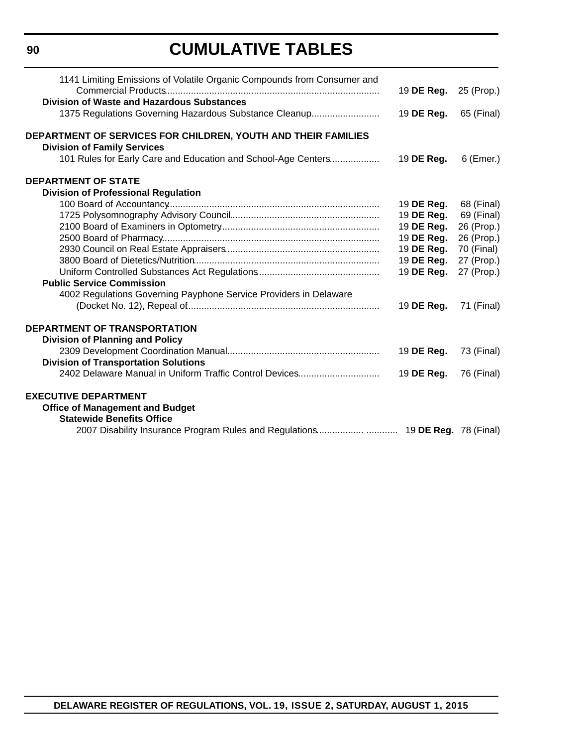## CUMULATIVE TABLES

1141 Limiting Emissions of Volatile Organic Compounds from Consumer and Commercial Products .......... 19 **DE Reg.** 25 (Prop.)

**Division of Waste and Hazardous Substances**

1375 Regulations Governing Hazardous Substance Cleanup .......... 19 **DE Reg.** 65 (Final)

**DEPARTMENT OF SERVICES FOR CHILDREN, YOUTH AND THEIR FAMILIES**

**Division of Family Services**

101 Rules for Early Care and Education and School-Age Centers .......... 19 **DE Reg.** 6 (Emer.)

**DEPARTMENT OF STATE**

**Division of Professional Regulation**

100 Board of Accountancy .......... 19 **DE Reg.** 68 (Final)
1725 Polysomnography Advisory Council .......... 19 **DE Reg.** 69 (Final)
2100 Board of Examiners in Optometry .......... 19 **DE Reg.** 26 (Prop.)
2500 Board of Pharmacy .......... 19 **DE Reg.** 26 (Prop.)
2930 Council on Real Estate Appraisers .......... 19 **DE Reg.** 70 (Final)
3800 Board of Dietetics/Nutrition .......... 19 **DE Reg.** 27 (Prop.)
Uniform Controlled Substances Act Regulations .......... 19 **DE Reg.** 27 (Prop.)

**Public Service Commission**

4002 Regulations Governing Payphone Service Providers in Delaware (Docket No. 12), Repeal of .......... 19 **DE Reg.** 71 (Final)

**DEPARTMENT OF TRANSPORTATION**

**Division of Planning and Policy**

2309 Development Coordination Manual .......... 19 **DE Reg.** 73 (Final)

**Division of Transportation Solutions**

2402 Delaware Manual in Uniform Traffic Control Devices .......... 19 **DE Reg.** 76 (Final)

**EXECUTIVE DEPARTMENT**

**Office of Management and Budget**

**Statewide Benefits Office**

2007 Disability Insurance Program Rules and Regulations .......... 19 **DE Reg.** 78 (Final)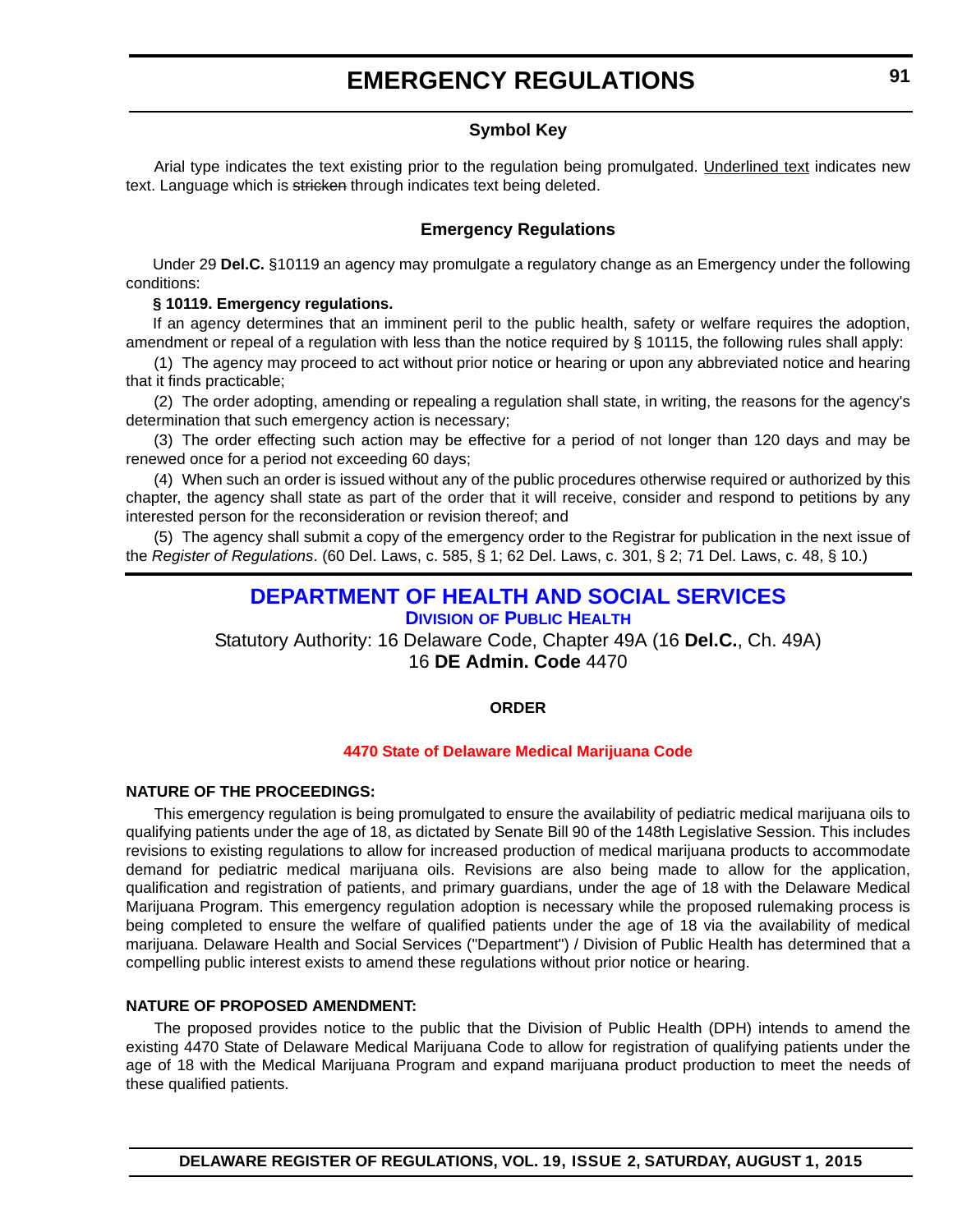# EMERGENCY REGULATIONS

### Symbol Key

Arial type indicates the text existing prior to the regulation being promulgated. Underlined text indicates new text. Language which is ~~stricken~~ through indicates text being deleted.

### Emergency Regulations

Under 29 **Del.C.** §10119 an agency may promulgate a regulatory change as an Emergency under the following conditions:

**§ 10119. Emergency regulations.**

If an agency determines that an imminent peril to the public health, safety or welfare requires the adoption, amendment or repeal of a regulation with less than the notice required by § 10115, the following rules shall apply:

(1) The agency may proceed to act without prior notice or hearing or upon any abbreviated notice and hearing that it finds practicable;

(2) The order adopting, amending or repealing a regulation shall state, in writing, the reasons for the agency's determination that such emergency action is necessary;

(3) The order effecting such action may be effective for a period of not longer than 120 days and may be renewed once for a period not exceeding 60 days;

(4) When such an order is issued without any of the public procedures otherwise required or authorized by this chapter, the agency shall state as part of the order that it will receive, consider and respond to petitions by any interested person for the reconsideration or revision thereof; and

(5) The agency shall submit a copy of the emergency order to the Registrar for publication in the next issue of the *Register of Regulations*. (60 Del. Laws, c. 585, § 1; 62 Del. Laws, c. 301, § 2; 71 Del. Laws, c. 48, § 10.)

## DEPARTMENT OF HEALTH AND SOCIAL SERVICES

### DIVISION OF PUBLIC HEALTH

Statutory Authority: 16 Delaware Code, Chapter 49A (16 **Del.C.**, Ch. 49A)
16 **DE Admin. Code** 4470

**ORDER**

**4470 State of Delaware Medical Marijuana Code**

**NATURE OF THE PROCEEDINGS:**

This emergency regulation is being promulgated to ensure the availability of pediatric medical marijuana oils to qualifying patients under the age of 18, as dictated by Senate Bill 90 of the 148th Legislative Session. This includes revisions to existing regulations to allow for increased production of medical marijuana products to accommodate demand for pediatric medical marijuana oils. Revisions are also being made to allow for the application, qualification and registration of patients, and primary guardians, under the age of 18 with the Delaware Medical Marijuana Program. This emergency regulation adoption is necessary while the proposed rulemaking process is being completed to ensure the welfare of qualified patients under the age of 18 via the availability of medical marijuana. Delaware Health and Social Services ("Department") / Division of Public Health has determined that a compelling public interest exists to amend these regulations without prior notice or hearing.

**NATURE OF PROPOSED AMENDMENT:**

The proposed provides notice to the public that the Division of Public Health (DPH) intends to amend the existing 4470 State of Delaware Medical Marijuana Code to allow for registration of qualifying patients under the age of 18 with the Medical Marijuana Program and expand marijuana product production to meet the needs of these qualified patients.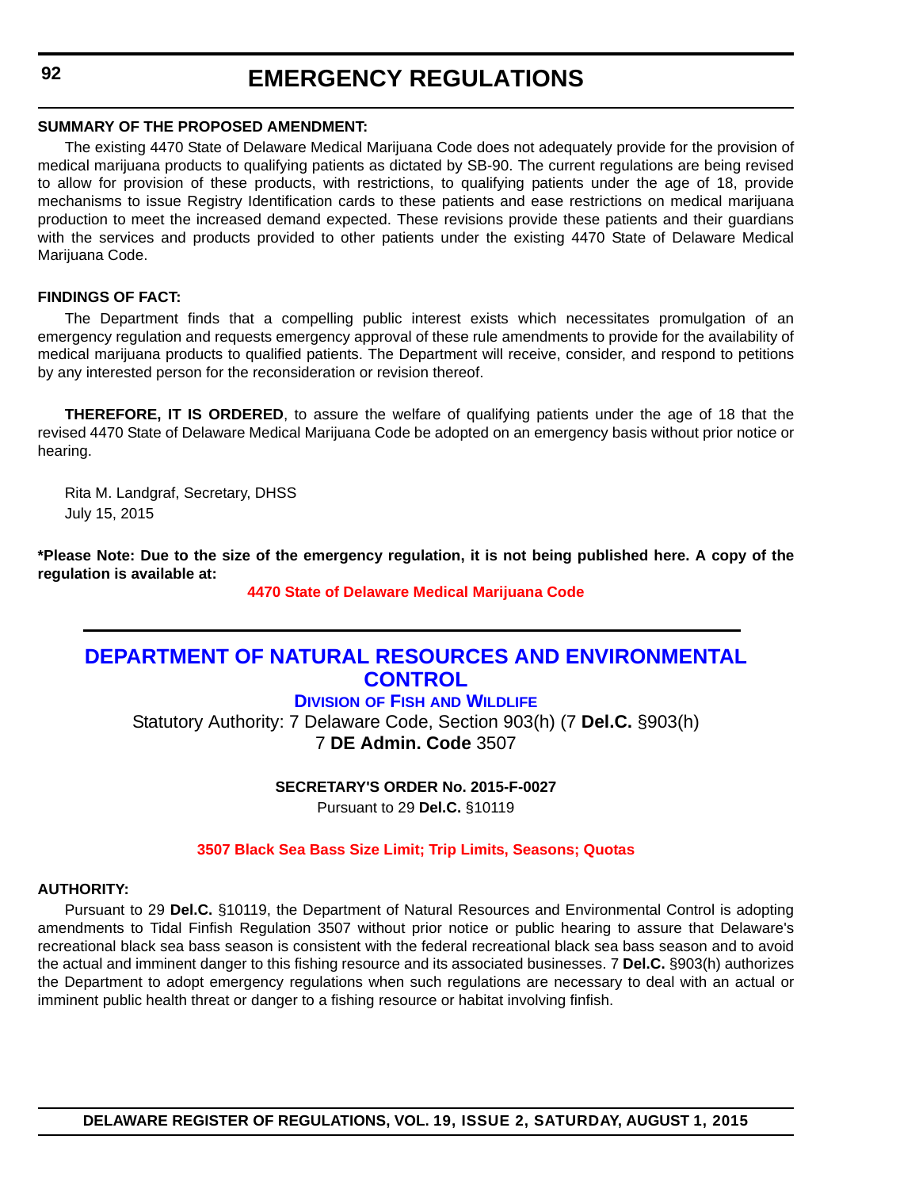**SUMMARY OF THE PROPOSED AMENDMENT:**

The existing 4470 State of Delaware Medical Marijuana Code does not adequately provide for the provision of medical marijuana products to qualifying patients as dictated by SB-90. The current regulations are being revised to allow for provision of these products, with restrictions, to qualifying patients under the age of 18, provide mechanisms to issue Registry Identification cards to these patients and ease restrictions on medical marijuana production to meet the increased demand expected. These revisions provide these patients and their guardians with the services and products provided to other patients under the existing 4470 State of Delaware Medical Marijuana Code.

**FINDINGS OF FACT:**

The Department finds that a compelling public interest exists which necessitates promulgation of an emergency regulation and requests emergency approval of these rule amendments to provide for the availability of medical marijuana products to qualified patients. The Department will receive, consider, and respond to petitions by any interested person for the reconsideration or revision thereof.

**THEREFORE, IT IS ORDERED**, to assure the welfare of qualifying patients under the age of 18 that the revised 4470 State of Delaware Medical Marijuana Code be adopted on an emergency basis without prior notice or hearing.

Rita M. Landgraf, Secretary, DHSS
July 15, 2015

**\*Please Note: Due to the size of the emergency regulation, it is not being published here. A copy of the regulation is available at:**

**4470 State of Delaware Medical Marijuana Code**

## DEPARTMENT OF NATURAL RESOURCES AND ENVIRONMENTAL CONTROL

### DIVISION OF FISH AND WILDLIFE

Statutory Authority: 7 Delaware Code, Section 903(h) (7 **Del.C.** §903(h)
7 **DE Admin. Code** 3507

**SECRETARY'S ORDER No. 2015-F-0027**

Pursuant to 29 **Del.C.** §10119

**3507 Black Sea Bass Size Limit; Trip Limits, Seasons; Quotas**

**AUTHORITY:**

Pursuant to 29 **Del.C.** §10119, the Department of Natural Resources and Environmental Control is adopting amendments to Tidal Finfish Regulation 3507 without prior notice or public hearing to assure that Delaware's recreational black sea bass season is consistent with the federal recreational black sea bass season and to avoid the actual and imminent danger to this fishing resource and its associated businesses. 7 **Del.C.** §903(h) authorizes the Department to adopt emergency regulations when such regulations are necessary to deal with an actual or imminent public health threat or danger to a fishing resource or habitat involving finfish.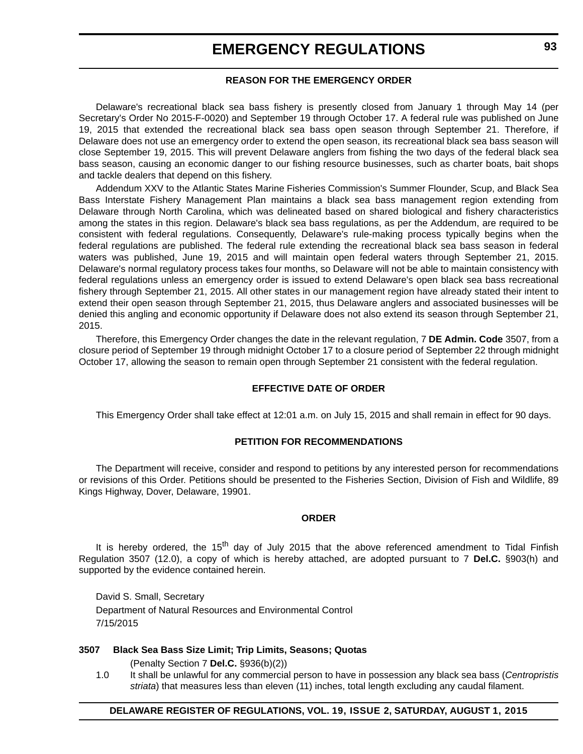#### REASON FOR THE EMERGENCY ORDER

Delaware's recreational black sea bass fishery is presently closed from January 1 through May 14 (per Secretary's Order No 2015-F-0020) and September 19 through October 17. A federal rule was published on June 19, 2015 that extended the recreational black sea bass open season through September 21. Therefore, if Delaware does not use an emergency order to extend the open season, its recreational black sea bass season will close September 19, 2015. This will prevent Delaware anglers from fishing the two days of the federal black sea bass season, causing an economic danger to our fishing resource businesses, such as charter boats, bait shops and tackle dealers that depend on this fishery.

Addendum XXV to the Atlantic States Marine Fisheries Commission's Summer Flounder, Scup, and Black Sea Bass Interstate Fishery Management Plan maintains a black sea bass management region extending from Delaware through North Carolina, which was delineated based on shared biological and fishery characteristics among the states in this region. Delaware's black sea bass regulations, as per the Addendum, are required to be consistent with federal regulations. Consequently, Delaware's rule-making process typically begins when the federal regulations are published. The federal rule extending the recreational black sea bass season in federal waters was published, June 19, 2015 and will maintain open federal waters through September 21, 2015. Delaware's normal regulatory process takes four months, so Delaware will not be able to maintain consistency with federal regulations unless an emergency order is issued to extend Delaware's open black sea bass recreational fishery through September 21, 2015. All other states in our management region have already stated their intent to extend their open season through September 21, 2015, thus Delaware anglers and associated businesses will be denied this angling and economic opportunity if Delaware does not also extend its season through September 21, 2015.

Therefore, this Emergency Order changes the date in the relevant regulation, 7 **DE Admin. Code** 3507, from a closure period of September 19 through midnight October 17 to a closure period of September 22 through midnight October 17, allowing the season to remain open through September 21 consistent with the federal regulation.

#### EFFECTIVE DATE OF ORDER

This Emergency Order shall take effect at 12:01 a.m. on July 15, 2015 and shall remain in effect for 90 days.

#### PETITION FOR RECOMMENDATIONS

The Department will receive, consider and respond to petitions by any interested person for recommendations or revisions of this Order. Petitions should be presented to the Fisheries Section, Division of Fish and Wildlife, 89 Kings Highway, Dover, Delaware, 19901.

#### ORDER

It is hereby ordered, the 15th day of July 2015 that the above referenced amendment to Tidal Finfish Regulation 3507 (12.0), a copy of which is hereby attached, are adopted pursuant to 7 **Del.C.** §903(h) and supported by the evidence contained herein.

David S. Small, Secretary
Department of Natural Resources and Environmental Control
7/15/2015

**3507 Black Sea Bass Size Limit; Trip Limits, Seasons; Quotas**

(Penalty Section 7 **Del.C.** §936(b)(2))

1.0 It shall be unlawful for any commercial person to have in possession any black sea bass (*Centropristis striata*) that measures less than eleven (11) inches, total length excluding any caudal filament.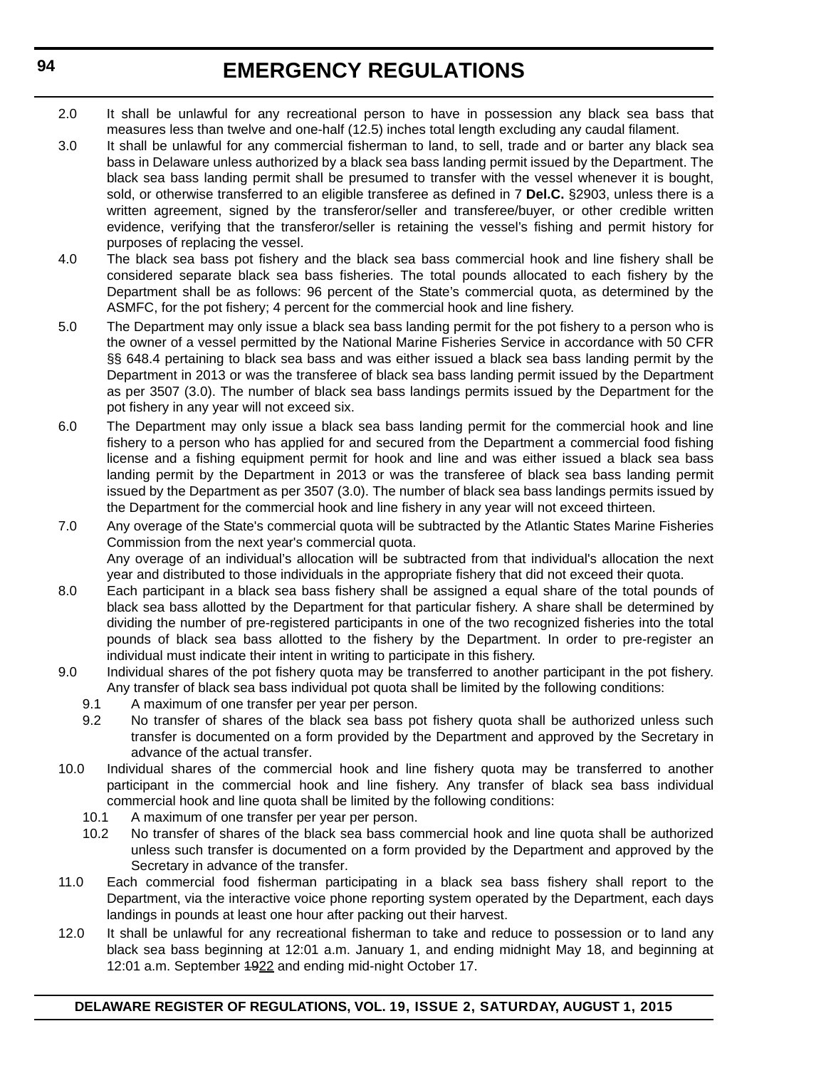2.0 It shall be unlawful for any recreational person to have in possession any black sea bass that measures less than twelve and one-half (12.5) inches total length excluding any caudal filament.

3.0 It shall be unlawful for any commercial fisherman to land, to sell, trade and or barter any black sea bass in Delaware unless authorized by a black sea bass landing permit issued by the Department. The black sea bass landing permit shall be presumed to transfer with the vessel whenever it is bought, sold, or otherwise transferred to an eligible transferee as defined in 7 **Del.C.** §2903, unless there is a written agreement, signed by the transferor/seller and transferee/buyer, or other credible written evidence, verifying that the transferor/seller is retaining the vessel's fishing and permit history for purposes of replacing the vessel.

4.0 The black sea bass pot fishery and the black sea bass commercial hook and line fishery shall be considered separate black sea bass fisheries. The total pounds allocated to each fishery by the Department shall be as follows: 96 percent of the State's commercial quota, as determined by the ASMFC, for the pot fishery; 4 percent for the commercial hook and line fishery.

5.0 The Department may only issue a black sea bass landing permit for the pot fishery to a person who is the owner of a vessel permitted by the National Marine Fisheries Service in accordance with 50 CFR §§ 648.4 pertaining to black sea bass and was either issued a black sea bass landing permit by the Department in 2013 or was the transferee of black sea bass landing permit issued by the Department as per 3507 (3.0). The number of black sea bass landings permits issued by the Department for the pot fishery in any year will not exceed six.

6.0 The Department may only issue a black sea bass landing permit for the commercial hook and line fishery to a person who has applied for and secured from the Department a commercial food fishing license and a fishing equipment permit for hook and line and was either issued a black sea bass landing permit by the Department in 2013 or was the transferee of black sea bass landing permit issued by the Department as per 3507 (3.0). The number of black sea bass landings permits issued by the Department for the commercial hook and line fishery in any year will not exceed thirteen.

7.0 Any overage of the State's commercial quota will be subtracted by the Atlantic States Marine Fisheries Commission from the next year's commercial quota.
Any overage of an individual's allocation will be subtracted from that individual's allocation the next year and distributed to those individuals in the appropriate fishery that did not exceed their quota.

8.0 Each participant in a black sea bass fishery shall be assigned a equal share of the total pounds of black sea bass allotted by the Department for that particular fishery. A share shall be determined by dividing the number of pre-registered participants in one of the two recognized fisheries into the total pounds of black sea bass allotted to the fishery by the Department. In order to pre-register an individual must indicate their intent in writing to participate in this fishery.

9.0 Individual shares of the pot fishery quota may be transferred to another participant in the pot fishery. Any transfer of black sea bass individual pot quota shall be limited by the following conditions:

   9.1 A maximum of one transfer per year per person.

   9.2 No transfer of shares of the black sea bass pot fishery quota shall be authorized unless such transfer is documented on a form provided by the Department and approved by the Secretary in advance of the actual transfer.

10.0 Individual shares of the commercial hook and line fishery quota may be transferred to another participant in the commercial hook and line fishery. Any transfer of black sea bass individual commercial hook and line quota shall be limited by the following conditions:

   10.1 A maximum of one transfer per year per person.

   10.2 No transfer of shares of the black sea bass commercial hook and line quota shall be authorized unless such transfer is documented on a form provided by the Department and approved by the Secretary in advance of the transfer.

11.0 Each commercial food fisherman participating in a black sea bass fishery shall report to the Department, via the interactive voice phone reporting system operated by the Department, each days landings in pounds at least one hour after packing out their harvest.

12.0 It shall be unlawful for any recreational fisherman to take and reduce to possession or to land any black sea bass beginning at 12:01 a.m. January 1, and ending midnight May 18, and beginning at 12:01 a.m. September ~~19~~22 and ending mid-night October 17.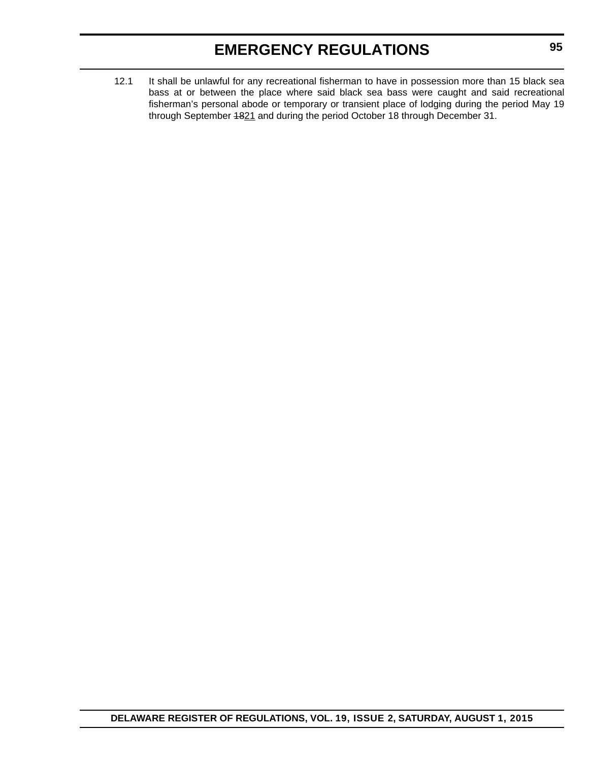12.1 It shall be unlawful for any recreational fisherman to have in possession more than 15 black sea bass at or between the place where said black sea bass were caught and said recreational fisherman's personal abode or temporary or transient place of lodging during the period May 19 through September ~~18~~<u>21</u> and during the period October 18 through December 31.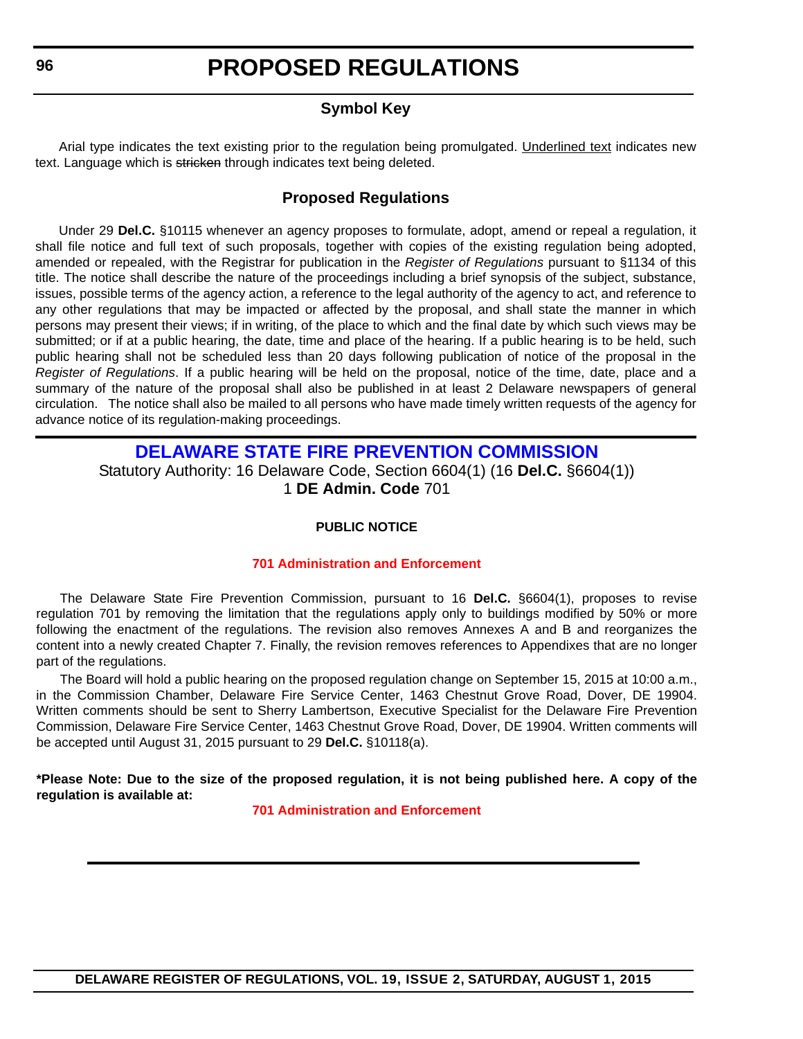# PROPOSED REGULATIONS

## Symbol Key

Arial type indicates the text existing prior to the regulation being promulgated. Underlined text indicates new text. Language which is ~~stricken~~ through indicates text being deleted.

## Proposed Regulations

Under 29 **Del.C.** §10115 whenever an agency proposes to formulate, adopt, amend or repeal a regulation, it shall file notice and full text of such proposals, together with copies of the existing regulation being adopted, amended or repealed, with the Registrar for publication in the *Register of Regulations* pursuant to §1134 of this title. The notice shall describe the nature of the proceedings including a brief synopsis of the subject, substance, issues, possible terms of the agency action, a reference to the legal authority of the agency to act, and reference to any other regulations that may be impacted or affected by the proposal, and shall state the manner in which persons may present their views; if in writing, of the place to which and the final date by which such views may be submitted; or if at a public hearing, the date, time and place of the hearing. If a public hearing is to be held, such public hearing shall not be scheduled less than 20 days following publication of notice of the proposal in the *Register of Regulations*. If a public hearing will be held on the proposal, notice of the time, date, place and a summary of the nature of the proposal shall also be published in at least 2 Delaware newspapers of general circulation. The notice shall also be mailed to all persons who have made timely written requests of the agency for advance notice of its regulation-making proceedings.

## DELAWARE STATE FIRE PREVENTION COMMISSION

Statutory Authority: 16 Delaware Code, Section 6604(1) (16 **Del.C.** §6604(1))
1 **DE Admin. Code** 701

**PUBLIC NOTICE**

**701 Administration and Enforcement**

The Delaware State Fire Prevention Commission, pursuant to 16 **Del.C.** §6604(1), proposes to revise regulation 701 by removing the limitation that the regulations apply only to buildings modified by 50% or more following the enactment of the regulations. The revision also removes Annexes A and B and reorganizes the content into a newly created Chapter 7. Finally, the revision removes references to Appendixes that are no longer part of the regulations.

The Board will hold a public hearing on the proposed regulation change on September 15, 2015 at 10:00 a.m., in the Commission Chamber, Delaware Fire Service Center, 1463 Chestnut Grove Road, Dover, DE 19904. Written comments should be sent to Sherry Lambertson, Executive Specialist for the Delaware Fire Prevention Commission, Delaware Fire Service Center, 1463 Chestnut Grove Road, Dover, DE 19904. Written comments will be accepted until August 31, 2015 pursuant to 29 **Del.C.** §10118(a).

**\*Please Note: Due to the size of the proposed regulation, it is not being published here. A copy of the regulation is available at:**

**701 Administration and Enforcement**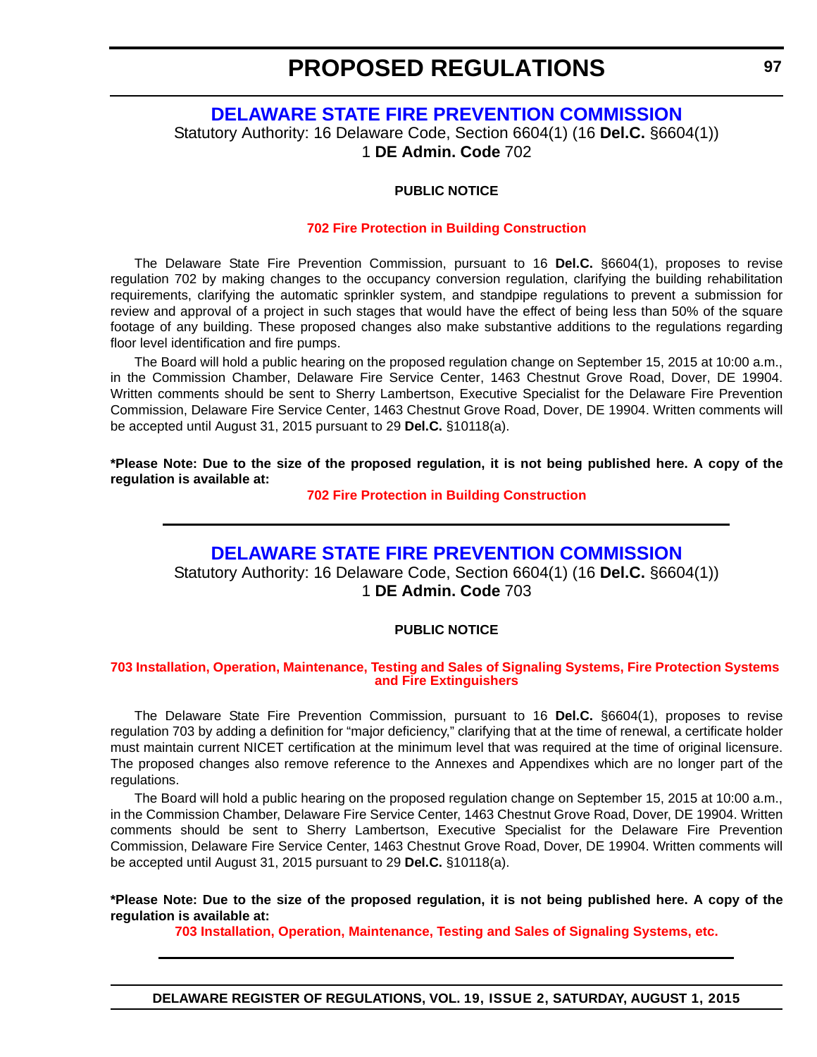# PROPOSED REGULATIONS

## DELAWARE STATE FIRE PREVENTION COMMISSION

Statutory Authority: 16 Delaware Code, Section 6604(1) (16 **Del.C.** §6604(1))
1 **DE Admin. Code** 702

**PUBLIC NOTICE**

**702 Fire Protection in Building Construction**

The Delaware State Fire Prevention Commission, pursuant to 16 **Del.C.** §6604(1), proposes to revise regulation 702 by making changes to the occupancy conversion regulation, clarifying the building rehabilitation requirements, clarifying the automatic sprinkler system, and standpipe regulations to prevent a submission for review and approval of a project in such stages that would have the effect of being less than 50% of the square footage of any building. These proposed changes also make substantive additions to the regulations regarding floor level identification and fire pumps.

The Board will hold a public hearing on the proposed regulation change on September 15, 2015 at 10:00 a.m., in the Commission Chamber, Delaware Fire Service Center, 1463 Chestnut Grove Road, Dover, DE 19904. Written comments should be sent to Sherry Lambertson, Executive Specialist for the Delaware Fire Prevention Commission, Delaware Fire Service Center, 1463 Chestnut Grove Road, Dover, DE 19904. Written comments will be accepted until August 31, 2015 pursuant to 29 **Del.C.** §10118(a).

**\*Please Note: Due to the size of the proposed regulation, it is not being published here. A copy of the regulation is available at:**

**702 Fire Protection in Building Construction**

---

## DELAWARE STATE FIRE PREVENTION COMMISSION

Statutory Authority: 16 Delaware Code, Section 6604(1) (16 **Del.C.** §6604(1))
1 **DE Admin. Code** 703

**PUBLIC NOTICE**

**703 Installation, Operation, Maintenance, Testing and Sales of Signaling Systems, Fire Protection Systems and Fire Extinguishers**

The Delaware State Fire Prevention Commission, pursuant to 16 **Del.C.** §6604(1), proposes to revise regulation 703 by adding a definition for "major deficiency," clarifying that at the time of renewal, a certificate holder must maintain current NICET certification at the minimum level that was required at the time of original licensure. The proposed changes also remove reference to the Annexes and Appendixes which are no longer part of the regulations.

The Board will hold a public hearing on the proposed regulation change on September 15, 2015 at 10:00 a.m., in the Commission Chamber, Delaware Fire Service Center, 1463 Chestnut Grove Road, Dover, DE 19904. Written comments should be sent to Sherry Lambertson, Executive Specialist for the Delaware Fire Prevention Commission, Delaware Fire Service Center, 1463 Chestnut Grove Road, Dover, DE 19904. Written comments will be accepted until August 31, 2015 pursuant to 29 **Del.C.** §10118(a).

**\*Please Note: Due to the size of the proposed regulation, it is not being published here. A copy of the regulation is available at:**

**703 Installation, Operation, Maintenance, Testing and Sales of Signaling Systems, etc.**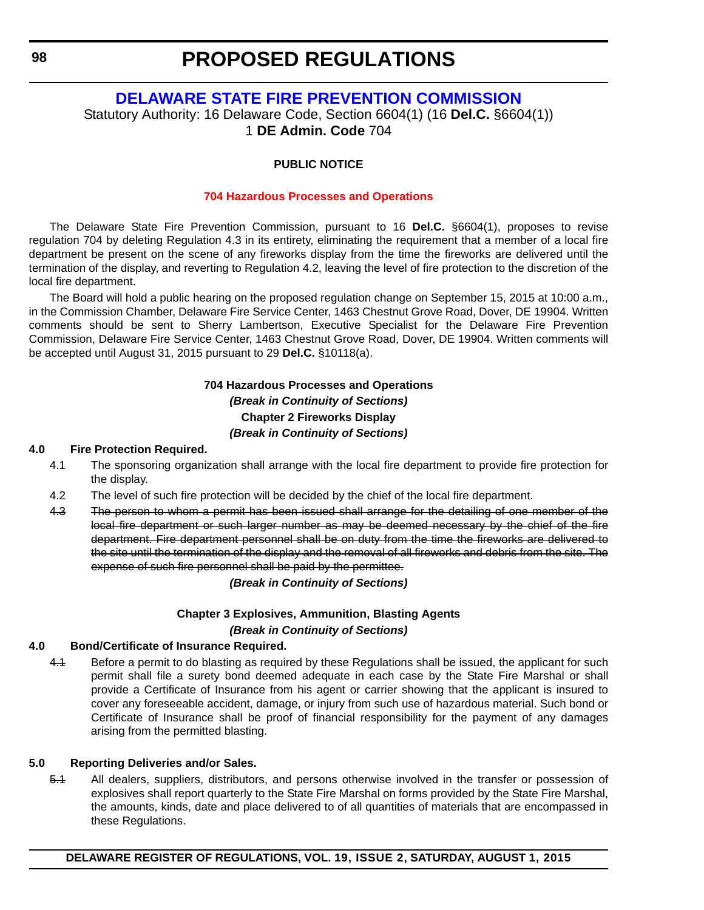# PROPOSED REGULATIONS

## DELAWARE STATE FIRE PREVENTION COMMISSION

Statutory Authority: 16 Delaware Code, Section 6604(1) (16 **Del.C.** §6604(1))
1 **DE Admin. Code** 704

**PUBLIC NOTICE**

**704 Hazardous Processes and Operations**

The Delaware State Fire Prevention Commission, pursuant to 16 **Del.C.** §6604(1), proposes to revise regulation 704 by deleting Regulation 4.3 in its entirety, eliminating the requirement that a member of a local fire department be present on the scene of any fireworks display from the time the fireworks are delivered until the termination of the display, and reverting to Regulation 4.2, leaving the level of fire protection to the discretion of the local fire department.

The Board will hold a public hearing on the proposed regulation change on September 15, 2015 at 10:00 a.m., in the Commission Chamber, Delaware Fire Service Center, 1463 Chestnut Grove Road, Dover, DE 19904. Written comments should be sent to Sherry Lambertson, Executive Specialist for the Delaware Fire Prevention Commission, Delaware Fire Service Center, 1463 Chestnut Grove Road, Dover, DE 19904. Written comments will be accepted until August 31, 2015 pursuant to 29 **Del.C.** §10118(a).

**704 Hazardous Processes and Operations**

***(Break in Continuity of Sections)***

**Chapter 2 Fireworks Display**

***(Break in Continuity of Sections)***

**4.0 Fire Protection Required.**

4.1 The sponsoring organization shall arrange with the local fire department to provide fire protection for the display.

4.2 The level of such fire protection will be decided by the chief of the local fire department.

~~4.3 The person to whom a permit has been issued shall arrange for the detailing of one member of the local fire department or such larger number as may be deemed necessary by the chief of the fire department. Fire department personnel shall be on duty from the time the fireworks are delivered to the site until the termination of the display and the removal of all fireworks and debris from the site. The expense of such fire personnel shall be paid by the permittee.~~

***(Break in Continuity of Sections)***

**Chapter 3 Explosives, Ammunition, Blasting Agents**

***(Break in Continuity of Sections)***

**4.0 Bond/Certificate of Insurance Required.**

~~4.1~~ Before a permit to do blasting as required by these Regulations shall be issued, the applicant for such permit shall file a surety bond deemed adequate in each case by the State Fire Marshal or shall provide a Certificate of Insurance from his agent or carrier showing that the applicant is insured to cover any foreseeable accident, damage, or injury from such use of hazardous material. Such bond or Certificate of Insurance shall be proof of financial responsibility for the payment of any damages arising from the permitted blasting.

**5.0 Reporting Deliveries and/or Sales.**

~~5.1~~ All dealers, suppliers, distributors, and persons otherwise involved in the transfer or possession of explosives shall report quarterly to the State Fire Marshal on forms provided by the State Fire Marshal, the amounts, kinds, date and place delivered to of all quantities of materials that are encompassed in these Regulations.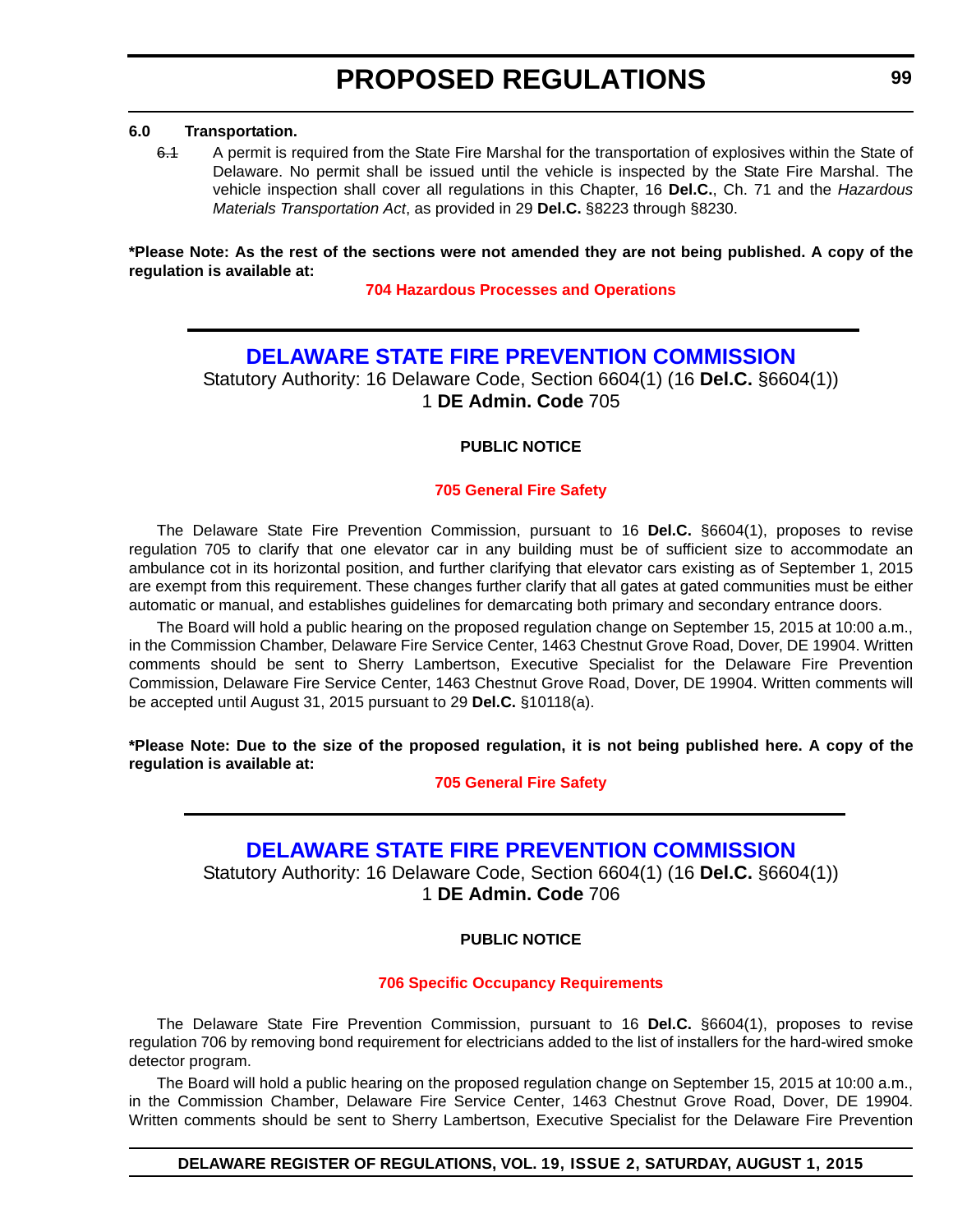**6.0 Transportation.**

~~6.1~~ A permit is required from the State Fire Marshal for the transportation of explosives within the State of Delaware. No permit shall be issued until the vehicle is inspected by the State Fire Marshal. The vehicle inspection shall cover all regulations in this Chapter, 16 **Del.C.**, Ch. 71 and the *Hazardous Materials Transportation Act*, as provided in 29 **Del.C.** §8223 through §8230.

**\*Please Note: As the rest of the sections were not amended they are not being published. A copy of the regulation is available at:**

**704 Hazardous Processes and Operations**

---

## DELAWARE STATE FIRE PREVENTION COMMISSION

Statutory Authority: 16 Delaware Code, Section 6604(1) (16 **Del.C.** §6604(1))
1 **DE Admin. Code** 705

**PUBLIC NOTICE**

**705 General Fire Safety**

The Delaware State Fire Prevention Commission, pursuant to 16 **Del.C.** §6604(1), proposes to revise regulation 705 to clarify that one elevator car in any building must be of sufficient size to accommodate an ambulance cot in its horizontal position, and further clarifying that elevator cars existing as of September 1, 2015 are exempt from this requirement. These changes further clarify that all gates at gated communities must be either automatic or manual, and establishes guidelines for demarcating both primary and secondary entrance doors.

The Board will hold a public hearing on the proposed regulation change on September 15, 2015 at 10:00 a.m., in the Commission Chamber, Delaware Fire Service Center, 1463 Chestnut Grove Road, Dover, DE 19904. Written comments should be sent to Sherry Lambertson, Executive Specialist for the Delaware Fire Prevention Commission, Delaware Fire Service Center, 1463 Chestnut Grove Road, Dover, DE 19904. Written comments will be accepted until August 31, 2015 pursuant to 29 **Del.C.** §10118(a).

**\*Please Note: Due to the size of the proposed regulation, it is not being published here. A copy of the regulation is available at:**

**705 General Fire Safety**

---

## DELAWARE STATE FIRE PREVENTION COMMISSION

Statutory Authority: 16 Delaware Code, Section 6604(1) (16 **Del.C.** §6604(1))
1 **DE Admin. Code** 706

**PUBLIC NOTICE**

**706 Specific Occupancy Requirements**

The Delaware State Fire Prevention Commission, pursuant to 16 **Del.C.** §6604(1), proposes to revise regulation 706 by removing bond requirement for electricians added to the list of installers for the hard-wired smoke detector program.

The Board will hold a public hearing on the proposed regulation change on September 15, 2015 at 10:00 a.m., in the Commission Chamber, Delaware Fire Service Center, 1463 Chestnut Grove Road, Dover, DE 19904. Written comments should be sent to Sherry Lambertson, Executive Specialist for the Delaware Fire Prevention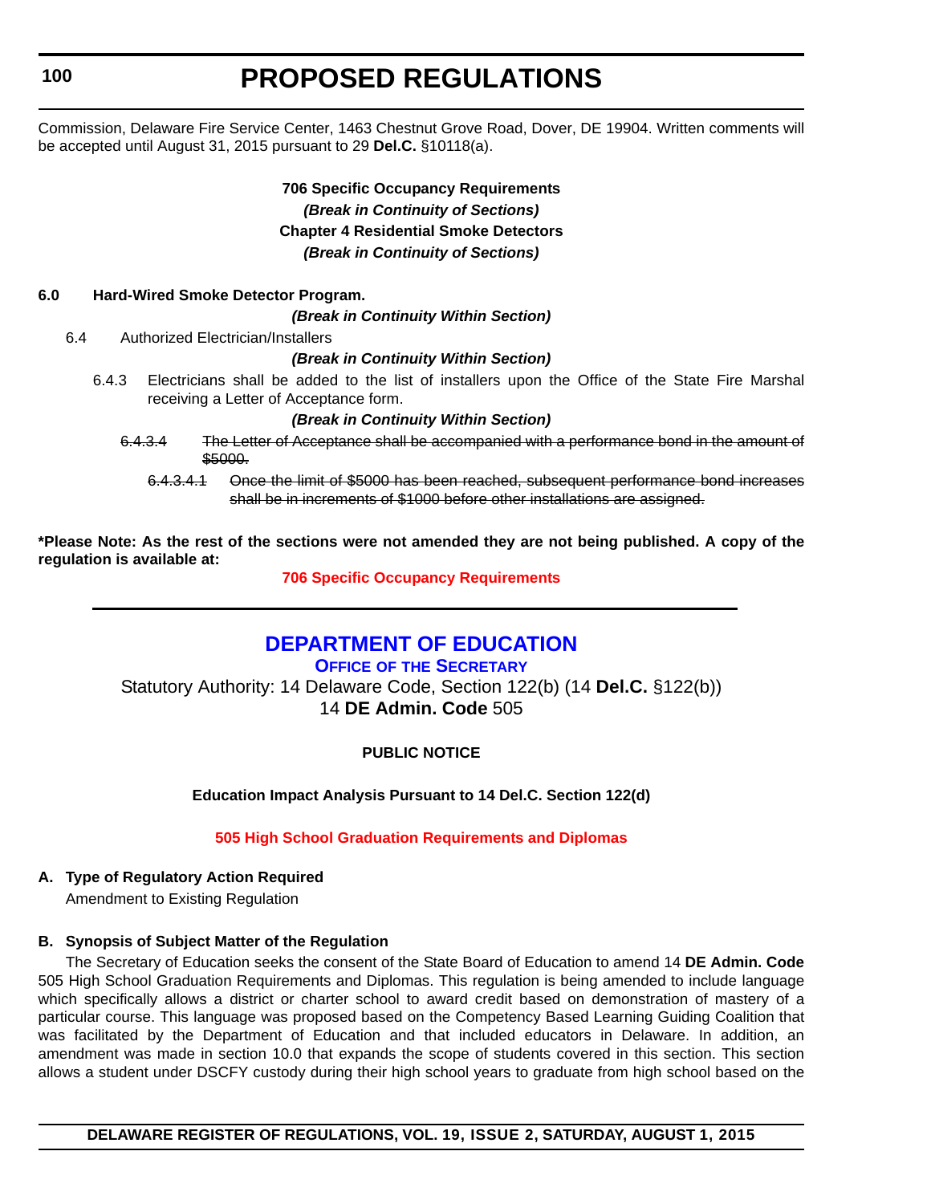Commission, Delaware Fire Service Center, 1463 Chestnut Grove Road, Dover, DE 19904. Written comments will be accepted until August 31, 2015 pursuant to 29 **Del.C.** §10118(a).

**706 Specific Occupancy Requirements**

***(Break in Continuity of Sections)***

**Chapter 4 Residential Smoke Detectors**

***(Break in Continuity of Sections)***

**6.0 Hard-Wired Smoke Detector Program.**

***(Break in Continuity Within Section)***

6.4 Authorized Electrician/Installers

***(Break in Continuity Within Section)***

6.4.3 Electricians shall be added to the list of installers upon the Office of the State Fire Marshal receiving a Letter of Acceptance form.

***(Break in Continuity Within Section)***

~~6.4.3.4 The Letter of Acceptance shall be accompanied with a performance bond in the amount of $5000.~~

~~6.4.3.4.1 Once the limit of $5000 has been reached, subsequent performance bond increases shall be in increments of $1000 before other installations are assigned.~~

**\*Please Note: As the rest of the sections were not amended they are not being published. A copy of the regulation is available at:**

**706 Specific Occupancy Requirements**

---

## DEPARTMENT OF EDUCATION

**OFFICE OF THE SECRETARY**

Statutory Authority: 14 Delaware Code, Section 122(b) (14 **Del.C.** §122(b))

14 **DE Admin. Code** 505

**PUBLIC NOTICE**

**Education Impact Analysis Pursuant to 14 Del.C. Section 122(d)**

**505 High School Graduation Requirements and Diplomas**

**A. Type of Regulatory Action Required**

Amendment to Existing Regulation

**B. Synopsis of Subject Matter of the Regulation**

The Secretary of Education seeks the consent of the State Board of Education to amend 14 **DE Admin. Code** 505 High School Graduation Requirements and Diplomas. This regulation is being amended to include language which specifically allows a district or charter school to award credit based on demonstration of mastery of a particular course. This language was proposed based on the Competency Based Learning Guiding Coalition that was facilitated by the Department of Education and that included educators in Delaware. In addition, an amendment was made in section 10.0 that expands the scope of students covered in this section. This section allows a student under DSCFY custody during their high school years to graduate from high school based on the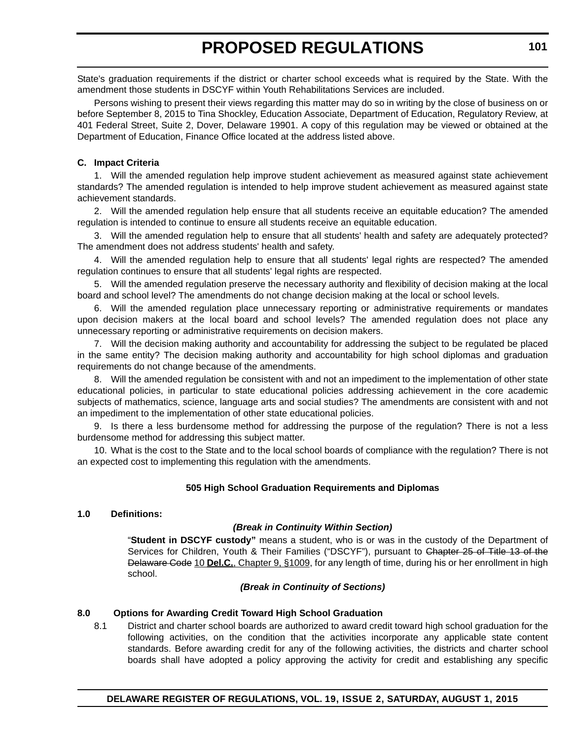State's graduation requirements if the district or charter school exceeds what is required by the State. With the amendment those students in DSCYF within Youth Rehabilitations Services are included.

Persons wishing to present their views regarding this matter may do so in writing by the close of business on or before September 8, 2015 to Tina Shockley, Education Associate, Department of Education, Regulatory Review, at 401 Federal Street, Suite 2, Dover, Delaware 19901. A copy of this regulation may be viewed or obtained at the Department of Education, Finance Office located at the address listed above.

**C. Impact Criteria**

1. Will the amended regulation help improve student achievement as measured against state achievement standards? The amended regulation is intended to help improve student achievement as measured against state achievement standards.

2. Will the amended regulation help ensure that all students receive an equitable education? The amended regulation is intended to continue to ensure all students receive an equitable education.

3. Will the amended regulation help to ensure that all students' health and safety are adequately protected? The amendment does not address students' health and safety.

4. Will the amended regulation help to ensure that all students' legal rights are respected? The amended regulation continues to ensure that all students' legal rights are respected.

5. Will the amended regulation preserve the necessary authority and flexibility of decision making at the local board and school level? The amendments do not change decision making at the local or school levels.

6. Will the amended regulation place unnecessary reporting or administrative requirements or mandates upon decision makers at the local board and school levels? The amended regulation does not place any unnecessary reporting or administrative requirements on decision makers.

7. Will the decision making authority and accountability for addressing the subject to be regulated be placed in the same entity? The decision making authority and accountability for high school diplomas and graduation requirements do not change because of the amendments.

8. Will the amended regulation be consistent with and not an impediment to the implementation of other state educational policies, in particular to state educational policies addressing achievement in the core academic subjects of mathematics, science, language arts and social studies? The amendments are consistent with and not an impediment to the implementation of other state educational policies.

9. Is there a less burdensome method for addressing the purpose of the regulation? There is not a less burdensome method for addressing this subject matter.

10. What is the cost to the State and to the local school boards of compliance with the regulation? There is not an expected cost to implementing this regulation with the amendments.

**505 High School Graduation Requirements and Diplomas**

**1.0 Definitions:**

***(Break in Continuity Within Section)***

"**Student in DSCYF custody"** means a student, who is or was in the custody of the Department of Services for Children, Youth & Their Families ("DSCYF"), pursuant to ~~Chapter 25 of Title 13 of the Delaware Code~~ 10 **Del.C.**, Chapter 9, §1009, for any length of time, during his or her enrollment in high school.

***(Break in Continuity of Sections)***

**8.0 Options for Awarding Credit Toward High School Graduation**

8.1 District and charter school boards are authorized to award credit toward high school graduation for the following activities, on the condition that the activities incorporate any applicable state content standards. Before awarding credit for any of the following activities, the districts and charter school boards shall have adopted a policy approving the activity for credit and establishing any specific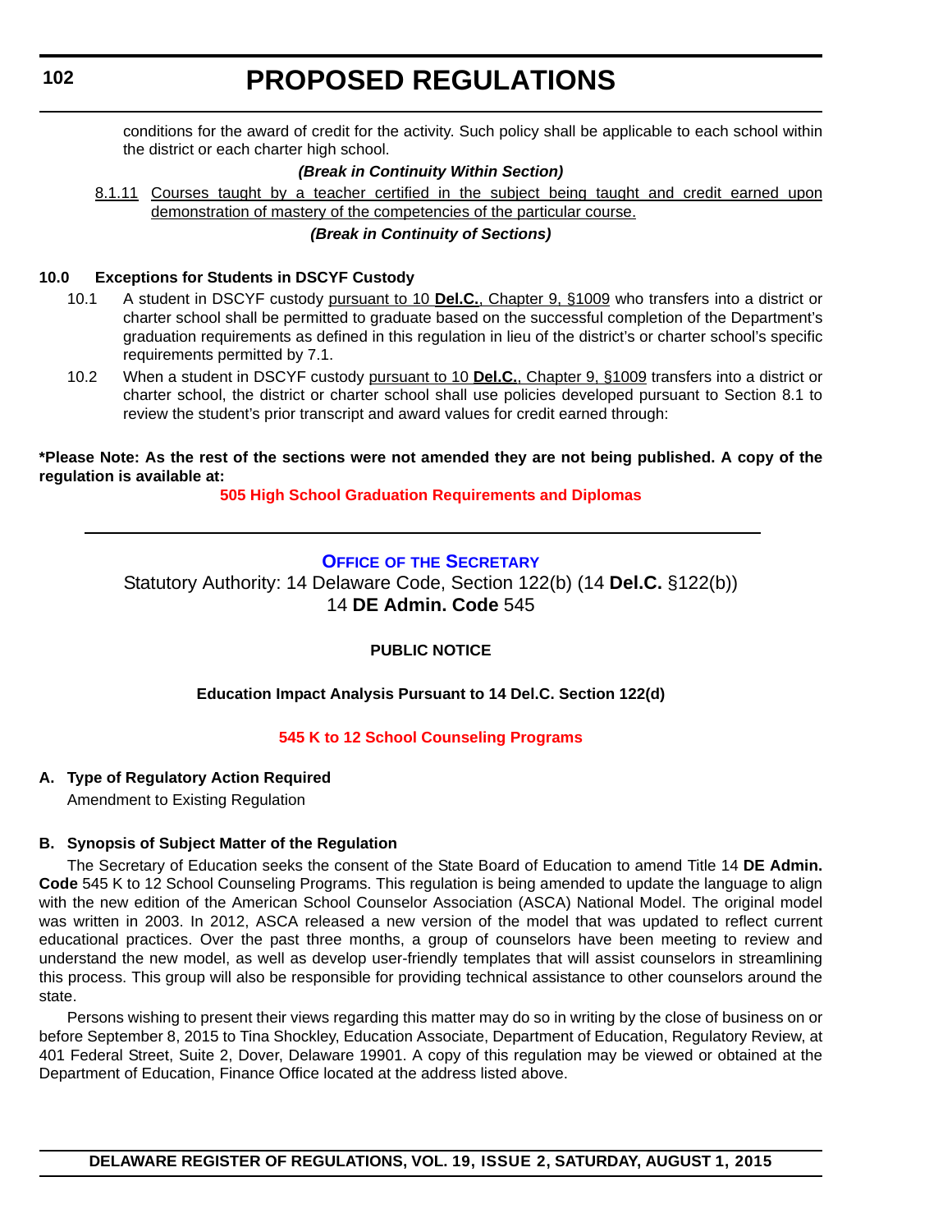conditions for the award of credit for the activity. Such policy shall be applicable to each school within the district or each charter high school.

***(Break in Continuity Within Section)***

<u>8.1.11</u> <u>Courses taught by a teacher certified in the subject being taught and credit earned upon demonstration of mastery of the competencies of the particular course.</u>

***(Break in Continuity of Sections)***

**10.0 Exceptions for Students in DSCYF Custody**

10.1 A student in DSCYF custody <u>pursuant to 10 **Del.C.**, Chapter 9, §1009</u> who transfers into a district or charter school shall be permitted to graduate based on the successful completion of the Department's graduation requirements as defined in this regulation in lieu of the district's or charter school's specific requirements permitted by 7.1.

10.2 When a student in DSCYF custody <u>pursuant to 10 **Del.C.**, Chapter 9, §1009</u> transfers into a district or charter school, the district or charter school shall use policies developed pursuant to Section 8.1 to review the student's prior transcript and award values for credit earned through:

**\*Please Note: As the rest of the sections were not amended they are not being published. A copy of the regulation is available at:**

**505 High School Graduation Requirements and Diplomas**

---

## OFFICE OF THE SECRETARY

Statutory Authority: 14 Delaware Code, Section 122(b) (14 **Del.C.** §122(b))
14 **DE Admin. Code** 545

**PUBLIC NOTICE**

**Education Impact Analysis Pursuant to 14 Del.C. Section 122(d)**

**545 K to 12 School Counseling Programs**

**A. Type of Regulatory Action Required**

Amendment to Existing Regulation

**B. Synopsis of Subject Matter of the Regulation**

The Secretary of Education seeks the consent of the State Board of Education to amend Title 14 **DE Admin. Code** 545 K to 12 School Counseling Programs. This regulation is being amended to update the language to align with the new edition of the American School Counselor Association (ASCA) National Model. The original model was written in 2003. In 2012, ASCA released a new version of the model that was updated to reflect current educational practices. Over the past three months, a group of counselors have been meeting to review and understand the new model, as well as develop user-friendly templates that will assist counselors in streamlining this process. This group will also be responsible for providing technical assistance to other counselors around the state.

Persons wishing to present their views regarding this matter may do so in writing by the close of business on or before September 8, 2015 to Tina Shockley, Education Associate, Department of Education, Regulatory Review, at 401 Federal Street, Suite 2, Dover, Delaware 19901. A copy of this regulation may be viewed or obtained at the Department of Education, Finance Office located at the address listed above.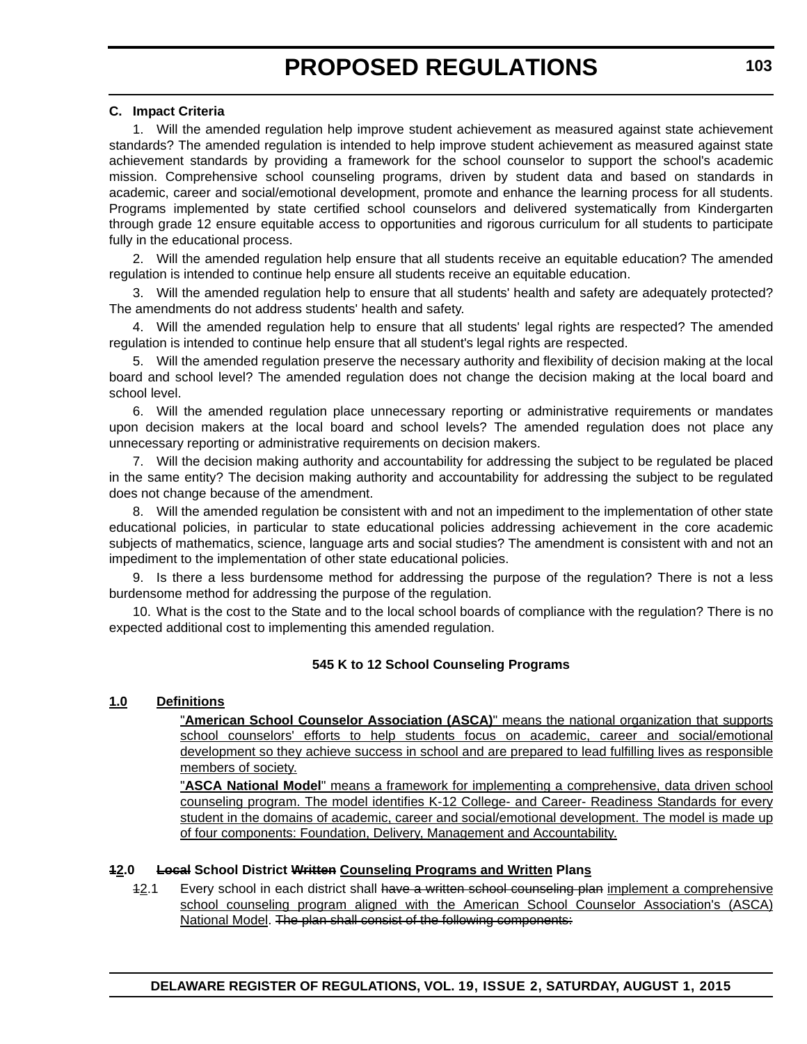**C. Impact Criteria**

1. Will the amended regulation help improve student achievement as measured against state achievement standards? The amended regulation is intended to help improve student achievement as measured against state achievement standards by providing a framework for the school counselor to support the school's academic mission. Comprehensive school counseling programs, driven by student data and based on standards in academic, career and social/emotional development, promote and enhance the learning process for all students. Programs implemented by state certified school counselors and delivered systematically from Kindergarten through grade 12 ensure equitable access to opportunities and rigorous curriculum for all students to participate fully in the educational process.

2. Will the amended regulation help ensure that all students receive an equitable education? The amended regulation is intended to continue help ensure all students receive an equitable education.

3. Will the amended regulation help to ensure that all students' health and safety are adequately protected? The amendments do not address students' health and safety.

4. Will the amended regulation help to ensure that all students' legal rights are respected? The amended regulation is intended to continue help ensure that all student's legal rights are respected.

5. Will the amended regulation preserve the necessary authority and flexibility of decision making at the local board and school level? The amended regulation does not change the decision making at the local board and school level.

6. Will the amended regulation place unnecessary reporting or administrative requirements or mandates upon decision makers at the local board and school levels? The amended regulation does not place any unnecessary reporting or administrative requirements on decision makers.

7. Will the decision making authority and accountability for addressing the subject to be regulated be placed in the same entity? The decision making authority and accountability for addressing the subject to be regulated does not change because of the amendment.

8. Will the amended regulation be consistent with and not an impediment to the implementation of other state educational policies, in particular to state educational policies addressing achievement in the core academic subjects of mathematics, science, language arts and social studies? The amendment is consistent with and not an impediment to the implementation of other state educational policies.

9. Is there a less burdensome method for addressing the purpose of the regulation? There is not a less burdensome method for addressing the purpose of the regulation.

10. What is the cost to the State and to the local school boards of compliance with the regulation? There is no expected additional cost to implementing this amended regulation.

**545 K to 12 School Counseling Programs**

<u>**1.0 Definitions**</u>

<u>"**American School Counselor Association (ASCA)**" means the national organization that supports school counselors' efforts to help students focus on academic, career and social/emotional development so they achieve success in school and are prepared to lead fulfilling lives as responsible members of society.</u>

<u>"**ASCA National Model**" means a framework for implementing a comprehensive, data driven school counseling program. The model identifies K-12 College- and Career- Readiness Standards for every student in the domains of academic, career and social/emotional development. The model is made up of four components: Foundation, Delivery, Management and Accountability.</u>

**~~1~~<u>2</u>.0 ~~Local~~ School District ~~Written~~ <u>Counseling Programs and Written</u> Plan<u>s</u>**

~~1~~<u>2</u>.1 Every school in each district shall ~~have a written school counseling plan~~ <u>implement a comprehensive school counseling program aligned with the American School Counselor Association's (ASCA) National Model</u>. ~~The plan shall consist of the following components:~~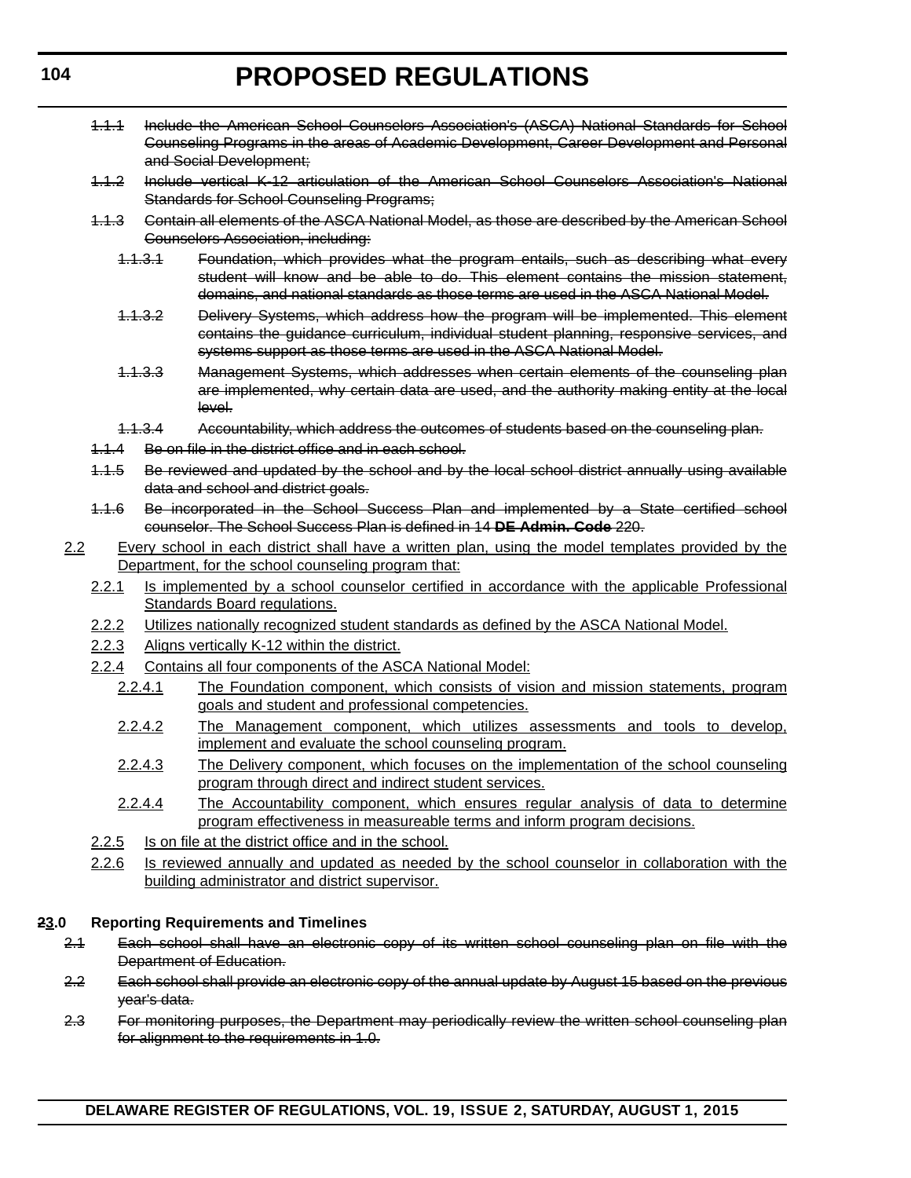~~1.1.1 Include the American School Counselors Association's (ASCA) National Standards for School Counseling Programs in the areas of Academic Development, Career Development and Personal and Social Development;~~

~~1.1.2 Include vertical K-12 articulation of the American School Counselors Association's National Standards for School Counseling Programs;~~

~~1.1.3 Contain all elements of the ASCA National Model, as those are described by the American School Counselors Association, including:~~

~~1.1.3.1 Foundation, which provides what the program entails, such as describing what every student will know and be able to do. This element contains the mission statement, domains, and national standards as those terms are used in the ASCA National Model.~~

~~1.1.3.2 Delivery Systems, which address how the program will be implemented. This element contains the guidance curriculum, individual student planning, responsive services, and systems support as those terms are used in the ASCA National Model.~~

~~1.1.3.3 Management Systems, which addresses when certain elements of the counseling plan are implemented, why certain data are used, and the authority making entity at the local level.~~

~~1.1.3.4 Accountability, which address the outcomes of students based on the counseling plan.~~

~~1.1.4 Be on file in the district office and in each school.~~

~~1.1.5 Be reviewed and updated by the school and by the local school district annually using available data and school and district goals.~~

~~1.1.6 Be incorporated in the School Success Plan and implemented by a State certified school counselor. The School Success Plan is defined in 14 **DE Admin. Code** 220.~~

<u>2.2 Every school in each district shall have a written plan, using the model templates provided by the Department, for the school counseling program that:</u>

<u>2.2.1 Is implemented by a school counselor certified in accordance with the applicable Professional Standards Board regulations.</u>

<u>2.2.2 Utilizes nationally recognized student standards as defined by the ASCA National Model.</u>

<u>2.2.3 Aligns vertically K-12 within the district.</u>

<u>2.2.4 Contains all four components of the ASCA National Model:</u>

<u>2.2.4.1 The Foundation component, which consists of vision and mission statements, program goals and student and professional competencies.</u>

<u>2.2.4.2 The Management component, which utilizes assessments and tools to develop, implement and evaluate the school counseling program.</u>

<u>2.2.4.3 The Delivery component, which focuses on the implementation of the school counseling program through direct and indirect student services.</u>

<u>2.2.4.4 The Accountability component, which ensures regular analysis of data to determine program effectiveness in measureable terms and inform program decisions.</u>

<u>2.2.5 Is on file at the district office and in the school.</u>

<u>2.2.6 Is reviewed annually and updated as needed by the school counselor in collaboration with the building administrator and district supervisor.</u>

**~~2~~<u>3</u>.0 Reporting Requirements and Timelines**

~~2.1 Each school shall have an electronic copy of its written school counseling plan on file with the Department of Education.~~

~~2.2 Each school shall provide an electronic copy of the annual update by August 15 based on the previous year's data.~~

~~2.3 For monitoring purposes, the Department may periodically review the written school counseling plan for alignment to the requirements in 1.0.~~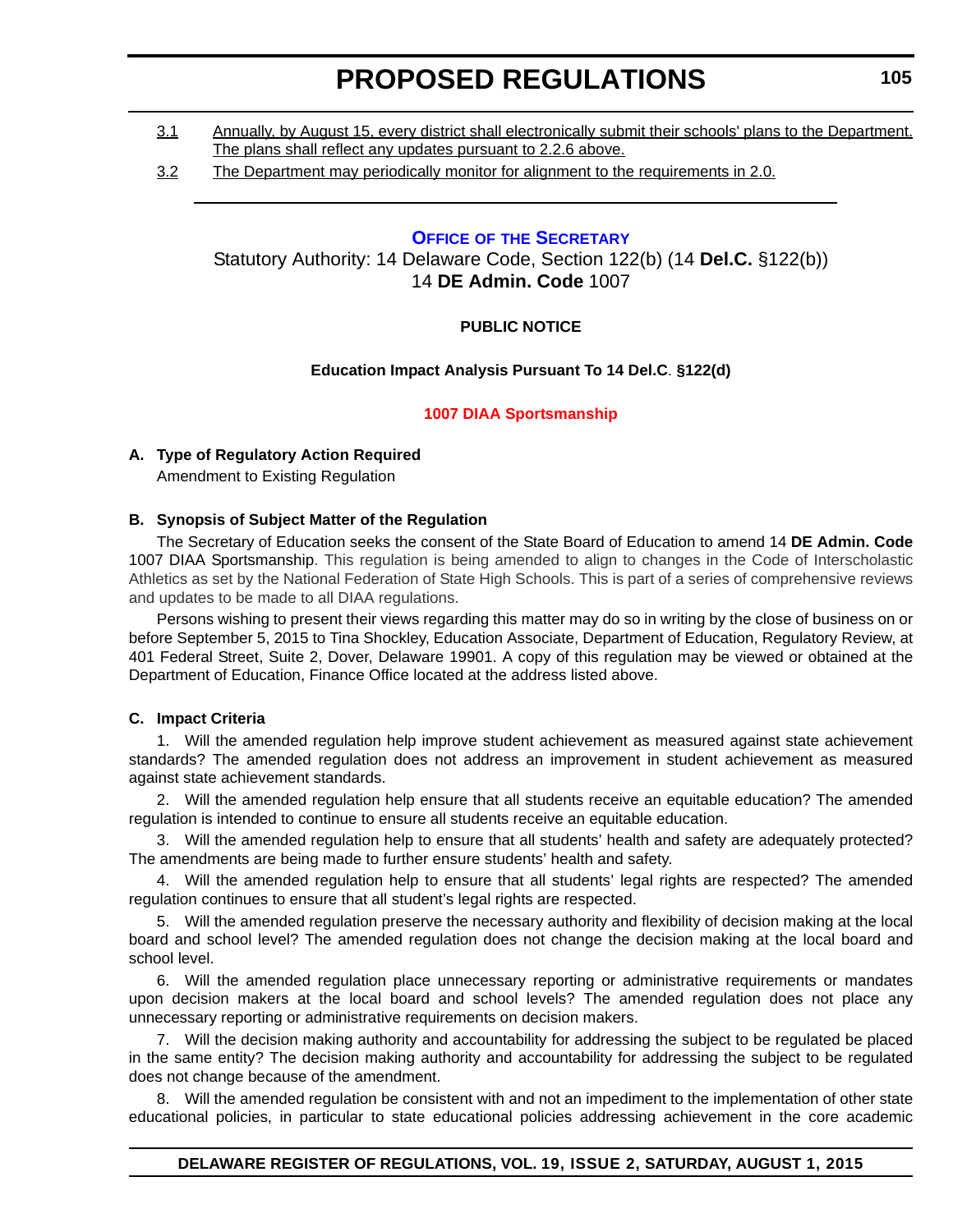3.1 Annually, by August 15, every district shall electronically submit their schools' plans to the Department. The plans shall reflect any updates pursuant to 2.2.6 above.

3.2 The Department may periodically monitor for alignment to the requirements in 2.0.

---

## OFFICE OF THE SECRETARY

Statutory Authority: 14 Delaware Code, Section 122(b) (14 **Del.C.** §122(b))
14 **DE Admin. Code** 1007

**PUBLIC NOTICE**

**Education Impact Analysis Pursuant To 14 Del.C. §122(d)**

**1007 DIAA Sportsmanship**

**A. Type of Regulatory Action Required**

Amendment to Existing Regulation

**B. Synopsis of Subject Matter of the Regulation**

The Secretary of Education seeks the consent of the State Board of Education to amend 14 **DE Admin. Code** 1007 DIAA Sportsmanship. This regulation is being amended to align to changes in the Code of Interscholastic Athletics as set by the National Federation of State High Schools. This is part of a series of comprehensive reviews and updates to be made to all DIAA regulations.

Persons wishing to present their views regarding this matter may do so in writing by the close of business on or before September 5, 2015 to Tina Shockley, Education Associate, Department of Education, Regulatory Review, at 401 Federal Street, Suite 2, Dover, Delaware 19901. A copy of this regulation may be viewed or obtained at the Department of Education, Finance Office located at the address listed above.

**C. Impact Criteria**

1. Will the amended regulation help improve student achievement as measured against state achievement standards? The amended regulation does not address an improvement in student achievement as measured against state achievement standards.

2. Will the amended regulation help ensure that all students receive an equitable education? The amended regulation is intended to continue to ensure all students receive an equitable education.

3. Will the amended regulation help to ensure that all students' health and safety are adequately protected? The amendments are being made to further ensure students' health and safety.

4. Will the amended regulation help to ensure that all students' legal rights are respected? The amended regulation continues to ensure that all student's legal rights are respected.

5. Will the amended regulation preserve the necessary authority and flexibility of decision making at the local board and school level? The amended regulation does not change the decision making at the local board and school level.

6. Will the amended regulation place unnecessary reporting or administrative requirements or mandates upon decision makers at the local board and school levels? The amended regulation does not place any unnecessary reporting or administrative requirements on decision makers.

7. Will the decision making authority and accountability for addressing the subject to be regulated be placed in the same entity? The decision making authority and accountability for addressing the subject to be regulated does not change because of the amendment.

8. Will the amended regulation be consistent with and not an impediment to the implementation of other state educational policies, in particular to state educational policies addressing achievement in the core academic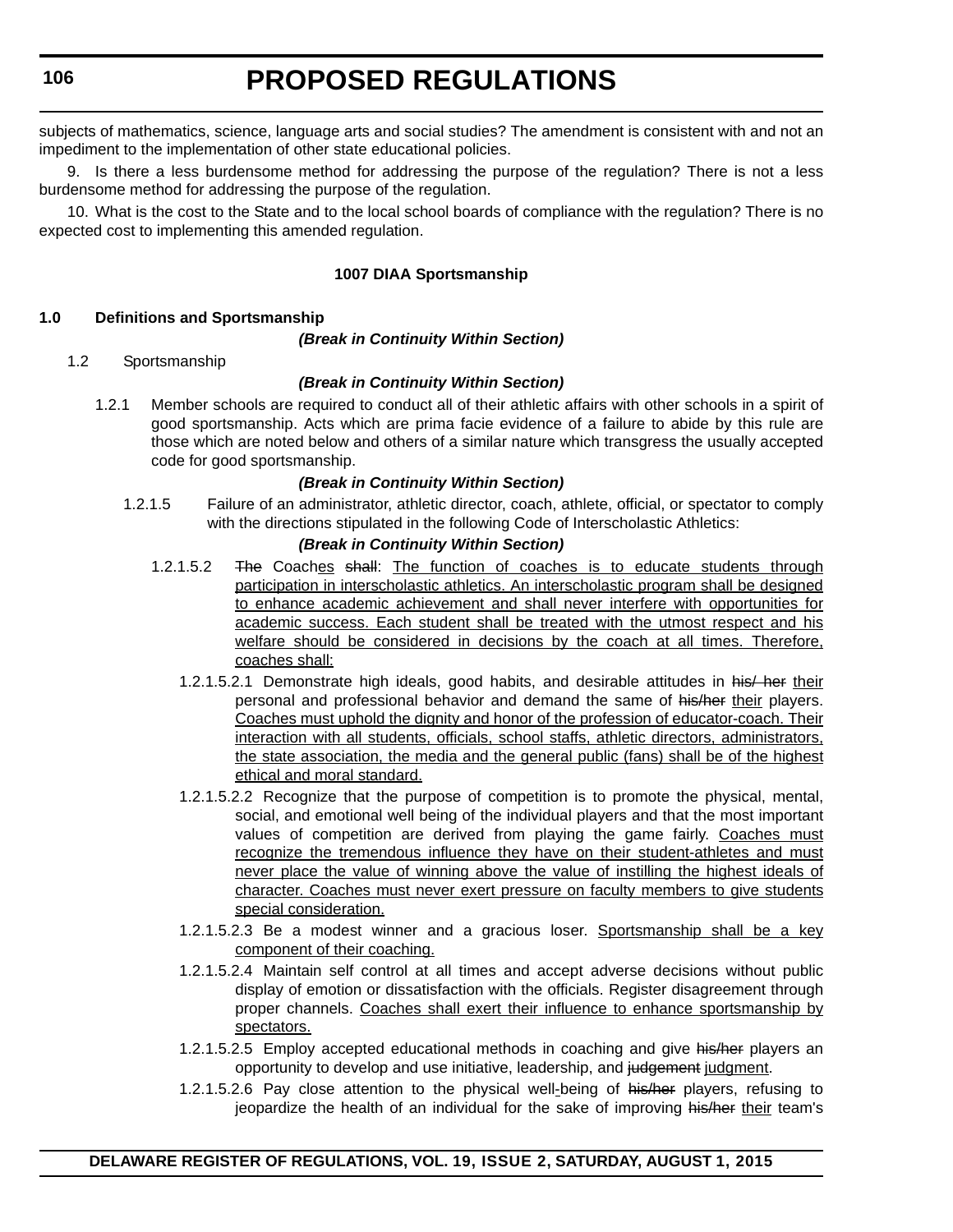subjects of mathematics, science, language arts and social studies? The amendment is consistent with and not an impediment to the implementation of other state educational policies.

9. Is there a less burdensome method for addressing the purpose of the regulation? There is not a less burdensome method for addressing the purpose of the regulation.

10. What is the cost to the State and to the local school boards of compliance with the regulation? There is no expected cost to implementing this amended regulation.

**1007 DIAA Sportsmanship**

**1.0 Definitions and Sportsmanship**

***(Break in Continuity Within Section)***

1.2 Sportsmanship

***(Break in Continuity Within Section)***

1.2.1 Member schools are required to conduct all of their athletic affairs with other schools in a spirit of good sportsmanship. Acts which are prima facie evidence of a failure to abide by this rule are those which are noted below and others of a similar nature which transgress the usually accepted code for good sportsmanship.

***(Break in Continuity Within Section)***

1.2.1.5 Failure of an administrator, athletic director, coach, athlete, official, or spectator to comply with the directions stipulated in the following Code of Interscholastic Athletics:

***(Break in Continuity Within Section)***

1.2.1.5.2 ~~The~~ Coach<u>es</u> ~~shall~~: <u>The function of coaches is to educate students through participation in interscholastic athletics. An interscholastic program shall be designed to enhance academic achievement and shall never interfere with opportunities for academic success. Each student shall be treated with the utmost respect and his welfare should be considered in decisions by the coach at all times. Therefore, coaches shall:</u>

1.2.1.5.2.1 Demonstrate high ideals, good habits, and desirable attitudes in ~~his/ her~~ <u>their</u> personal and professional behavior and demand the same of ~~his/her~~ <u>their</u> players. <u>Coaches must uphold the dignity and honor of the profession of educator-coach. Their interaction with all students, officials, school staffs, athletic directors, administrators, the state association, the media and the general public (fans) shall be of the highest ethical and moral standard.</u>

1.2.1.5.2.2 Recognize that the purpose of competition is to promote the physical, mental, social, and emotional well being of the individual players and that the most important values of competition are derived from playing the game fairly. <u>Coaches must recognize the tremendous influence they have on their student-athletes and must never place the value of winning above the value of instilling the highest ideals of character. Coaches must never exert pressure on faculty members to give students special consideration.</u>

1.2.1.5.2.3 Be a modest winner and a gracious loser. <u>Sportsmanship shall be a key component of their coaching.</u>

1.2.1.5.2.4 Maintain self control at all times and accept adverse decisions without public display of emotion or dissatisfaction with the officials. Register disagreement through proper channels. <u>Coaches shall exert their influence to enhance sportsmanship by spectators.</u>

1.2.1.5.2.5 Employ accepted educational methods in coaching and give ~~his/her~~ players an opportunity to develop and use initiative, leadership, and ~~judgement~~ <u>judgment</u>.

1.2.1.5.2.6 Pay close attention to the physical well-being of ~~his/her~~ players, refusing to jeopardize the health of an individual for the sake of improving ~~his/her~~ <u>their</u> team's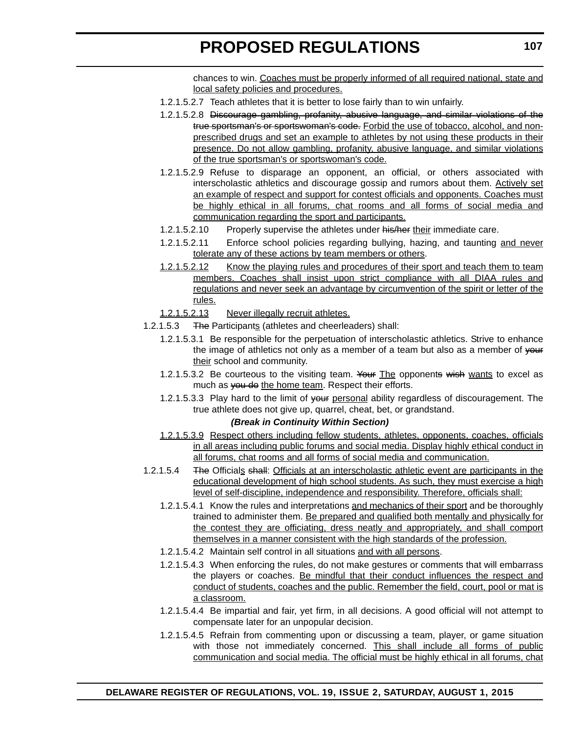chances to win. <u>Coaches must be properly informed of all required national, state and local safety policies and procedures.</u>

1.2.1.5.2.7 Teach athletes that it is better to lose fairly than to win unfairly.

1.2.1.5.2.8 ~~Discourage gambling, profanity, abusive language, and similar violations of the true sportsman's or sportswoman's code.~~ <u>Forbid the use of tobacco, alcohol, and non-prescribed drugs and set an example to athletes by not using these products in their presence. Do not allow gambling, profanity, abusive language, and similar violations of the true sportsman's or sportswoman's code.</u>

1.2.1.5.2.9 Refuse to disparage an opponent, an official, or others associated with interscholastic athletics and discourage gossip and rumors about them. <u>Actively set an example of respect and support for contest officials and opponents. Coaches must be highly ethical in all forums, chat rooms and all forms of social media and communication regarding the sport and participants.</u>

1.2.1.5.2.10 Properly supervise the athletes under ~~his/her~~ <u>their</u> immediate care.

1.2.1.5.2.11 Enforce school policies regarding bullying, hazing, and taunting <u>and never tolerate any of these actions by team members or others</u>.

<u>1.2.1.5.2.12 Know the playing rules and procedures of their sport and teach them to team members. Coaches shall insist upon strict compliance with all DIAA rules and regulations and never seek an advantage by circumvention of the spirit or letter of the rules.</u>

<u>1.2.1.5.2.13 Never illegally recruit athletes.</u>

1.2.1.5.3 ~~The~~ Participant<u>s</u> (athletes and cheerleaders) shall:

1.2.1.5.3.1 Be responsible for the perpetuation of interscholastic athletics. Strive to enhance the image of athletics not only as a member of a team but also as a member of ~~your~~ <u>their</u> school and community.

1.2.1.5.3.2 Be courteous to the visiting team. ~~Your~~ <u>The</u> opponent~~s~~ ~~wish~~ <u>wants</u> to excel as much as ~~you do~~ <u>the home team</u>. Respect their efforts.

1.2.1.5.3.3 Play hard to the limit of ~~your~~ <u>personal</u> ability regardless of discouragement. The true athlete does not give up, quarrel, cheat, bet, or grandstand.

***(Break in Continuity Within Section)***

<u>1.2.1.5.3.9 Respect others including fellow students, athletes, opponents, coaches, officials in all areas including public forums and social media. Display highly ethical conduct in all forums, chat rooms and all forms of social media and communication.</u>

1.2.1.5.4 ~~The~~ Official<u>s</u> ~~shall~~: <u>Officials at an interscholastic athletic event are participants in the educational development of high school students. As such, they must exercise a high level of self-discipline, independence and responsibility. Therefore, officials shall:</u>

1.2.1.5.4.1 Know the rules and interpretations <u>and mechanics of their sport</u> and be thoroughly trained to administer them. <u>Be prepared and qualified both mentally and physically for the contest they are officiating, dress neatly and appropriately, and shall comport themselves in a manner consistent with the high standards of the profession.</u>

1.2.1.5.4.2 Maintain self control in all situations <u>and with all persons</u>.

1.2.1.5.4.3 When enforcing the rules, do not make gestures or comments that will embarrass the players or coaches. <u>Be mindful that their conduct influences the respect and conduct of students, coaches and the public. Remember the field, court, pool or mat is a classroom.</u>

1.2.1.5.4.4 Be impartial and fair, yet firm, in all decisions. A good official will not attempt to compensate later for an unpopular decision.

1.2.1.5.4.5 Refrain from commenting upon or discussing a team, player, or game situation with those not immediately concerned. <u>This shall include all forms of public communication and social media. The official must be highly ethical in all forums, chat</u>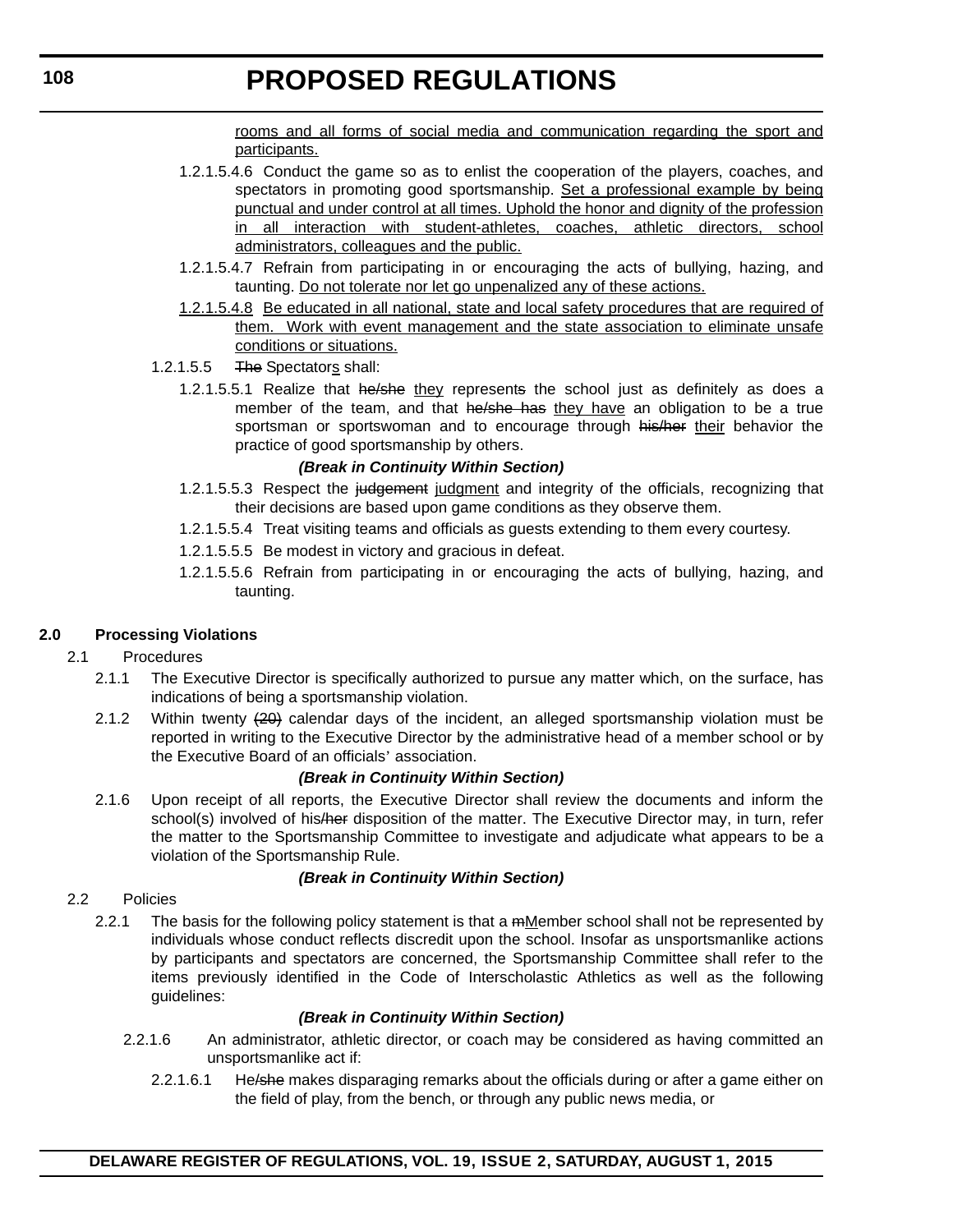rooms and all forms of social media and communication regarding the sport and participants.

1.2.1.5.4.6 Conduct the game so as to enlist the cooperation of the players, coaches, and spectators in promoting good sportsmanship. Set a professional example by being punctual and under control at all times. Uphold the honor and dignity of the profession in all interaction with student-athletes, coaches, athletic directors, school administrators, colleagues and the public.

1.2.1.5.4.7 Refrain from participating in or encouraging the acts of bullying, hazing, and taunting. Do not tolerate nor let go unpenalized any of these actions.

1.2.1.5.4.8 Be educated in all national, state and local safety procedures that are required of them. Work with event management and the state association to eliminate unsafe conditions or situations.

1.2.1.5.5 ~~The~~ Spectators shall:

1.2.1.5.5.1 Realize that ~~he/she~~ they represent~~s~~ the school just as definitely as does a member of the team, and that ~~he/she has~~ they have an obligation to be a true sportsman or sportswoman and to encourage through ~~his/her~~ their behavior the practice of good sportsmanship by others.

***(Break in Continuity Within Section)***

1.2.1.5.5.3 Respect the ~~judgement~~ judgment and integrity of the officials, recognizing that their decisions are based upon game conditions as they observe them.

1.2.1.5.5.4 Treat visiting teams and officials as guests extending to them every courtesy.

1.2.1.5.5.5 Be modest in victory and gracious in defeat.

1.2.1.5.5.6 Refrain from participating in or encouraging the acts of bullying, hazing, and taunting.

**2.0 Processing Violations**

2.1 Procedures

2.1.1 The Executive Director is specifically authorized to pursue any matter which, on the surface, has indications of being a sportsmanship violation.

2.1.2 Within twenty ~~(20)~~ calendar days of the incident, an alleged sportsmanship violation must be reported in writing to the Executive Director by the administrative head of a member school or by the Executive Board of an officials' association.

***(Break in Continuity Within Section)***

2.1.6 Upon receipt of all reports, the Executive Director shall review the documents and inform the school(s) involved of his~~/her~~ disposition of the matter. The Executive Director may, in turn, refer the matter to the Sportsmanship Committee to investigate and adjudicate what appears to be a violation of the Sportsmanship Rule.

***(Break in Continuity Within Section)***

2.2 Policies

2.2.1 The basis for the following policy statement is that a ~~m~~Member school shall not be represented by individuals whose conduct reflects discredit upon the school. Insofar as unsportsmanlike actions by participants and spectators are concerned, the Sportsmanship Committee shall refer to the items previously identified in the Code of Interscholastic Athletics as well as the following guidelines:

***(Break in Continuity Within Section)***

2.2.1.6 An administrator, athletic director, or coach may be considered as having committed an unsportsmanlike act if:

2.2.1.6.1 He~~/she~~ makes disparaging remarks about the officials during or after a game either on the field of play, from the bench, or through any public news media, or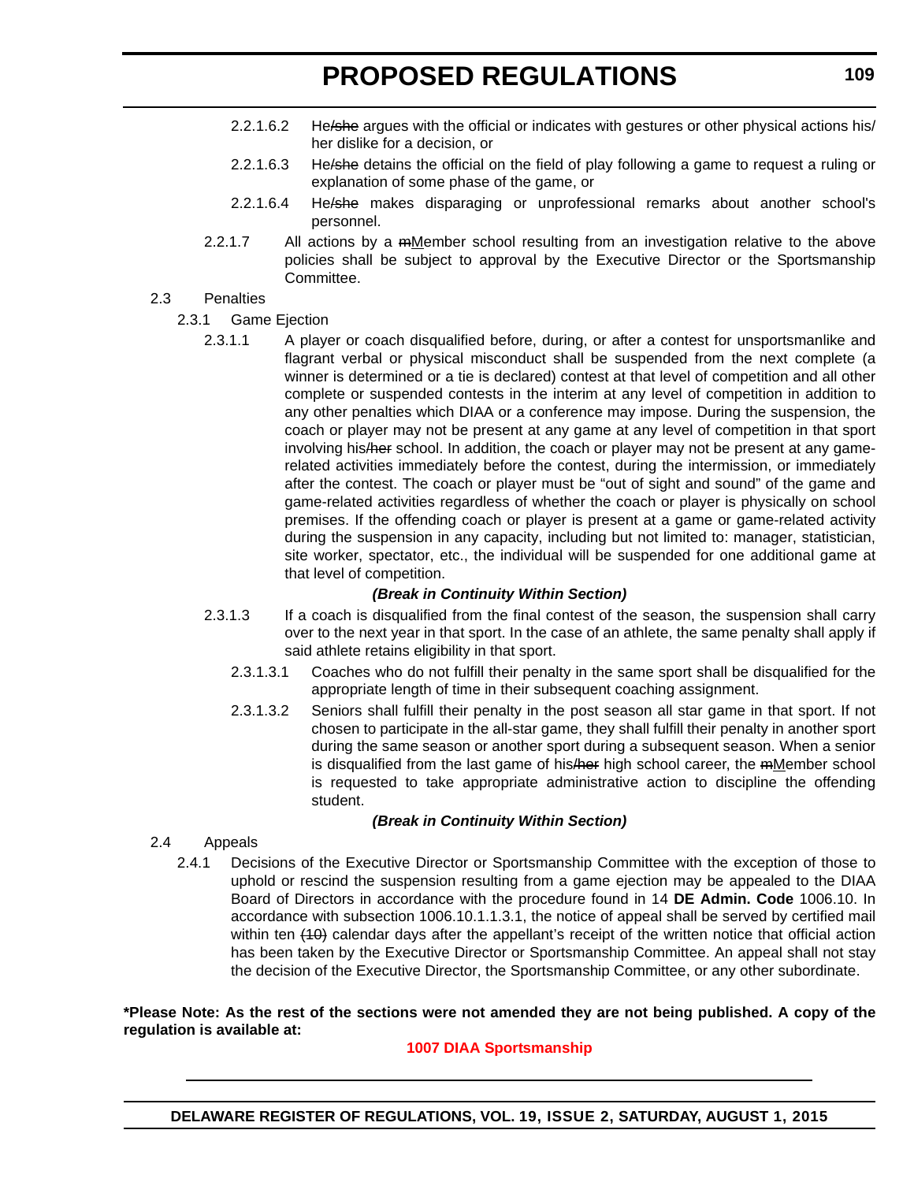2.2.1.6.2 He~~/she~~ argues with the official or indicates with gestures or other physical actions his/her dislike for a decision, or

2.2.1.6.3 He~~/she~~ detains the official on the field of play following a game to request a ruling or explanation of some phase of the game, or

2.2.1.6.4 He~~/she~~ makes disparaging or unprofessional remarks about another school's personnel.

2.2.1.7 All actions by a ~~m~~Member school resulting from an investigation relative to the above policies shall be subject to approval by the Executive Director or the Sportsmanship Committee.

2.3 Penalties

2.3.1 Game Ejection

2.3.1.1 A player or coach disqualified before, during, or after a contest for unsportsmanlike and flagrant verbal or physical misconduct shall be suspended from the next complete (a winner is determined or a tie is declared) contest at that level of competition and all other complete or suspended contests in the interim at any level of competition in addition to any other penalties which DIAA or a conference may impose. During the suspension, the coach or player may not be present at any game at any level of competition in that sport involving his~~/her~~ school. In addition, the coach or player may not be present at any game-related activities immediately before the contest, during the intermission, or immediately after the contest. The coach or player must be "out of sight and sound" of the game and game-related activities regardless of whether the coach or player is physically on school premises. If the offending coach or player is present at a game or game-related activity during the suspension in any capacity, including but not limited to: manager, statistician, site worker, spectator, etc., the individual will be suspended for one additional game at that level of competition.

***(Break in Continuity Within Section)***

2.3.1.3 If a coach is disqualified from the final contest of the season, the suspension shall carry over to the next year in that sport. In the case of an athlete, the same penalty shall apply if said athlete retains eligibility in that sport.

2.3.1.3.1 Coaches who do not fulfill their penalty in the same sport shall be disqualified for the appropriate length of time in their subsequent coaching assignment.

2.3.1.3.2 Seniors shall fulfill their penalty in the post season all star game in that sport. If not chosen to participate in the all-star game, they shall fulfill their penalty in another sport during the same season or another sport during a subsequent season. When a senior is disqualified from the last game of his~~/her~~ high school career, the ~~m~~Member school is requested to take appropriate administrative action to discipline the offending student.

***(Break in Continuity Within Section)***

2.4 Appeals

2.4.1 Decisions of the Executive Director or Sportsmanship Committee with the exception of those to uphold or rescind the suspension resulting from a game ejection may be appealed to the DIAA Board of Directors in accordance with the procedure found in 14 **DE Admin. Code** 1006.10. In accordance with subsection 1006.10.1.1.3.1, the notice of appeal shall be served by certified mail within ten ~~(10)~~ calendar days after the appellant's receipt of the written notice that official action has been taken by the Executive Director or Sportsmanship Committee. An appeal shall not stay the decision of the Executive Director, the Sportsmanship Committee, or any other subordinate.

**\*Please Note: As the rest of the sections were not amended they are not being published. A copy of the regulation is available at:**

**1007 DIAA Sportsmanship**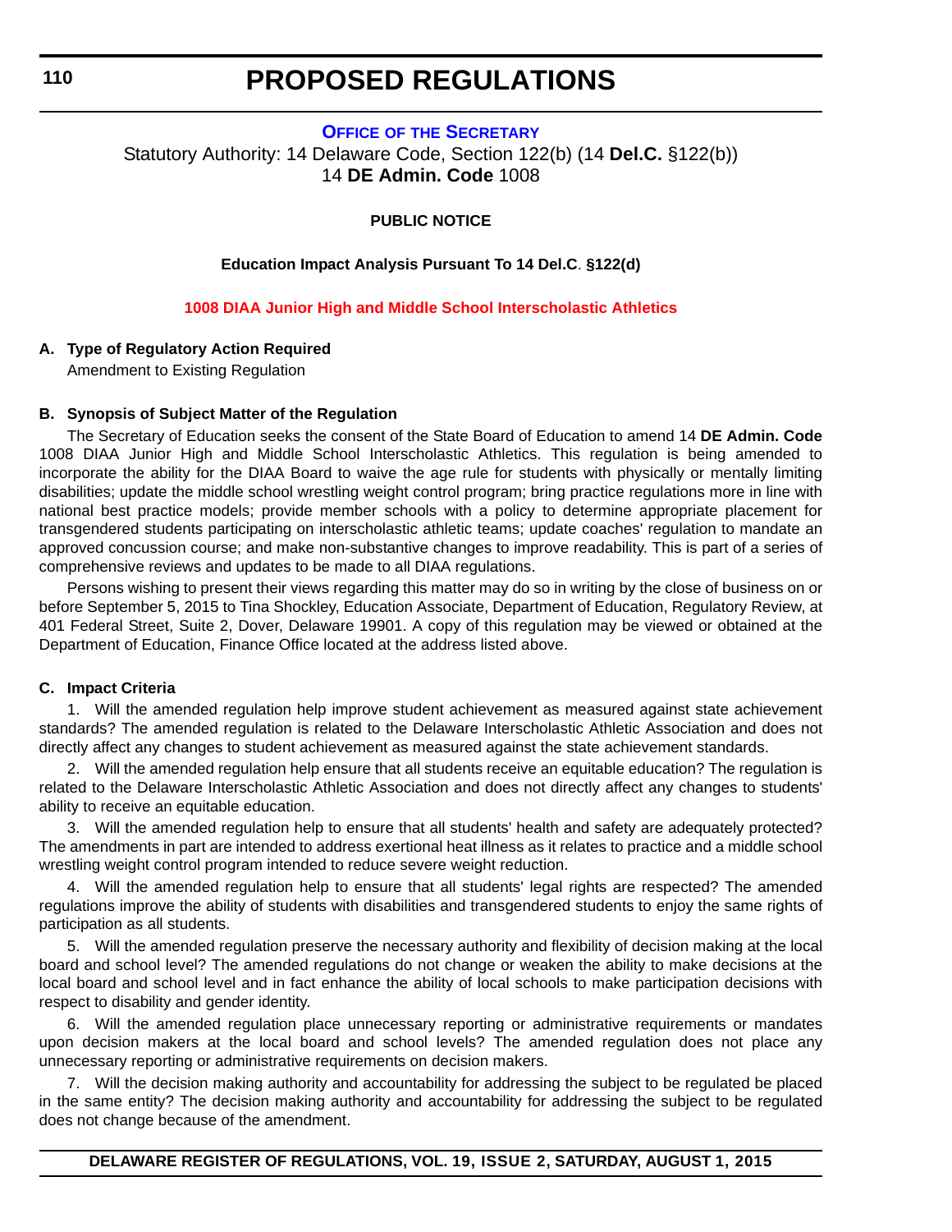# PROPOSED REGULATIONS

**OFFICE OF THE SECRETARY**

Statutory Authority: 14 Delaware Code, Section 122(b) (14 **Del.C.** §122(b))
14 **DE Admin. Code** 1008

**PUBLIC NOTICE**

**Education Impact Analysis Pursuant To 14 Del.C. §122(d)**

**1008 DIAA Junior High and Middle School Interscholastic Athletics**

**A. Type of Regulatory Action Required**

Amendment to Existing Regulation

**B. Synopsis of Subject Matter of the Regulation**

The Secretary of Education seeks the consent of the State Board of Education to amend 14 **DE Admin. Code** 1008 DIAA Junior High and Middle School Interscholastic Athletics. This regulation is being amended to incorporate the ability for the DIAA Board to waive the age rule for students with physically or mentally limiting disabilities; update the middle school wrestling weight control program; bring practice regulations more in line with national best practice models; provide member schools with a policy to determine appropriate placement for transgendered students participating on interscholastic athletic teams; update coaches' regulation to mandate an approved concussion course; and make non-substantive changes to improve readability. This is part of a series of comprehensive reviews and updates to be made to all DIAA regulations.

Persons wishing to present their views regarding this matter may do so in writing by the close of business on or before September 5, 2015 to Tina Shockley, Education Associate, Department of Education, Regulatory Review, at 401 Federal Street, Suite 2, Dover, Delaware 19901. A copy of this regulation may be viewed or obtained at the Department of Education, Finance Office located at the address listed above.

**C. Impact Criteria**

1. Will the amended regulation help improve student achievement as measured against state achievement standards? The amended regulation is related to the Delaware Interscholastic Athletic Association and does not directly affect any changes to student achievement as measured against the state achievement standards.

2. Will the amended regulation help ensure that all students receive an equitable education? The regulation is related to the Delaware Interscholastic Athletic Association and does not directly affect any changes to students' ability to receive an equitable education.

3. Will the amended regulation help to ensure that all students' health and safety are adequately protected? The amendments in part are intended to address exertional heat illness as it relates to practice and a middle school wrestling weight control program intended to reduce severe weight reduction.

4. Will the amended regulation help to ensure that all students' legal rights are respected? The amended regulations improve the ability of students with disabilities and transgendered students to enjoy the same rights of participation as all students.

5. Will the amended regulation preserve the necessary authority and flexibility of decision making at the local board and school level? The amended regulations do not change or weaken the ability to make decisions at the local board and school level and in fact enhance the ability of local schools to make participation decisions with respect to disability and gender identity.

6. Will the amended regulation place unnecessary reporting or administrative requirements or mandates upon decision makers at the local board and school levels? The amended regulation does not place any unnecessary reporting or administrative requirements on decision makers.

7. Will the decision making authority and accountability for addressing the subject to be regulated be placed in the same entity? The decision making authority and accountability for addressing the subject to be regulated does not change because of the amendment.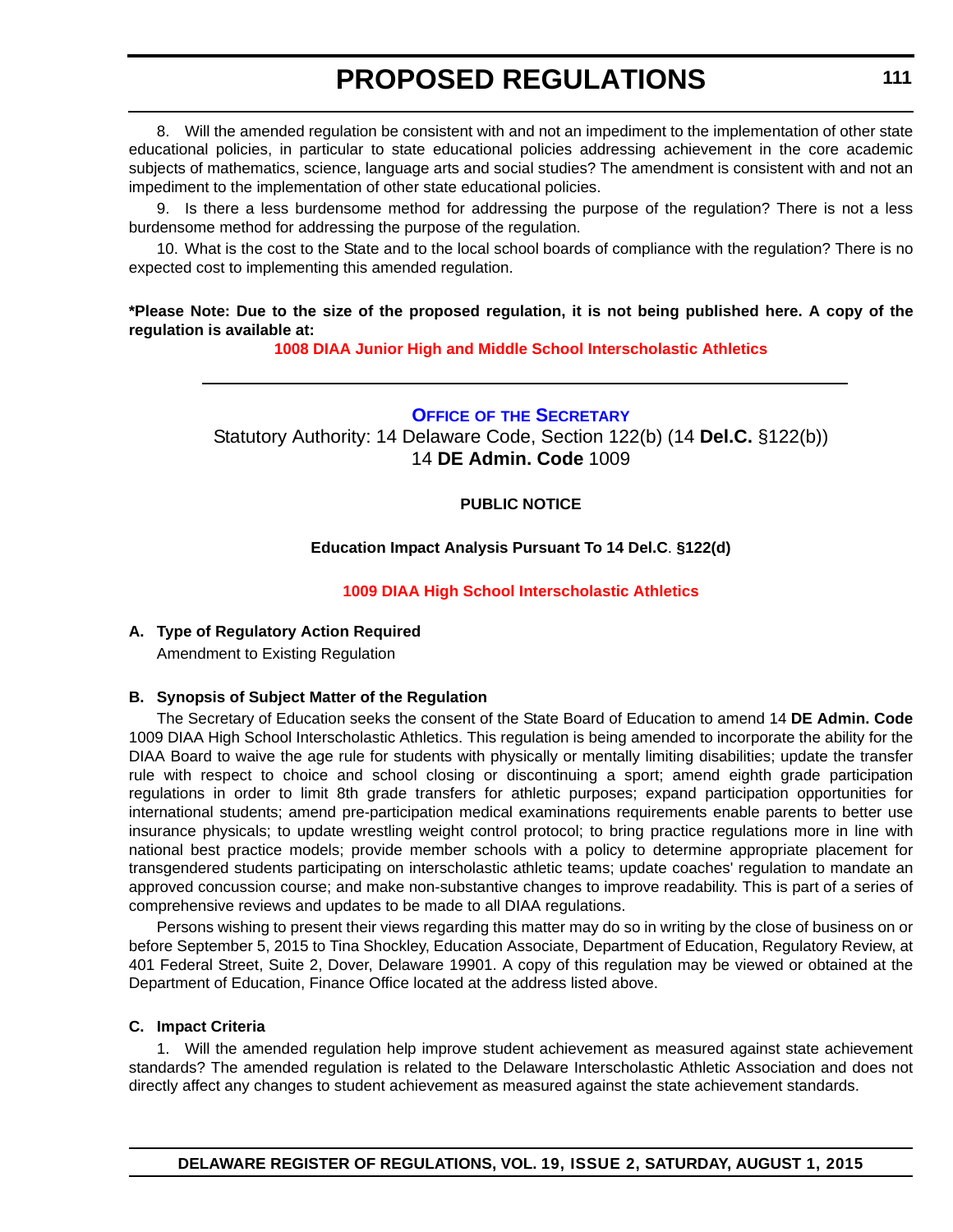8. Will the amended regulation be consistent with and not an impediment to the implementation of other state educational policies, in particular to state educational policies addressing achievement in the core academic subjects of mathematics, science, language arts and social studies? The amendment is consistent with and not an impediment to the implementation of other state educational policies.

9. Is there a less burdensome method for addressing the purpose of the regulation? There is not a less burdensome method for addressing the purpose of the regulation.

10. What is the cost to the State and to the local school boards of compliance with the regulation? There is no expected cost to implementing this amended regulation.

**\*Please Note: Due to the size of the proposed regulation, it is not being published here. A copy of the regulation is available at:**

**1008 DIAA Junior High and Middle School Interscholastic Athletics**

---

## Office of the Secretary

Statutory Authority: 14 Delaware Code, Section 122(b) (14 **Del.C.** §122(b))
14 **DE Admin. Code** 1009

**PUBLIC NOTICE**

**Education Impact Analysis Pursuant To 14 Del.C. §122(d)**

**1009 DIAA High School Interscholastic Athletics**

### A. Type of Regulatory Action Required

Amendment to Existing Regulation

### B. Synopsis of Subject Matter of the Regulation

The Secretary of Education seeks the consent of the State Board of Education to amend 14 **DE Admin. Code** 1009 DIAA High School Interscholastic Athletics. This regulation is being amended to incorporate the ability for the DIAA Board to waive the age rule for students with physically or mentally limiting disabilities; update the transfer rule with respect to choice and school closing or discontinuing a sport; amend eighth grade participation regulations in order to limit 8th grade transfers for athletic purposes; expand participation opportunities for international students; amend pre-participation medical examinations requirements enable parents to better use insurance physicals; to update wrestling weight control protocol; to bring practice regulations more in line with national best practice models; provide member schools with a policy to determine appropriate placement for transgendered students participating on interscholastic athletic teams; update coaches' regulation to mandate an approved concussion course; and make non-substantive changes to improve readability. This is part of a series of comprehensive reviews and updates to be made to all DIAA regulations.

Persons wishing to present their views regarding this matter may do so in writing by the close of business on or before September 5, 2015 to Tina Shockley, Education Associate, Department of Education, Regulatory Review, at 401 Federal Street, Suite 2, Dover, Delaware 19901. A copy of this regulation may be viewed or obtained at the Department of Education, Finance Office located at the address listed above.

### C. Impact Criteria

1. Will the amended regulation help improve student achievement as measured against state achievement standards? The amended regulation is related to the Delaware Interscholastic Athletic Association and does not directly affect any changes to student achievement as measured against the state achievement standards.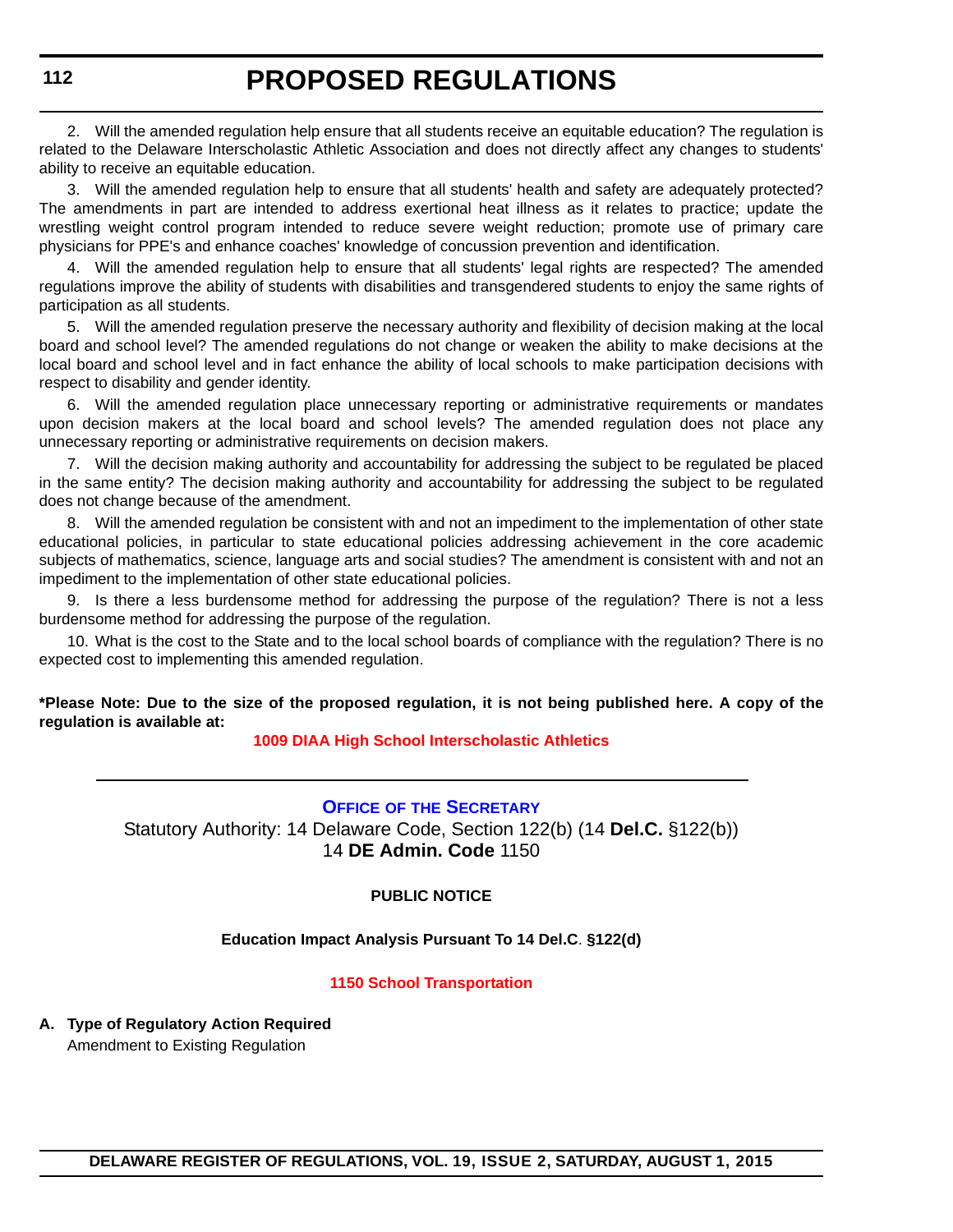2. Will the amended regulation help ensure that all students receive an equitable education? The regulation is related to the Delaware Interscholastic Athletic Association and does not directly affect any changes to students' ability to receive an equitable education.

3. Will the amended regulation help to ensure that all students' health and safety are adequately protected? The amendments in part are intended to address exertional heat illness as it relates to practice; update the wrestling weight control program intended to reduce severe weight reduction; promote use of primary care physicians for PPE's and enhance coaches' knowledge of concussion prevention and identification.

4. Will the amended regulation help to ensure that all students' legal rights are respected? The amended regulations improve the ability of students with disabilities and transgendered students to enjoy the same rights of participation as all students.

5. Will the amended regulation preserve the necessary authority and flexibility of decision making at the local board and school level? The amended regulations do not change or weaken the ability to make decisions at the local board and school level and in fact enhance the ability of local schools to make participation decisions with respect to disability and gender identity.

6. Will the amended regulation place unnecessary reporting or administrative requirements or mandates upon decision makers at the local board and school levels? The amended regulation does not place any unnecessary reporting or administrative requirements on decision makers.

7. Will the decision making authority and accountability for addressing the subject to be regulated be placed in the same entity? The decision making authority and accountability for addressing the subject to be regulated does not change because of the amendment.

8. Will the amended regulation be consistent with and not an impediment to the implementation of other state educational policies, in particular to state educational policies addressing achievement in the core academic subjects of mathematics, science, language arts and social studies? The amendment is consistent with and not an impediment to the implementation of other state educational policies.

9. Is there a less burdensome method for addressing the purpose of the regulation? There is not a less burdensome method for addressing the purpose of the regulation.

10. What is the cost to the State and to the local school boards of compliance with the regulation? There is no expected cost to implementing this amended regulation.

**\*Please Note: Due to the size of the proposed regulation, it is not being published here. A copy of the regulation is available at:**

**1009 DIAA High School Interscholastic Athletics**

---

## Office of the Secretary

Statutory Authority: 14 Delaware Code, Section 122(b) (14 **Del.C.** §122(b))
14 **DE Admin. Code** 1150

**PUBLIC NOTICE**

**Education Impact Analysis Pursuant To 14 Del.C. §122(d)**

**1150 School Transportation**

**A. Type of Regulatory Action Required**

Amendment to Existing Regulation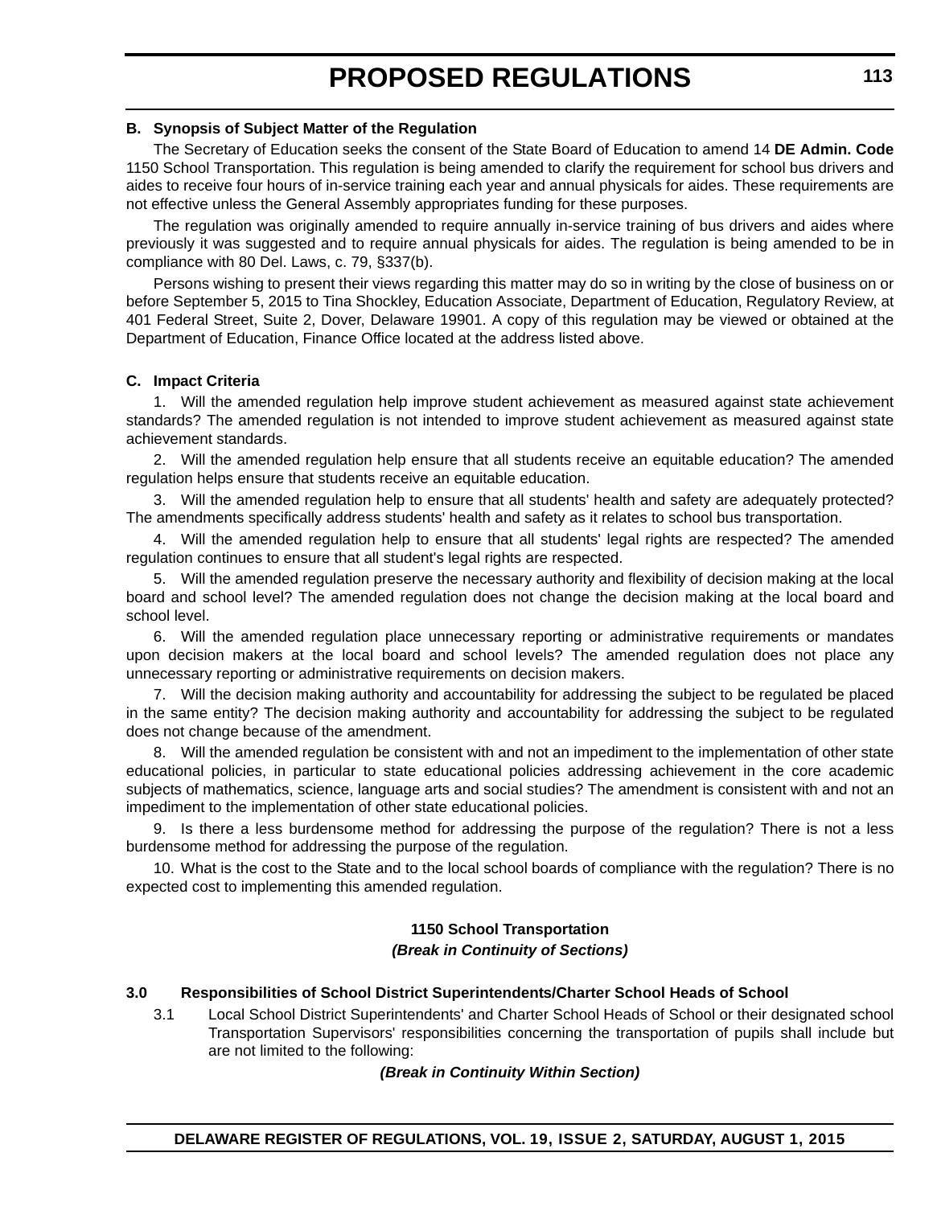**B. Synopsis of Subject Matter of the Regulation**

The Secretary of Education seeks the consent of the State Board of Education to amend 14 **DE Admin. Code** 1150 School Transportation. This regulation is being amended to clarify the requirement for school bus drivers and aides to receive four hours of in-service training each year and annual physicals for aides. These requirements are not effective unless the General Assembly appropriates funding for these purposes.

The regulation was originally amended to require annually in-service training of bus drivers and aides where previously it was suggested and to require annual physicals for aides. The regulation is being amended to be in compliance with 80 Del. Laws, c. 79, §337(b).

Persons wishing to present their views regarding this matter may do so in writing by the close of business on or before September 5, 2015 to Tina Shockley, Education Associate, Department of Education, Regulatory Review, at 401 Federal Street, Suite 2, Dover, Delaware 19901. A copy of this regulation may be viewed or obtained at the Department of Education, Finance Office located at the address listed above.

**C. Impact Criteria**

1. Will the amended regulation help improve student achievement as measured against state achievement standards? The amended regulation is not intended to improve student achievement as measured against state achievement standards.

2. Will the amended regulation help ensure that all students receive an equitable education? The amended regulation helps ensure that students receive an equitable education.

3. Will the amended regulation help to ensure that all students' health and safety are adequately protected? The amendments specifically address students' health and safety as it relates to school bus transportation.

4. Will the amended regulation help to ensure that all students' legal rights are respected? The amended regulation continues to ensure that all student's legal rights are respected.

5. Will the amended regulation preserve the necessary authority and flexibility of decision making at the local board and school level? The amended regulation does not change the decision making at the local board and school level.

6. Will the amended regulation place unnecessary reporting or administrative requirements or mandates upon decision makers at the local board and school levels? The amended regulation does not place any unnecessary reporting or administrative requirements on decision makers.

7. Will the decision making authority and accountability for addressing the subject to be regulated be placed in the same entity? The decision making authority and accountability for addressing the subject to be regulated does not change because of the amendment.

8. Will the amended regulation be consistent with and not an impediment to the implementation of other state educational policies, in particular to state educational policies addressing achievement in the core academic subjects of mathematics, science, language arts and social studies? The amendment is consistent with and not an impediment to the implementation of other state educational policies.

9. Is there a less burdensome method for addressing the purpose of the regulation? There is not a less burdensome method for addressing the purpose of the regulation.

10. What is the cost to the State and to the local school boards of compliance with the regulation? There is no expected cost to implementing this amended regulation.

**1150 School Transportation**

***(Break in Continuity of Sections)***

**3.0 Responsibilities of School District Superintendents/Charter School Heads of School**

3.1 Local School District Superintendents' and Charter School Heads of School or their designated school Transportation Supervisors' responsibilities concerning the transportation of pupils shall include but are not limited to the following:

***(Break in Continuity Within Section)***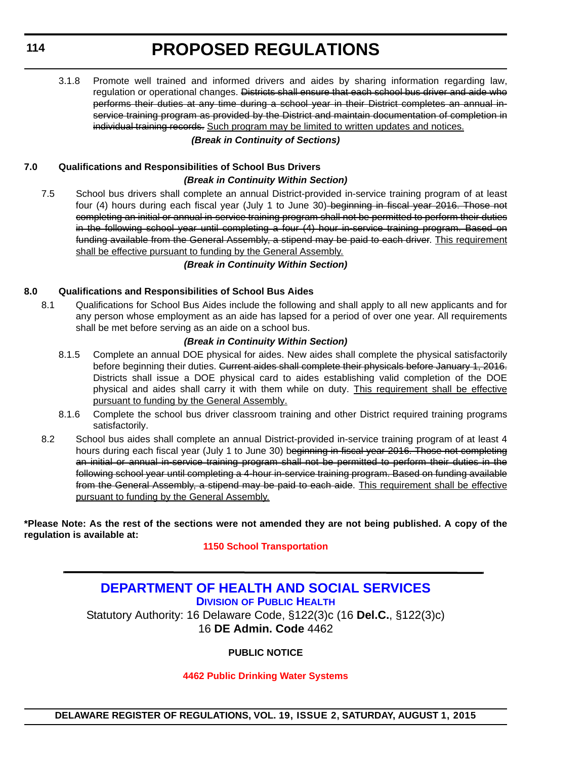3.1.8 Promote well trained and informed drivers and aides by sharing information regarding law, regulation or operational changes. ~~Districts shall ensure that each school bus driver and aide who performs their duties at any time during a school year in their District completes an annual in-service training program as provided by the District and maintain documentation of completion in individual training records.~~ <u>Such program may be limited to written updates and notices.</u>

***(Break in Continuity of Sections)***

**7.0 Qualifications and Responsibilities of School Bus Drivers**

***(Break in Continuity Within Section)***

7.5 School bus drivers shall complete an annual District-provided in-service training program of at least four (4) hours during each fiscal year (July 1 to June 30) ~~beginning in fiscal year 2016. Those not completing an initial or annual in-service training program shall not be permitted to perform their duties in the following school year until completing a four (4) hour in-service training program. Based on funding available from the General Assembly, a stipend may be paid to each driver~~. <u>This requirement shall be effective pursuant to funding by the General Assembly.</u>

***(Break in Continuity Within Section)***

**8.0 Qualifications and Responsibilities of School Bus Aides**

8.1 Qualifications for School Bus Aides include the following and shall apply to all new applicants and for any person whose employment as an aide has lapsed for a period of over one year. All requirements shall be met before serving as an aide on a school bus.

***(Break in Continuity Within Section)***

8.1.5 Complete an annual DOE physical for aides. New aides shall complete the physical satisfactorily before beginning their duties. ~~Current aides shall complete their physicals before January 1, 2016.~~ Districts shall issue a DOE physical card to aides establishing valid completion of the DOE physical and aides shall carry it with them while on duty. <u>This requirement shall be effective pursuant to funding by the General Assembly.</u>

8.1.6 Complete the school bus driver classroom training and other District required training programs satisfactorily.

8.2 School bus aides shall complete an annual District-provided in-service training program of at least 4 hours during each fiscal year (July 1 to June 30) b~~eginning in fiscal year 2016. Those not completing an initial or annual in-service training program shall not be permitted to perform their duties in the following school year until completing a 4-hour in-service training program. Based on funding available from the General Assembly, a stipend may be paid to each aide~~. <u>This requirement shall be effective pursuant to funding by the General Assembly.</u>

**\*Please Note: As the rest of the sections were not amended they are not being published. A copy of the regulation is available at:**

**1150 School Transportation**

---

## DEPARTMENT OF HEALTH AND SOCIAL SERVICES

### DIVISION OF PUBLIC HEALTH

Statutory Authority: 16 Delaware Code, §122(3)c (16 **Del.C.**, §122(3)c)
16 **DE Admin. Code** 4462

**PUBLIC NOTICE**

**4462 Public Drinking Water Systems**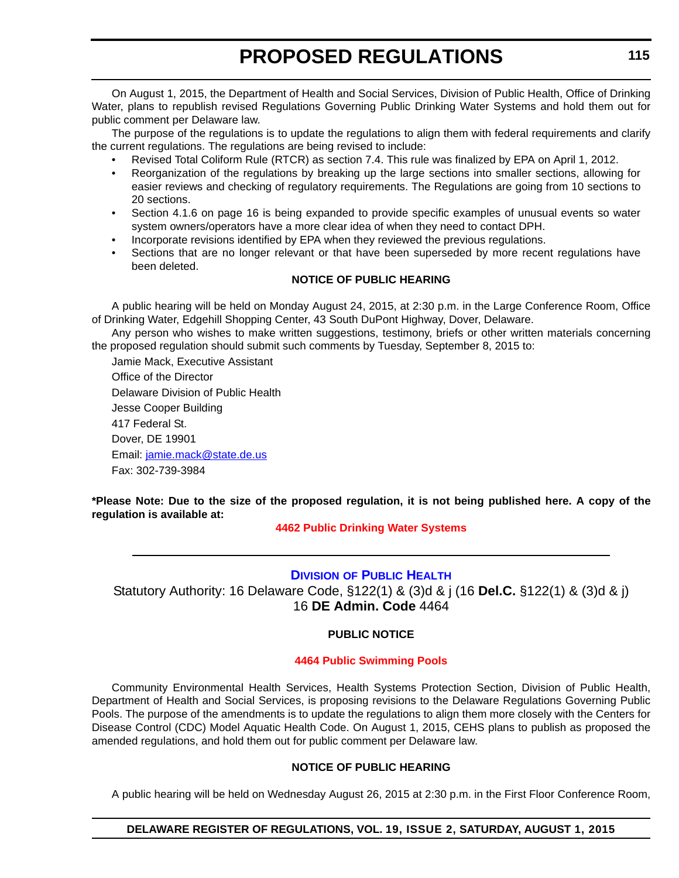On August 1, 2015, the Department of Health and Social Services, Division of Public Health, Office of Drinking Water, plans to republish revised Regulations Governing Public Drinking Water Systems and hold them out for public comment per Delaware law.

The purpose of the regulations is to update the regulations to align them with federal requirements and clarify the current regulations. The regulations are being revised to include:

- Revised Total Coliform Rule (RTCR) as section 7.4. This rule was finalized by EPA on April 1, 2012.
- Reorganization of the regulations by breaking up the large sections into smaller sections, allowing for easier reviews and checking of regulatory requirements. The Regulations are going from 10 sections to 20 sections.
- Section 4.1.6 on page 16 is being expanded to provide specific examples of unusual events so water system owners/operators have a more clear idea of when they need to contact DPH.
- Incorporate revisions identified by EPA when they reviewed the previous regulations.
- Sections that are no longer relevant or that have been superseded by more recent regulations have been deleted.

**NOTICE OF PUBLIC HEARING**

A public hearing will be held on Monday August 24, 2015, at 2:30 p.m. in the Large Conference Room, Office of Drinking Water, Edgehill Shopping Center, 43 South DuPont Highway, Dover, Delaware.

Any person who wishes to make written suggestions, testimony, briefs or other written materials concerning the proposed regulation should submit such comments by Tuesday, September 8, 2015 to:

Jamie Mack, Executive Assistant
Office of the Director
Delaware Division of Public Health
Jesse Cooper Building
417 Federal St.
Dover, DE 19901
Email: jamie.mack@state.de.us
Fax: 302-739-3984

**\*Please Note: Due to the size of the proposed regulation, it is not being published here. A copy of the regulation is available at:**

**4462 Public Drinking Water Systems**

---

## Division of Public Health

Statutory Authority: 16 Delaware Code, §122(1) & (3)d & j (16 **Del.C.** §122(1) & (3)d & j)
16 **DE Admin. Code** 4464

**PUBLIC NOTICE**

**4464 Public Swimming Pools**

Community Environmental Health Services, Health Systems Protection Section, Division of Public Health, Department of Health and Social Services, is proposing revisions to the Delaware Regulations Governing Public Pools. The purpose of the amendments is to update the regulations to align them more closely with the Centers for Disease Control (CDC) Model Aquatic Health Code. On August 1, 2015, CEHS plans to publish as proposed the amended regulations, and hold them out for public comment per Delaware law.

**NOTICE OF PUBLIC HEARING**

A public hearing will be held on Wednesday August 26, 2015 at 2:30 p.m. in the First Floor Conference Room,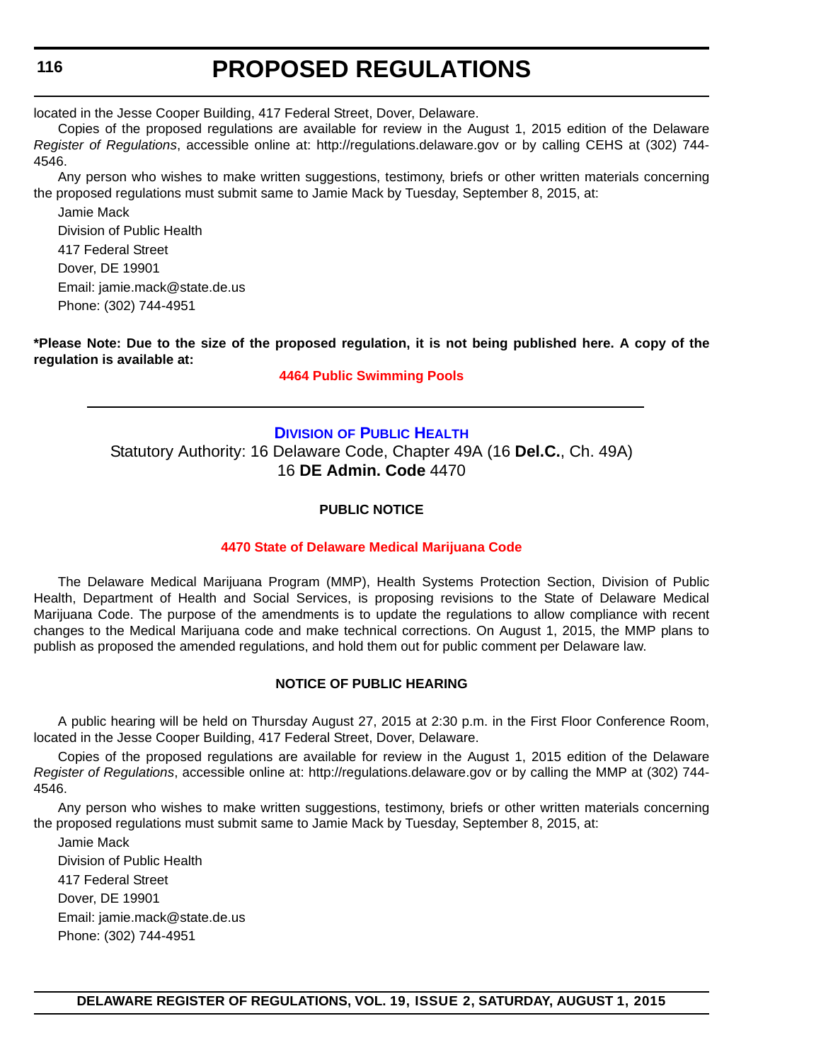located in the Jesse Cooper Building, 417 Federal Street, Dover, Delaware.

Copies of the proposed regulations are available for review in the August 1, 2015 edition of the Delaware *Register of Regulations*, accessible online at: http://regulations.delaware.gov or by calling CEHS at (302) 744-4546.

Any person who wishes to make written suggestions, testimony, briefs or other written materials concerning the proposed regulations must submit same to Jamie Mack by Tuesday, September 8, 2015, at:

Jamie Mack
Division of Public Health
417 Federal Street
Dover, DE 19901
Email: jamie.mack@state.de.us
Phone: (302) 744-4951

**\*Please Note: Due to the size of the proposed regulation, it is not being published here. A copy of the regulation is available at:**

**4464 Public Swimming Pools**

---

## Division of Public Health

Statutory Authority: 16 Delaware Code, Chapter 49A (16 **Del.C.**, Ch. 49A)
16 **DE Admin. Code** 4470

### PUBLIC NOTICE

### 4470 State of Delaware Medical Marijuana Code

The Delaware Medical Marijuana Program (MMP), Health Systems Protection Section, Division of Public Health, Department of Health and Social Services, is proposing revisions to the State of Delaware Medical Marijuana Code. The purpose of the amendments is to update the regulations to allow compliance with recent changes to the Medical Marijuana code and make technical corrections. On August 1, 2015, the MMP plans to publish as proposed the amended regulations, and hold them out for public comment per Delaware law.

### NOTICE OF PUBLIC HEARING

A public hearing will be held on Thursday August 27, 2015 at 2:30 p.m. in the First Floor Conference Room, located in the Jesse Cooper Building, 417 Federal Street, Dover, Delaware.

Copies of the proposed regulations are available for review in the August 1, 2015 edition of the Delaware *Register of Regulations*, accessible online at: http://regulations.delaware.gov or by calling the MMP at (302) 744-4546.

Any person who wishes to make written suggestions, testimony, briefs or other written materials concerning the proposed regulations must submit same to Jamie Mack by Tuesday, September 8, 2015, at:

Jamie Mack
Division of Public Health
417 Federal Street
Dover, DE 19901
Email: jamie.mack@state.de.us
Phone: (302) 744-4951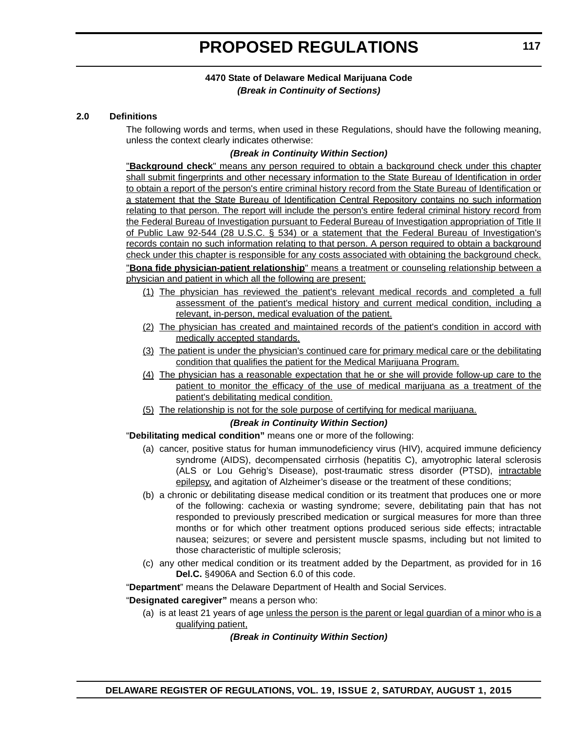### 4470 State of Delaware Medical Marijuana Code

***(Break in Continuity of Sections)***

**2.0 Definitions**

The following words and terms, when used in these Regulations, should have the following meaning, unless the context clearly indicates otherwise:

***(Break in Continuity Within Section)***

"**Background check**" means any person required to obtain a background check under this chapter shall submit fingerprints and other necessary information to the State Bureau of Identification in order to obtain a report of the person's entire criminal history record from the State Bureau of Identification or a statement that the State Bureau of Identification Central Repository contains no such information relating to that person. The report will include the person's entire federal criminal history record from the Federal Bureau of Investigation pursuant to Federal Bureau of Investigation appropriation of Title II of Public Law 92-544 (28 U.S.C. § 534) or a statement that the Federal Bureau of Investigation's records contain no such information relating to that person. A person required to obtain a background check under this chapter is responsible for any costs associated with obtaining the background check.

"**Bona fide physician-patient relationship**" means a treatment or counseling relationship between a physician and patient in which all the following are present:

(1) The physician has reviewed the patient's relevant medical records and completed a full assessment of the patient's medical history and current medical condition, including a relevant, in-person, medical evaluation of the patient.

(2) The physician has created and maintained records of the patient's condition in accord with medically accepted standards.

(3) The patient is under the physician's continued care for primary medical care or the debilitating condition that qualifies the patient for the Medical Marijuana Program.

(4) The physician has a reasonable expectation that he or she will provide follow-up care to the patient to monitor the efficacy of the use of medical marijuana as a treatment of the patient's debilitating medical condition.

(5) The relationship is not for the sole purpose of certifying for medical marijuana.

***(Break in Continuity Within Section)***

"**Debilitating medical condition"** means one or more of the following:

(a) cancer, positive status for human immunodeficiency virus (HIV), acquired immune deficiency syndrome (AIDS), decompensated cirrhosis (hepatitis C), amyotrophic lateral sclerosis (ALS or Lou Gehrig's Disease), post-traumatic stress disorder (PTSD), intractable epilepsy, and agitation of Alzheimer's disease or the treatment of these conditions;

(b) a chronic or debilitating disease medical condition or its treatment that produces one or more of the following: cachexia or wasting syndrome; severe, debilitating pain that has not responded to previously prescribed medication or surgical measures for more than three months or for which other treatment options produced serious side effects; intractable nausea; seizures; or severe and persistent muscle spasms, including but not limited to those characteristic of multiple sclerosis;

(c) any other medical condition or its treatment added by the Department, as provided for in 16 **Del.C.** §4906A and Section 6.0 of this code.

"**Department**" means the Delaware Department of Health and Social Services.

"**Designated caregiver"** means a person who:

(a) is at least 21 years of age unless the person is the parent or legal guardian of a minor who is a qualifying patient,

***(Break in Continuity Within Section)***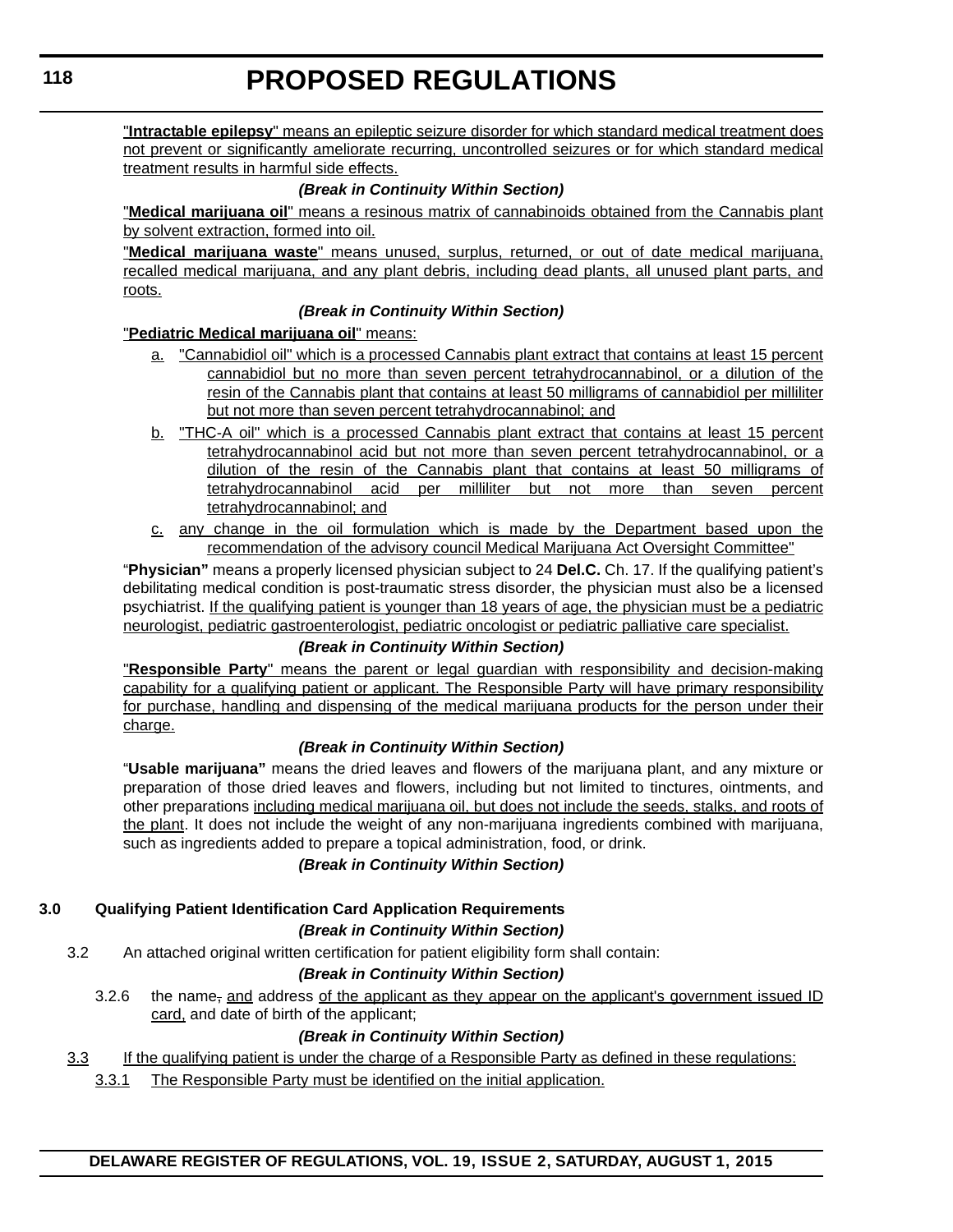"**Intractable epilepsy**" means an epileptic seizure disorder for which standard medical treatment does not prevent or significantly ameliorate recurring, uncontrolled seizures or for which standard medical treatment results in harmful side effects.

***(Break in Continuity Within Section)***

"**Medical marijuana oil**" means a resinous matrix of cannabinoids obtained from the Cannabis plant by solvent extraction, formed into oil.

"**Medical marijuana waste**" means unused, surplus, returned, or out of date medical marijuana, recalled medical marijuana, and any plant debris, including dead plants, all unused plant parts, and roots.

***(Break in Continuity Within Section)***

"**Pediatric Medical marijuana oil**" means:

a. "Cannabidiol oil" which is a processed Cannabis plant extract that contains at least 15 percent cannabidiol but no more than seven percent tetrahydrocannabinol, or a dilution of the resin of the Cannabis plant that contains at least 50 milligrams of cannabidiol per milliliter but not more than seven percent tetrahydrocannabinol; and

b. "THC-A oil" which is a processed Cannabis plant extract that contains at least 15 percent tetrahydrocannabinol acid but not more than seven percent tetrahydrocannabinol, or a dilution of the resin of the Cannabis plant that contains at least 50 milligrams of tetrahydrocannabinol acid per milliliter but not more than seven percent tetrahydrocannabinol; and

c. any change in the oil formulation which is made by the Department based upon the recommendation of the advisory council Medical Marijuana Act Oversight Committee"

"**Physician"** means a properly licensed physician subject to 24 **Del.C.** Ch. 17. If the qualifying patient's debilitating medical condition is post-traumatic stress disorder, the physician must also be a licensed psychiatrist. If the qualifying patient is younger than 18 years of age, the physician must be a pediatric neurologist, pediatric gastroenterologist, pediatric oncologist or pediatric palliative care specialist.

***(Break in Continuity Within Section)***

"**Responsible Party**" means the parent or legal guardian with responsibility and decision-making capability for a qualifying patient or applicant. The Responsible Party will have primary responsibility for purchase, handling and dispensing of the medical marijuana products for the person under their charge.

***(Break in Continuity Within Section)***

"**Usable marijuana"** means the dried leaves and flowers of the marijuana plant, and any mixture or preparation of those dried leaves and flowers, including but not limited to tinctures, ointments, and other preparations including medical marijuana oil, but does not include the seeds, stalks, and roots of the plant. It does not include the weight of any non-marijuana ingredients combined with marijuana, such as ingredients added to prepare a topical administration, food, or drink.

***(Break in Continuity Within Section)***

**3.0 Qualifying Patient Identification Card Application Requirements**

***(Break in Continuity Within Section)***

3.2 An attached original written certification for patient eligibility form shall contain:

***(Break in Continuity Within Section)***

3.2.6 the name, and address of the applicant as they appear on the applicant's government issued ID card, and date of birth of the applicant;

***(Break in Continuity Within Section)***

3.3 If the qualifying patient is under the charge of a Responsible Party as defined in these regulations:

3.3.1 The Responsible Party must be identified on the initial application.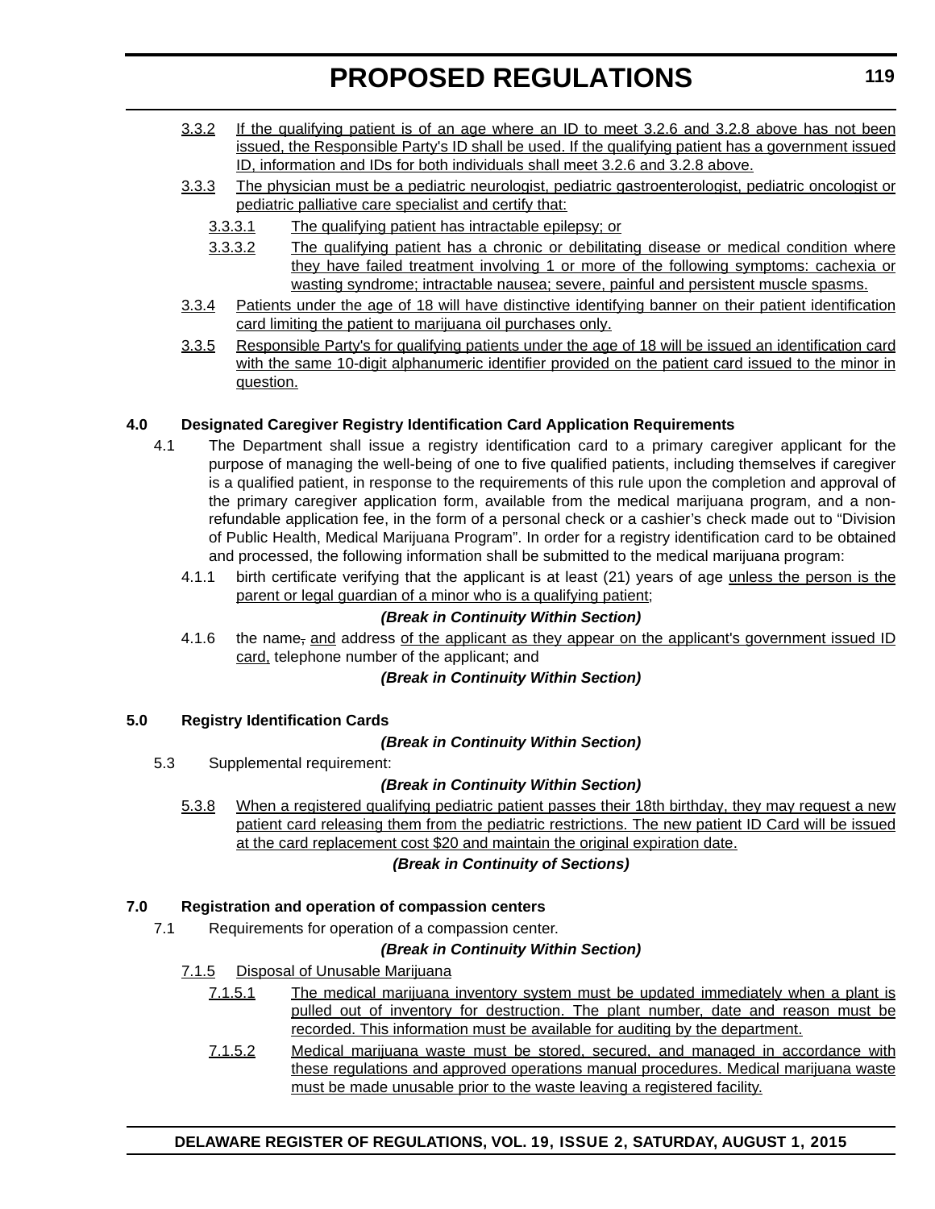3.3.2 If the qualifying patient is of an age where an ID to meet 3.2.6 and 3.2.8 above has not been issued, the Responsible Party's ID shall be used. If the qualifying patient has a government issued ID, information and IDs for both individuals shall meet 3.2.6 and 3.2.8 above.

3.3.3 The physician must be a pediatric neurologist, pediatric gastroenterologist, pediatric oncologist or pediatric palliative care specialist and certify that:

3.3.3.1 The qualifying patient has intractable epilepsy; or

3.3.3.2 The qualifying patient has a chronic or debilitating disease or medical condition where they have failed treatment involving 1 or more of the following symptoms: cachexia or wasting syndrome; intractable nausea; severe, painful and persistent muscle spasms.

3.3.4 Patients under the age of 18 will have distinctive identifying banner on their patient identification card limiting the patient to marijuana oil purchases only.

3.3.5 Responsible Party's for qualifying patients under the age of 18 will be issued an identification card with the same 10-digit alphanumeric identifier provided on the patient card issued to the minor in question.

**4.0 Designated Caregiver Registry Identification Card Application Requirements**

4.1 The Department shall issue a registry identification card to a primary caregiver applicant for the purpose of managing the well-being of one to five qualified patients, including themselves if caregiver is a qualified patient, in response to the requirements of this rule upon the completion and approval of the primary caregiver application form, available from the medical marijuana program, and a non-refundable application fee, in the form of a personal check or a cashier's check made out to "Division of Public Health, Medical Marijuana Program". In order for a registry identification card to be obtained and processed, the following information shall be submitted to the medical marijuana program:

4.1.1 birth certificate verifying that the applicant is at least (21) years of age unless the person is the parent or legal guardian of a minor who is a qualifying patient;

***(Break in Continuity Within Section)***

4.1.6 the name, and address of the applicant as they appear on the applicant's government issued ID card, telephone number of the applicant; and

***(Break in Continuity Within Section)***

**5.0 Registry Identification Cards**

***(Break in Continuity Within Section)***

5.3 Supplemental requirement:

***(Break in Continuity Within Section)***

5.3.8 When a registered qualifying pediatric patient passes their 18th birthday, they may request a new patient card releasing them from the pediatric restrictions. The new patient ID Card will be issued at the card replacement cost $20 and maintain the original expiration date.

***(Break in Continuity of Sections)***

**7.0 Registration and operation of compassion centers**

7.1 Requirements for operation of a compassion center.

***(Break in Continuity Within Section)***

7.1.5 Disposal of Unusable Marijuana

7.1.5.1 The medical marijuana inventory system must be updated immediately when a plant is pulled out of inventory for destruction. The plant number, date and reason must be recorded. This information must be available for auditing by the department.

7.1.5.2 Medical marijuana waste must be stored, secured, and managed in accordance with these regulations and approved operations manual procedures. Medical marijuana waste must be made unusable prior to the waste leaving a registered facility.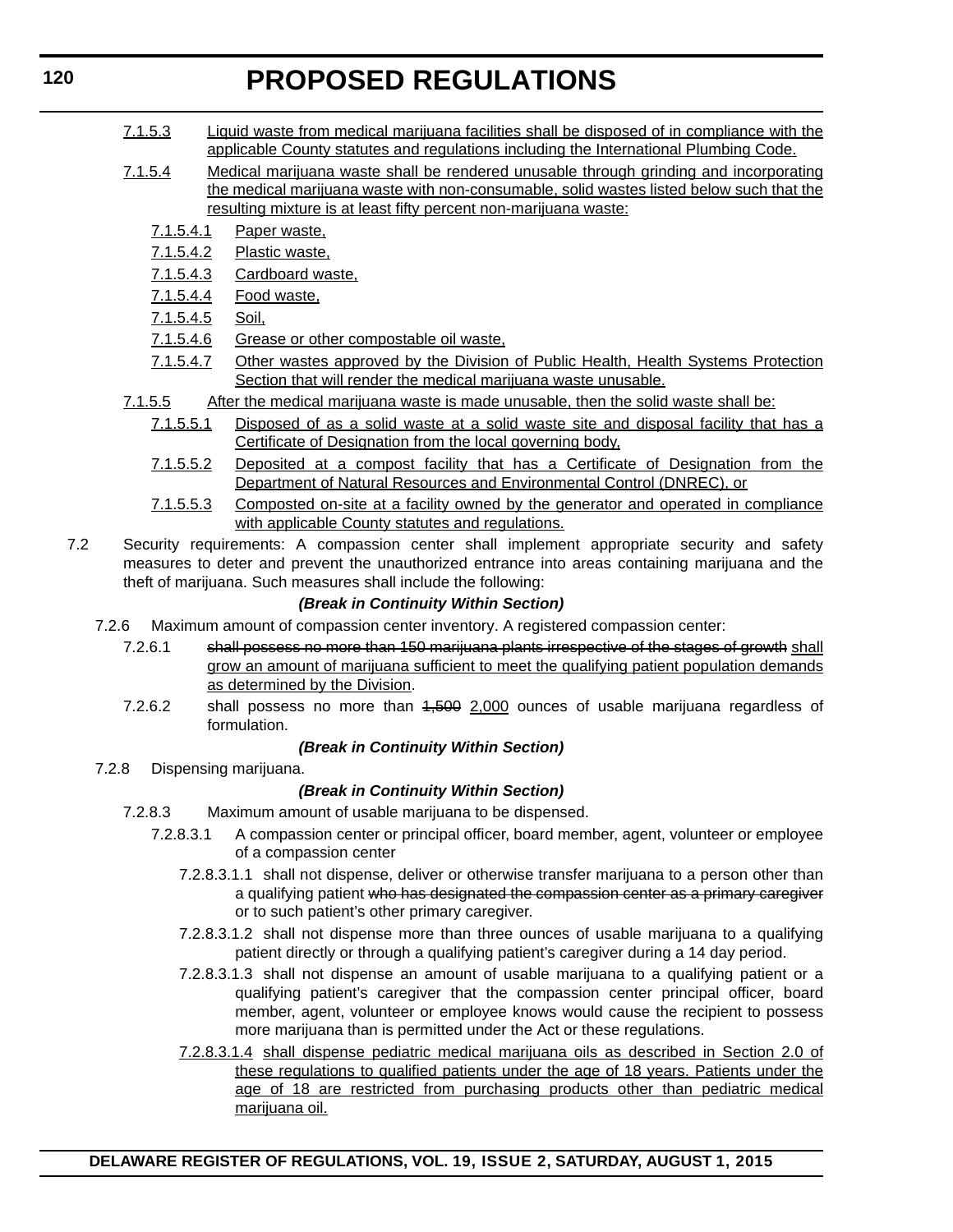7.1.5.3 <u>Liquid waste from medical marijuana facilities shall be disposed of in compliance with the applicable County statutes and regulations including the International Plumbing Code.</u>

7.1.5.4 <u>Medical marijuana waste shall be rendered unusable through grinding and incorporating the medical marijuana waste with non-consumable, solid wastes listed below such that the resulting mixture is at least fifty percent non-marijuana waste:</u>

7.1.5.4.1 <u>Paper waste,</u>

7.1.5.4.2 <u>Plastic waste,</u>

7.1.5.4.3 <u>Cardboard waste,</u>

7.1.5.4.4 <u>Food waste,</u>

7.1.5.4.5 <u>Soil,</u>

7.1.5.4.6 <u>Grease or other compostable oil waste,</u>

7.1.5.4.7 <u>Other wastes approved by the Division of Public Health, Health Systems Protection Section that will render the medical marijuana waste unusable.</u>

7.1.5.5 <u>After the medical marijuana waste is made unusable, then the solid waste shall be:</u>

7.1.5.5.1 <u>Disposed of as a solid waste at a solid waste site and disposal facility that has a Certificate of Designation from the local governing body,</u>

7.1.5.5.2 <u>Deposited at a compost facility that has a Certificate of Designation from the Department of Natural Resources and Environmental Control (DNREC), or</u>

7.1.5.5.3 <u>Composted on-site at a facility owned by the generator and operated in compliance with applicable County statutes and regulations.</u>

7.2 Security requirements: A compassion center shall implement appropriate security and safety measures to deter and prevent the unauthorized entrance into areas containing marijuana and the theft of marijuana. Such measures shall include the following:

***(Break in Continuity Within Section)***

7.2.6 Maximum amount of compassion center inventory. A registered compassion center:

7.2.6.1 ~~shall possess no more than 150 marijuana plants irrespective of the stages of growth~~ <u>shall grow an amount of marijuana sufficient to meet the qualifying patient population demands as determined by the Division</u>.

7.2.6.2 shall possess no more than ~~1,500~~ <u>2,000</u> ounces of usable marijuana regardless of formulation.

***(Break in Continuity Within Section)***

7.2.8 Dispensing marijuana.

***(Break in Continuity Within Section)***

7.2.8.3 Maximum amount of usable marijuana to be dispensed.

7.2.8.3.1 A compassion center or principal officer, board member, agent, volunteer or employee of a compassion center

7.2.8.3.1.1 shall not dispense, deliver or otherwise transfer marijuana to a person other than a qualifying patient ~~who has designated the compassion center as a primary caregiver~~ or to such patient's other primary caregiver.

7.2.8.3.1.2 shall not dispense more than three ounces of usable marijuana to a qualifying patient directly or through a qualifying patient's caregiver during a 14 day period.

7.2.8.3.1.3 shall not dispense an amount of usable marijuana to a qualifying patient or a qualifying patient's caregiver that the compassion center principal officer, board member, agent, volunteer or employee knows would cause the recipient to possess more marijuana than is permitted under the Act or these regulations.

<u>7.2.8.3.1.4</u> <u>shall dispense pediatric medical marijuana oils as described in Section 2.0 of these regulations to qualified patients under the age of 18 years. Patients under the age of 18 are restricted from purchasing products other than pediatric medical marijuana oil.</u>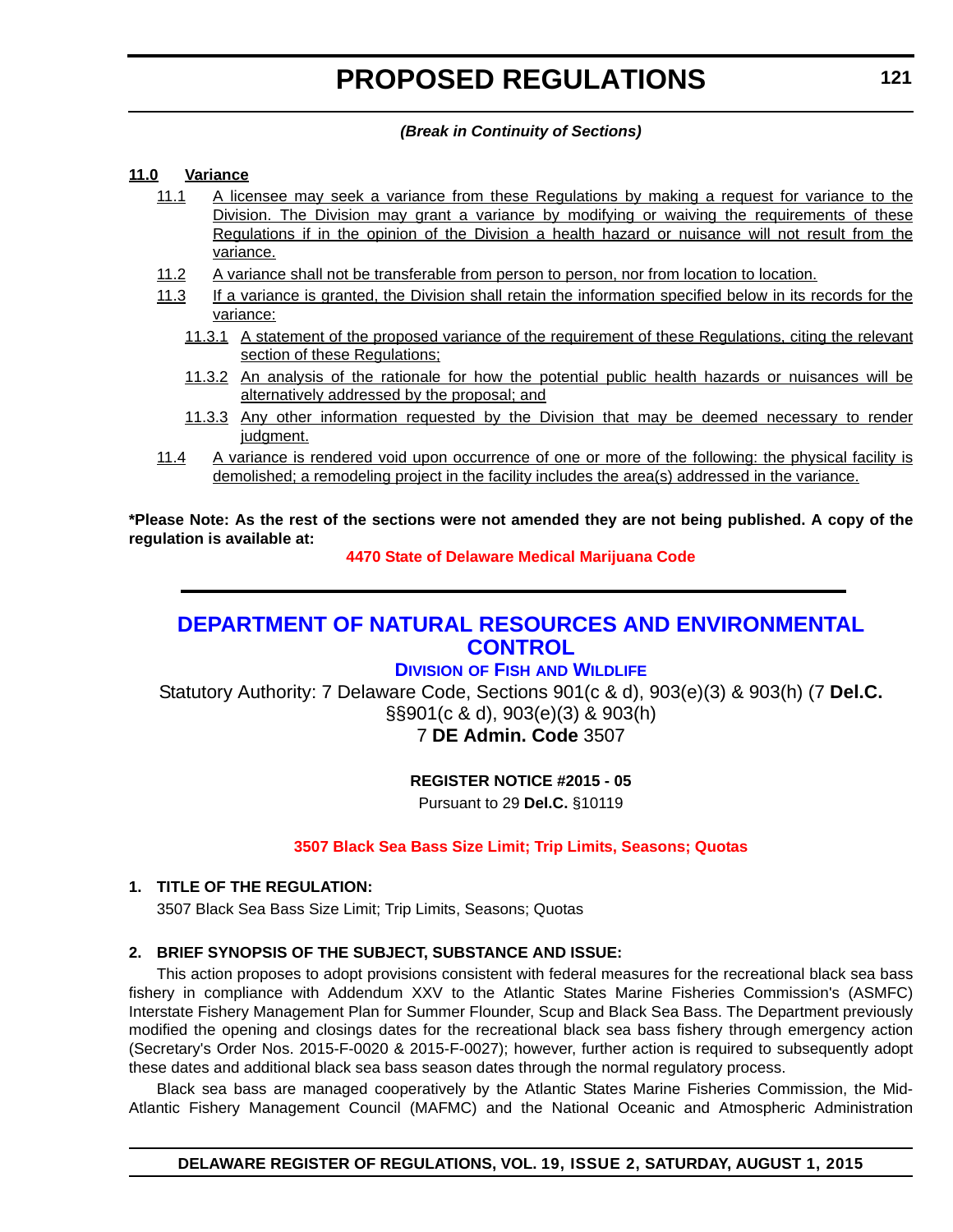*(Break in Continuity of Sections)*

**11.0 Variance**

11.1 A licensee may seek a variance from these Regulations by making a request for variance to the Division. The Division may grant a variance by modifying or waiving the requirements of these Regulations if in the opinion of the Division a health hazard or nuisance will not result from the variance.

11.2 A variance shall not be transferable from person to person, nor from location to location.

11.3 If a variance is granted, the Division shall retain the information specified below in its records for the variance:

11.3.1 A statement of the proposed variance of the requirement of these Regulations, citing the relevant section of these Regulations;

11.3.2 An analysis of the rationale for how the potential public health hazards or nuisances will be alternatively addressed by the proposal; and

11.3.3 Any other information requested by the Division that may be deemed necessary to render judgment.

11.4 A variance is rendered void upon occurrence of one or more of the following: the physical facility is demolished; a remodeling project in the facility includes the area(s) addressed in the variance.

**\*Please Note: As the rest of the sections were not amended they are not being published. A copy of the regulation is available at:**

**4470 State of Delaware Medical Marijuana Code**

---

# DEPARTMENT OF NATURAL RESOURCES AND ENVIRONMENTAL CONTROL

## DIVISION OF FISH AND WILDLIFE

Statutory Authority: 7 Delaware Code, Sections 901(c & d), 903(e)(3) & 903(h) (7 **Del.C.** §§901(c & d), 903(e)(3) & 903(h)

7 **DE Admin. Code** 3507

**REGISTER NOTICE #2015 - 05**

Pursuant to 29 **Del.C.** §10119

**3507 Black Sea Bass Size Limit; Trip Limits, Seasons; Quotas**

**1. TITLE OF THE REGULATION:**

3507 Black Sea Bass Size Limit; Trip Limits, Seasons; Quotas

**2. BRIEF SYNOPSIS OF THE SUBJECT, SUBSTANCE AND ISSUE:**

This action proposes to adopt provisions consistent with federal measures for the recreational black sea bass fishery in compliance with Addendum XXV to the Atlantic States Marine Fisheries Commission's (ASMFC) Interstate Fishery Management Plan for Summer Flounder, Scup and Black Sea Bass. The Department previously modified the opening and closings dates for the recreational black sea bass fishery through emergency action (Secretary's Order Nos. 2015-F-0020 & 2015-F-0027); however, further action is required to subsequently adopt these dates and additional black sea bass season dates through the normal regulatory process.

Black sea bass are managed cooperatively by the Atlantic States Marine Fisheries Commission, the Mid-Atlantic Fishery Management Council (MAFMC) and the National Oceanic and Atmospheric Administration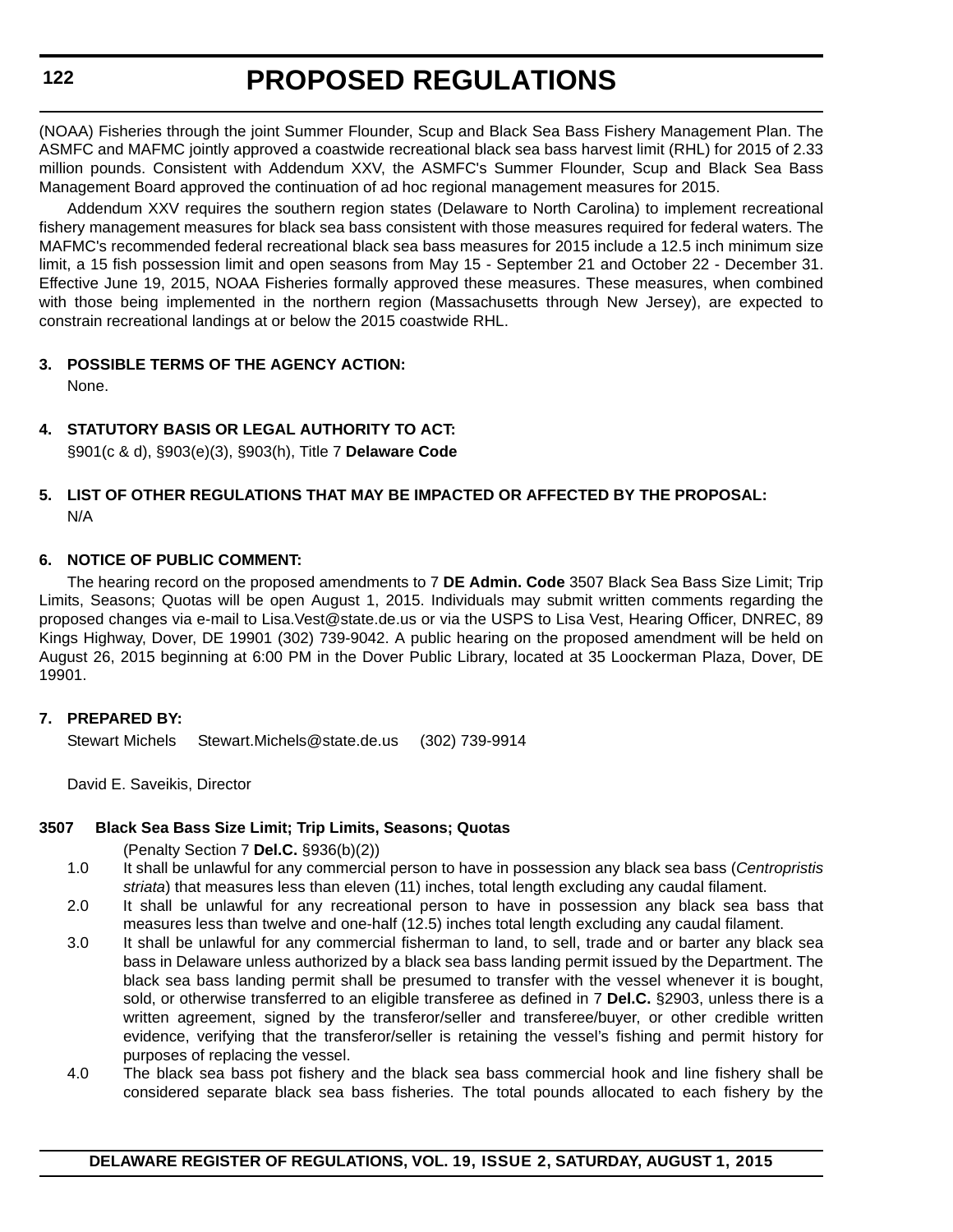(NOAA) Fisheries through the joint Summer Flounder, Scup and Black Sea Bass Fishery Management Plan. The ASMFC and MAFMC jointly approved a coastwide recreational black sea bass harvest limit (RHL) for 2015 of 2.33 million pounds. Consistent with Addendum XXV, the ASMFC's Summer Flounder, Scup and Black Sea Bass Management Board approved the continuation of ad hoc regional management measures for 2015.

Addendum XXV requires the southern region states (Delaware to North Carolina) to implement recreational fishery management measures for black sea bass consistent with those measures required for federal waters. The MAFMC's recommended federal recreational black sea bass measures for 2015 include a 12.5 inch minimum size limit, a 15 fish possession limit and open seasons from May 15 - September 21 and October 22 - December 31. Effective June 19, 2015, NOAA Fisheries formally approved these measures. These measures, when combined with those being implemented in the northern region (Massachusetts through New Jersey), are expected to constrain recreational landings at or below the 2015 coastwide RHL.

**3. POSSIBLE TERMS OF THE AGENCY ACTION:**

None.

**4. STATUTORY BASIS OR LEGAL AUTHORITY TO ACT:**

§901(c & d), §903(e)(3), §903(h), Title 7 **Delaware Code**

**5. LIST OF OTHER REGULATIONS THAT MAY BE IMPACTED OR AFFECTED BY THE PROPOSAL:**

N/A

**6. NOTICE OF PUBLIC COMMENT:**

The hearing record on the proposed amendments to 7 **DE Admin. Code** 3507 Black Sea Bass Size Limit; Trip Limits, Seasons; Quotas will be open August 1, 2015. Individuals may submit written comments regarding the proposed changes via e-mail to Lisa.Vest@state.de.us or via the USPS to Lisa Vest, Hearing Officer, DNREC, 89 Kings Highway, Dover, DE 19901 (302) 739-9042. A public hearing on the proposed amendment will be held on August 26, 2015 beginning at 6:00 PM in the Dover Public Library, located at 35 Loockerman Plaza, Dover, DE 19901.

**7. PREPARED BY:**

Stewart Michels Stewart.Michels@state.de.us (302) 739-9914

David E. Saveikis, Director

**3507 Black Sea Bass Size Limit; Trip Limits, Seasons; Quotas**

(Penalty Section 7 **Del.C.** §936(b)(2))

1.0 It shall be unlawful for any commercial person to have in possession any black sea bass (*Centropristis striata*) that measures less than eleven (11) inches, total length excluding any caudal filament.

2.0 It shall be unlawful for any recreational person to have in possession any black sea bass that measures less than twelve and one-half (12.5) inches total length excluding any caudal filament.

3.0 It shall be unlawful for any commercial fisherman to land, to sell, trade and or barter any black sea bass in Delaware unless authorized by a black sea bass landing permit issued by the Department. The black sea bass landing permit shall be presumed to transfer with the vessel whenever it is bought, sold, or otherwise transferred to an eligible transferee as defined in 7 **Del.C.** §2903, unless there is a written agreement, signed by the transferor/seller and transferee/buyer, or other credible written evidence, verifying that the transferor/seller is retaining the vessel's fishing and permit history for purposes of replacing the vessel.

4.0 The black sea bass pot fishery and the black sea bass commercial hook and line fishery shall be considered separate black sea bass fisheries. The total pounds allocated to each fishery by the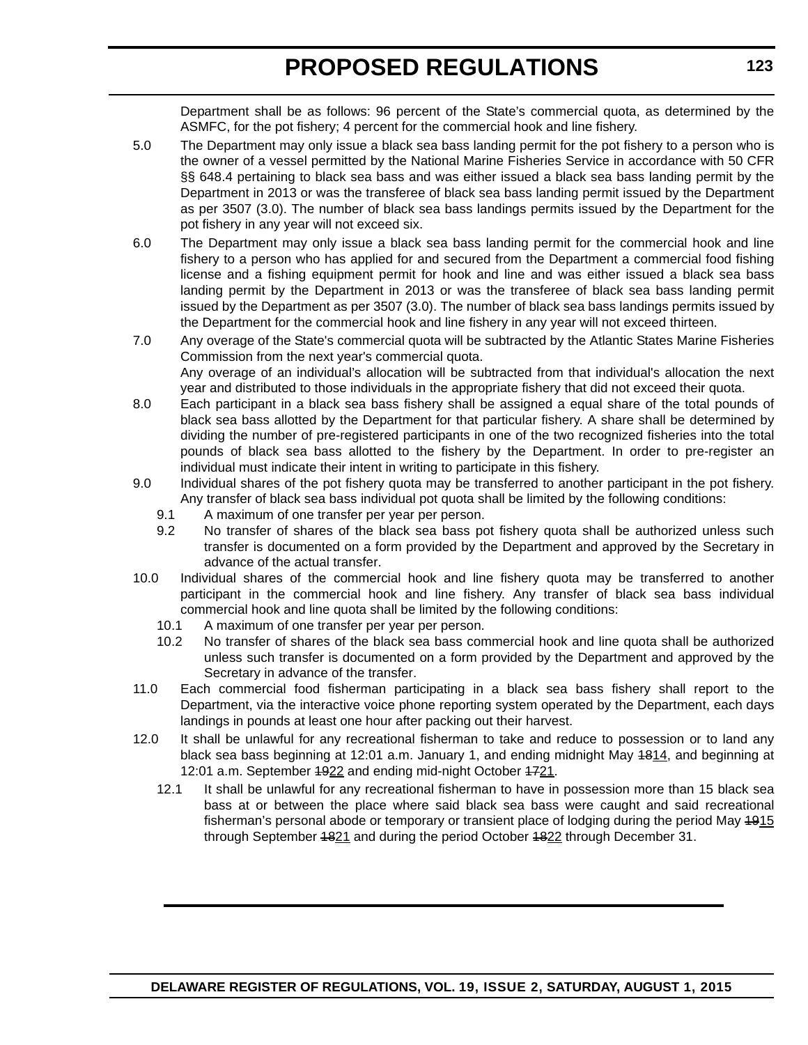Department shall be as follows: 96 percent of the State's commercial quota, as determined by the ASMFC, for the pot fishery; 4 percent for the commercial hook and line fishery.

5.0 The Department may only issue a black sea bass landing permit for the pot fishery to a person who is the owner of a vessel permitted by the National Marine Fisheries Service in accordance with 50 CFR §§ 648.4 pertaining to black sea bass and was either issued a black sea bass landing permit by the Department in 2013 or was the transferee of black sea bass landing permit issued by the Department as per 3507 (3.0). The number of black sea bass landings permits issued by the Department for the pot fishery in any year will not exceed six.

6.0 The Department may only issue a black sea bass landing permit for the commercial hook and line fishery to a person who has applied for and secured from the Department a commercial food fishing license and a fishing equipment permit for hook and line and was either issued a black sea bass landing permit by the Department in 2013 or was the transferee of black sea bass landing permit issued by the Department as per 3507 (3.0). The number of black sea bass landings permits issued by the Department for the commercial hook and line fishery in any year will not exceed thirteen.

7.0 Any overage of the State's commercial quota will be subtracted by the Atlantic States Marine Fisheries Commission from the next year's commercial quota.

Any overage of an individual's allocation will be subtracted from that individual's allocation the next year and distributed to those individuals in the appropriate fishery that did not exceed their quota.

8.0 Each participant in a black sea bass fishery shall be assigned a equal share of the total pounds of black sea bass allotted by the Department for that particular fishery. A share shall be determined by dividing the number of pre-registered participants in one of the two recognized fisheries into the total pounds of black sea bass allotted to the fishery by the Department. In order to pre-register an individual must indicate their intent in writing to participate in this fishery.

9.0 Individual shares of the pot fishery quota may be transferred to another participant in the pot fishery. Any transfer of black sea bass individual pot quota shall be limited by the following conditions:

9.1 A maximum of one transfer per year per person.

9.2 No transfer of shares of the black sea bass pot fishery quota shall be authorized unless such transfer is documented on a form provided by the Department and approved by the Secretary in advance of the actual transfer.

10.0 Individual shares of the commercial hook and line fishery quota may be transferred to another participant in the commercial hook and line fishery. Any transfer of black sea bass individual commercial hook and line quota shall be limited by the following conditions:

10.1 A maximum of one transfer per year per person.

10.2 No transfer of shares of the black sea bass commercial hook and line quota shall be authorized unless such transfer is documented on a form provided by the Department and approved by the Secretary in advance of the transfer.

11.0 Each commercial food fisherman participating in a black sea bass fishery shall report to the Department, via the interactive voice phone reporting system operated by the Department, each days landings in pounds at least one hour after packing out their harvest.

12.0 It shall be unlawful for any recreational fisherman to take and reduce to possession or to land any black sea bass beginning at 12:01 a.m. January 1, and ending midnight May ~~18~~<u>14</u>, and beginning at 12:01 a.m. September ~~19~~<u>22</u> and ending mid-night October ~~17~~<u>21</u>.

12.1 It shall be unlawful for any recreational fisherman to have in possession more than 15 black sea bass at or between the place where said black sea bass were caught and said recreational fisherman's personal abode or temporary or transient place of lodging during the period May ~~19~~<u>15</u> through September ~~18~~<u>21</u> and during the period October ~~18~~<u>22</u> through December 31.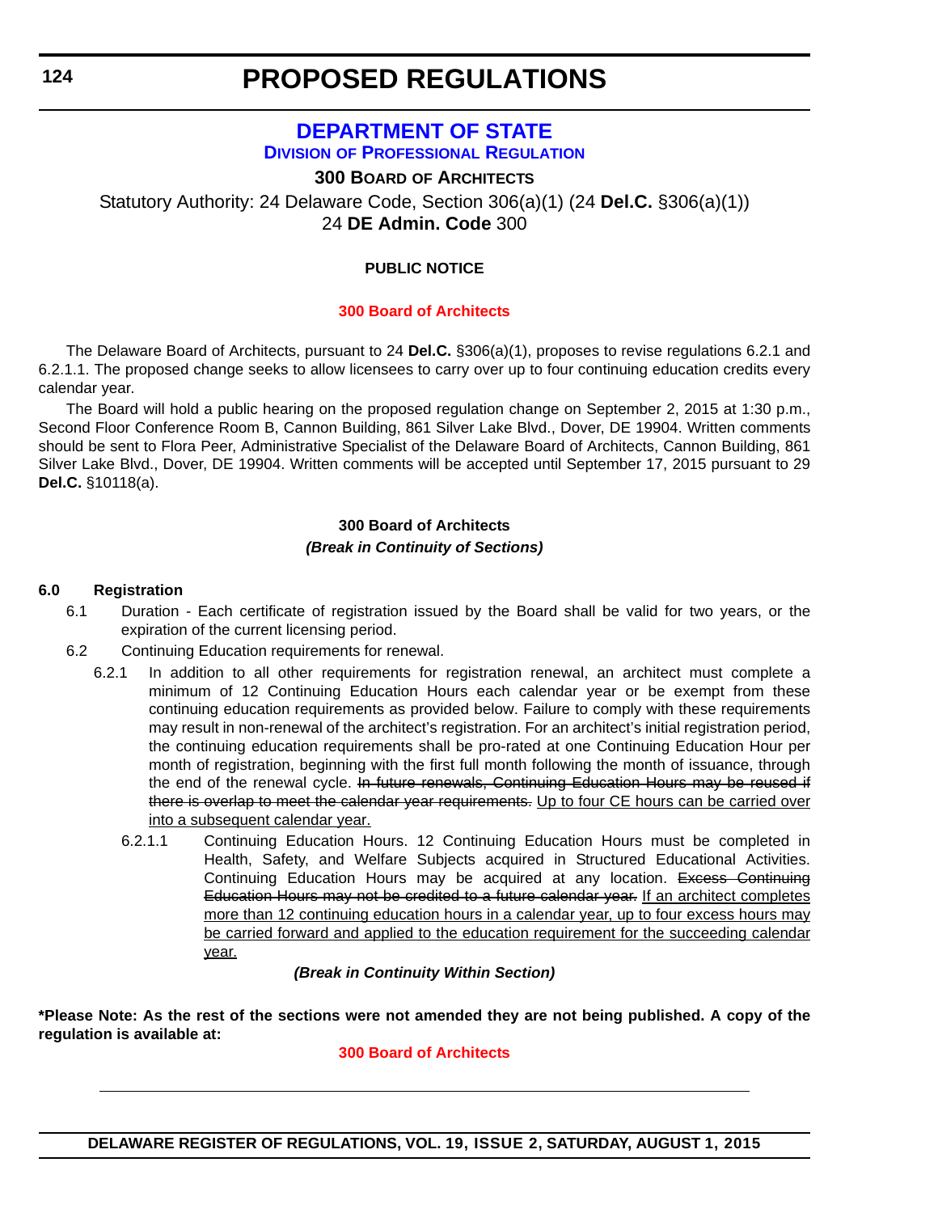# PROPOSED REGULATIONS

## DEPARTMENT OF STATE

### DIVISION OF PROFESSIONAL REGULATION

**300 BOARD OF ARCHITECTS**

Statutory Authority: 24 Delaware Code, Section 306(a)(1) (24 **Del.C.** §306(a)(1))
24 **DE Admin. Code** 300

**PUBLIC NOTICE**

**300 Board of Architects**

The Delaware Board of Architects, pursuant to 24 **Del.C.** §306(a)(1), proposes to revise regulations 6.2.1 and 6.2.1.1. The proposed change seeks to allow licensees to carry over up to four continuing education credits every calendar year.

The Board will hold a public hearing on the proposed regulation change on September 2, 2015 at 1:30 p.m., Second Floor Conference Room B, Cannon Building, 861 Silver Lake Blvd., Dover, DE 19904. Written comments should be sent to Flora Peer, Administrative Specialist of the Delaware Board of Architects, Cannon Building, 861 Silver Lake Blvd., Dover, DE 19904. Written comments will be accepted until September 17, 2015 pursuant to 29 **Del.C.** §10118(a).

**300 Board of Architects**

***(Break in Continuity of Sections)***

**6.0 Registration**

6.1 Duration - Each certificate of registration issued by the Board shall be valid for two years, or the expiration of the current licensing period.

6.2 Continuing Education requirements for renewal.

6.2.1 In addition to all other requirements for registration renewal, an architect must complete a minimum of 12 Continuing Education Hours each calendar year or be exempt from these continuing education requirements as provided below. Failure to comply with these requirements may result in non-renewal of the architect's registration. For an architect's initial registration period, the continuing education requirements shall be pro-rated at one Continuing Education Hour per month of registration, beginning with the first full month following the month of issuance, through the end of the renewal cycle. ~~In future renewals, Continuing Education Hours may be reused if there is overlap to meet the calendar year requirements.~~ <u>Up to four CE hours can be carried over into a subsequent calendar year.</u>

6.2.1.1 Continuing Education Hours. 12 Continuing Education Hours must be completed in Health, Safety, and Welfare Subjects acquired in Structured Educational Activities. Continuing Education Hours may be acquired at any location. ~~Excess Continuing Education Hours may not be credited to a future calendar year.~~ <u>If an architect completes more than 12 continuing education hours in a calendar year, up to four excess hours may be carried forward and applied to the education requirement for the succeeding calendar year.</u>

***(Break in Continuity Within Section)***

**\*Please Note: As the rest of the sections were not amended they are not being published. A copy of the regulation is available at:**

**300 Board of Architects**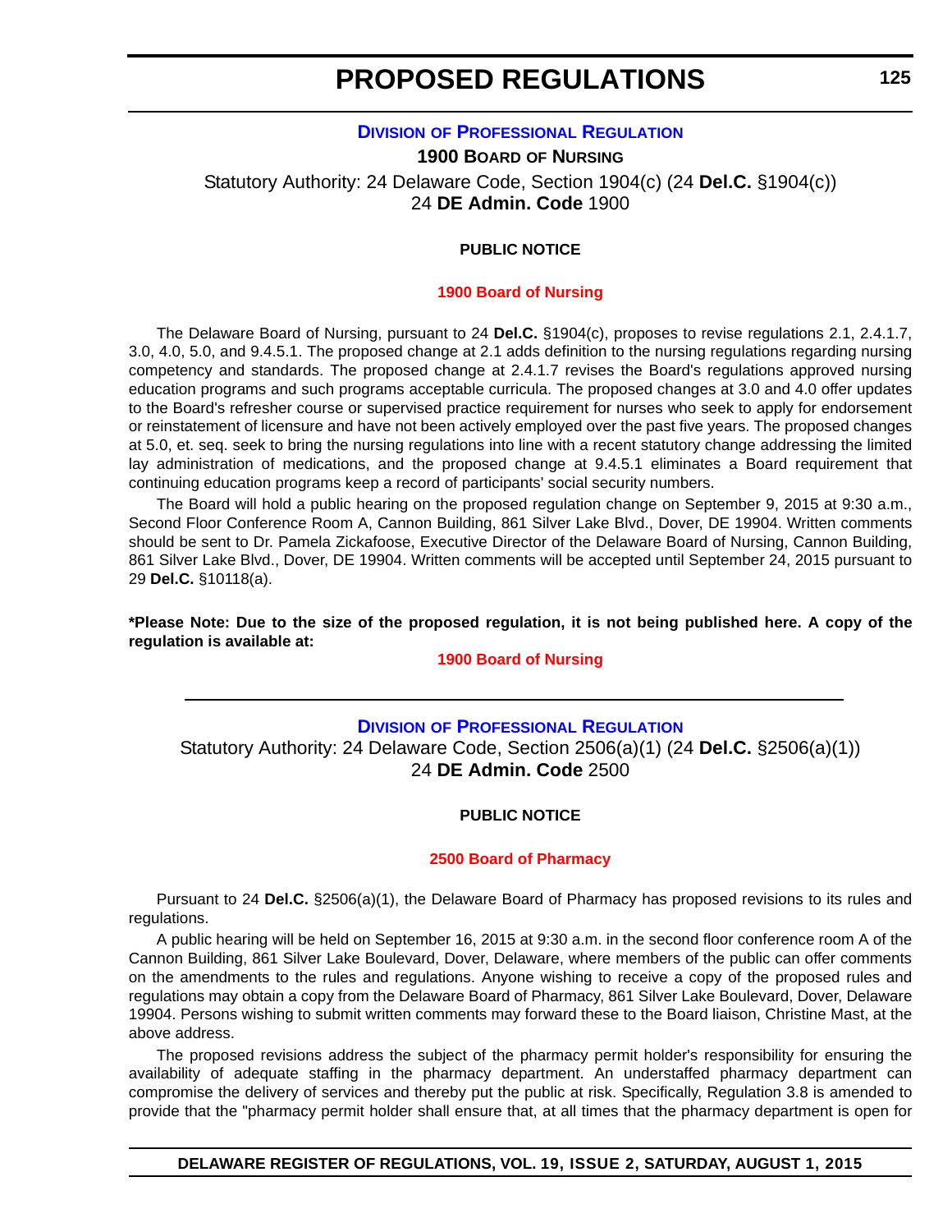## Division of Professional Regulation

### 1900 Board of Nursing

Statutory Authority: 24 Delaware Code, Section 1904(c) (24 **Del.C.** §1904(c))
24 **DE Admin. Code** 1900

**PUBLIC NOTICE**

**1900 Board of Nursing**

The Delaware Board of Nursing, pursuant to 24 **Del.C.** §1904(c), proposes to revise regulations 2.1, 2.4.1.7, 3.0, 4.0, 5.0, and 9.4.5.1. The proposed change at 2.1 adds definition to the nursing regulations regarding nursing competency and standards. The proposed change at 2.4.1.7 revises the Board's regulations approved nursing education programs and such programs acceptable curricula. The proposed changes at 3.0 and 4.0 offer updates to the Board's refresher course or supervised practice requirement for nurses who seek to apply for endorsement or reinstatement of licensure and have not been actively employed over the past five years. The proposed changes at 5.0, et. seq. seek to bring the nursing regulations into line with a recent statutory change addressing the limited lay administration of medications, and the proposed change at 9.4.5.1 eliminates a Board requirement that continuing education programs keep a record of participants' social security numbers.

The Board will hold a public hearing on the proposed regulation change on September 9, 2015 at 9:30 a.m., Second Floor Conference Room A, Cannon Building, 861 Silver Lake Blvd., Dover, DE 19904. Written comments should be sent to Dr. Pamela Zickafoose, Executive Director of the Delaware Board of Nursing, Cannon Building, 861 Silver Lake Blvd., Dover, DE 19904. Written comments will be accepted until September 24, 2015 pursuant to 29 **Del.C.** §10118(a).

**\*Please Note: Due to the size of the proposed regulation, it is not being published here. A copy of the regulation is available at:**

**1900 Board of Nursing**

---

## Division of Professional Regulation

Statutory Authority: 24 Delaware Code, Section 2506(a)(1) (24 **Del.C.** §2506(a)(1))
24 **DE Admin. Code** 2500

**PUBLIC NOTICE**

**2500 Board of Pharmacy**

Pursuant to 24 **Del.C.** §2506(a)(1), the Delaware Board of Pharmacy has proposed revisions to its rules and regulations.

A public hearing will be held on September 16, 2015 at 9:30 a.m. in the second floor conference room A of the Cannon Building, 861 Silver Lake Boulevard, Dover, Delaware, where members of the public can offer comments on the amendments to the rules and regulations. Anyone wishing to receive a copy of the proposed rules and regulations may obtain a copy from the Delaware Board of Pharmacy, 861 Silver Lake Boulevard, Dover, Delaware 19904. Persons wishing to submit written comments may forward these to the Board liaison, Christine Mast, at the above address.

The proposed revisions address the subject of the pharmacy permit holder's responsibility for ensuring the availability of adequate staffing in the pharmacy department. An understaffed pharmacy department can compromise the delivery of services and thereby put the public at risk. Specifically, Regulation 3.8 is amended to provide that the "pharmacy permit holder shall ensure that, at all times that the pharmacy department is open for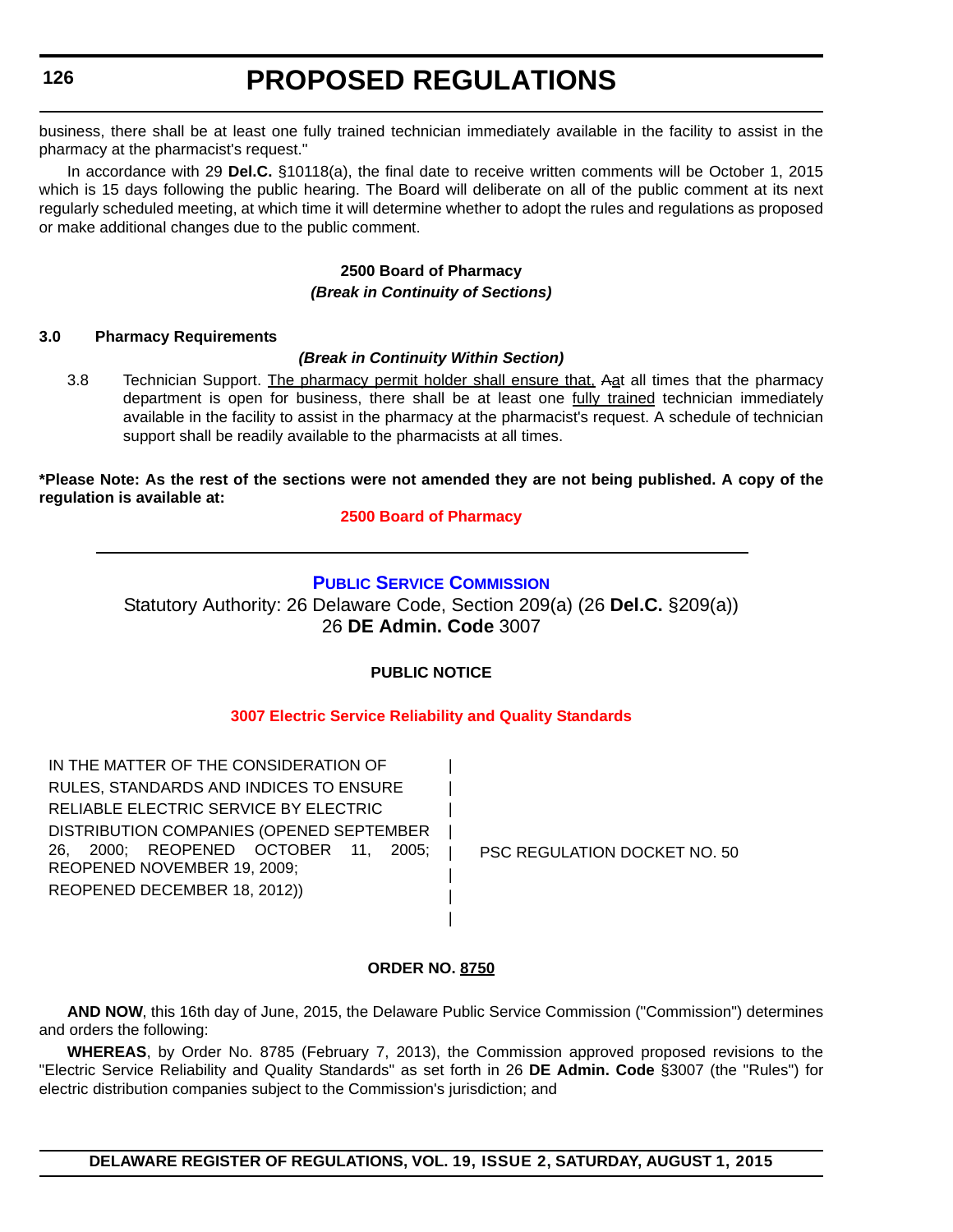business, there shall be at least one fully trained technician immediately available in the facility to assist in the pharmacy at the pharmacist's request."

In accordance with 29 **Del.C.** §10118(a), the final date to receive written comments will be October 1, 2015 which is 15 days following the public hearing. The Board will deliberate on all of the public comment at its next regularly scheduled meeting, at which time it will determine whether to adopt the rules and regulations as proposed or make additional changes due to the public comment.

**2500 Board of Pharmacy**

***(Break in Continuity of Sections)***

**3.0 Pharmacy Requirements**

***(Break in Continuity Within Section)***

3.8 Technician Support. <u>The pharmacy permit holder shall ensure that,</u> ~~A~~<u>a</u>t all times that the pharmacy department is open for business, there shall be at least one <u>fully trained</u> technician immediately available in the facility to assist in the pharmacy at the pharmacist's request. A schedule of technician support shall be readily available to the pharmacists at all times.

**\*Please Note: As the rest of the sections were not amended they are not being published. A copy of the regulation is available at:**

**2500 Board of Pharmacy**

---

## PUBLIC SERVICE COMMISSION

Statutory Authority: 26 Delaware Code, Section 209(a) (26 **Del.C.** §209(a))
26 **DE Admin. Code** 3007

**PUBLIC NOTICE**

**3007 Electric Service Reliability and Quality Standards**

| | |
|---|---|
| IN THE MATTER OF THE CONSIDERATION OF RULES, STANDARDS AND INDICES TO ENSURE RELIABLE ELECTRIC SERVICE BY ELECTRIC DISTRIBUTION COMPANIES (OPENED SEPTEMBER 26, 2000; REOPENED OCTOBER 11, 2005; REOPENED NOVEMBER 19, 2009; REOPENED DECEMBER 18, 2012)) | PSC REGULATION DOCKET NO. 50 |

**ORDER NO. <u>8750</u>**

**AND NOW**, this 16th day of June, 2015, the Delaware Public Service Commission ("Commission") determines and orders the following:

**WHEREAS**, by Order No. 8785 (February 7, 2013), the Commission approved proposed revisions to the "Electric Service Reliability and Quality Standards" as set forth in 26 **DE Admin. Code** §3007 (the "Rules") for electric distribution companies subject to the Commission's jurisdiction; and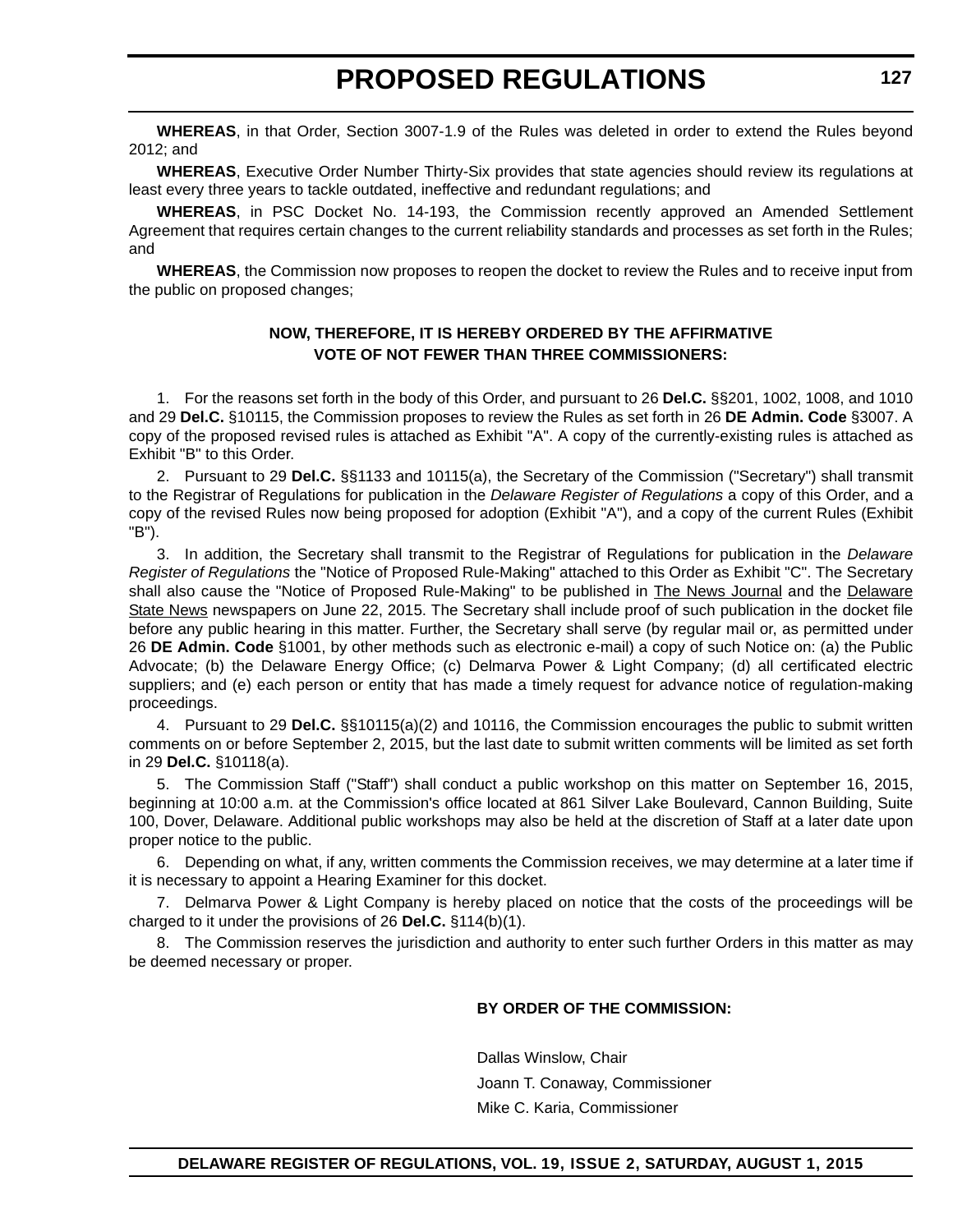**WHEREAS**, in that Order, Section 3007-1.9 of the Rules was deleted in order to extend the Rules beyond 2012; and

**WHEREAS**, Executive Order Number Thirty-Six provides that state agencies should review its regulations at least every three years to tackle outdated, ineffective and redundant regulations; and

**WHEREAS**, in PSC Docket No. 14-193, the Commission recently approved an Amended Settlement Agreement that requires certain changes to the current reliability standards and processes as set forth in the Rules; and

**WHEREAS**, the Commission now proposes to reopen the docket to review the Rules and to receive input from the public on proposed changes;

**NOW, THEREFORE, IT IS HEREBY ORDERED BY THE AFFIRMATIVE VOTE OF NOT FEWER THAN THREE COMMISSIONERS:**

1. For the reasons set forth in the body of this Order, and pursuant to 26 **Del.C.** §§201, 1002, 1008, and 1010 and 29 **Del.C.** §10115, the Commission proposes to review the Rules as set forth in 26 **DE Admin. Code** §3007. A copy of the proposed revised rules is attached as Exhibit "A". A copy of the currently-existing rules is attached as Exhibit "B" to this Order.

2. Pursuant to 29 **Del.C.** §§1133 and 10115(a), the Secretary of the Commission ("Secretary") shall transmit to the Registrar of Regulations for publication in the *Delaware Register of Regulations* a copy of this Order, and a copy of the revised Rules now being proposed for adoption (Exhibit "A"), and a copy of the current Rules (Exhibit "B").

3. In addition, the Secretary shall transmit to the Registrar of Regulations for publication in the *Delaware Register of Regulations* the "Notice of Proposed Rule-Making" attached to this Order as Exhibit "C". The Secretary shall also cause the "Notice of Proposed Rule-Making" to be published in The News Journal and the Delaware State News newspapers on June 22, 2015. The Secretary shall include proof of such publication in the docket file before any public hearing in this matter. Further, the Secretary shall serve (by regular mail or, as permitted under 26 **DE Admin. Code** §1001, by other methods such as electronic e-mail) a copy of such Notice on: (a) the Public Advocate; (b) the Delaware Energy Office; (c) Delmarva Power & Light Company; (d) all certificated electric suppliers; and (e) each person or entity that has made a timely request for advance notice of regulation-making proceedings.

4. Pursuant to 29 **Del.C.** §§10115(a)(2) and 10116, the Commission encourages the public to submit written comments on or before September 2, 2015, but the last date to submit written comments will be limited as set forth in 29 **Del.C.** §10118(a).

5. The Commission Staff ("Staff") shall conduct a public workshop on this matter on September 16, 2015, beginning at 10:00 a.m. at the Commission's office located at 861 Silver Lake Boulevard, Cannon Building, Suite 100, Dover, Delaware. Additional public workshops may also be held at the discretion of Staff at a later date upon proper notice to the public.

6. Depending on what, if any, written comments the Commission receives, we may determine at a later time if it is necessary to appoint a Hearing Examiner for this docket.

7. Delmarva Power & Light Company is hereby placed on notice that the costs of the proceedings will be charged to it under the provisions of 26 **Del.C.** §114(b)(1).

8. The Commission reserves the jurisdiction and authority to enter such further Orders in this matter as may be deemed necessary or proper.

**BY ORDER OF THE COMMISSION:**

Dallas Winslow, Chair

Joann T. Conaway, Commissioner

Mike C. Karia, Commissioner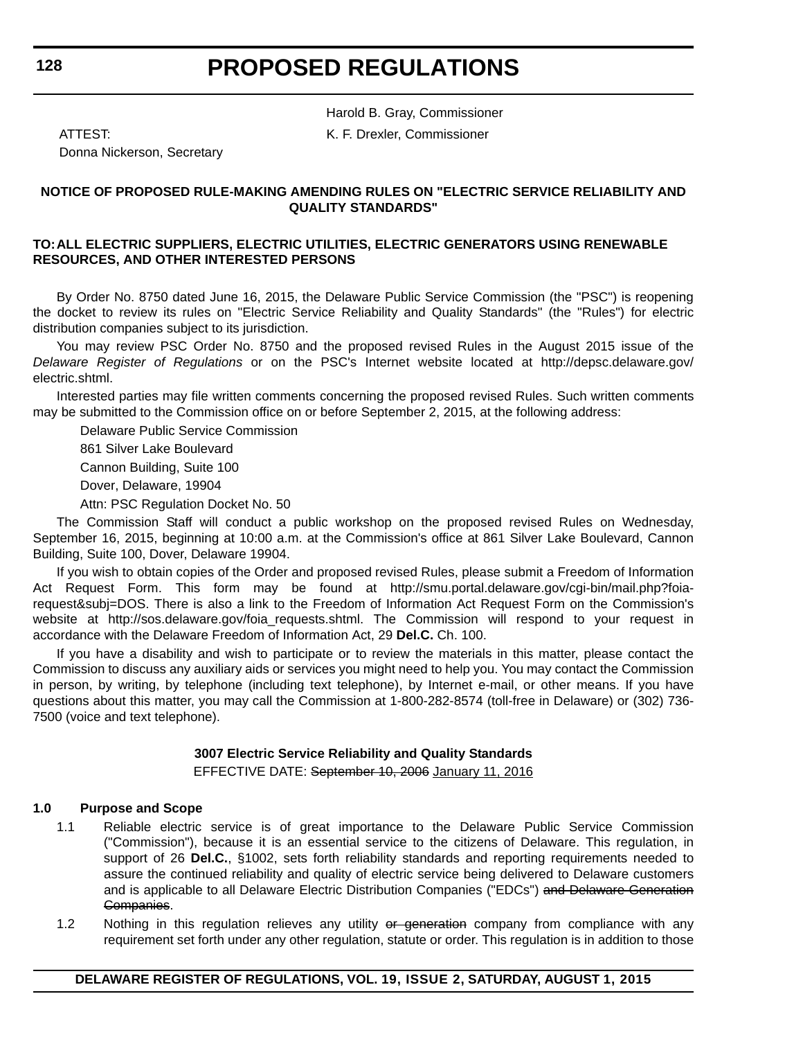Harold B. Gray, Commissioner

ATTEST: K. F. Drexler, Commissioner

Donna Nickerson, Secretary

**NOTICE OF PROPOSED RULE-MAKING AMENDING RULES ON "ELECTRIC SERVICE RELIABILITY AND QUALITY STANDARDS"**

**TO: ALL ELECTRIC SUPPLIERS, ELECTRIC UTILITIES, ELECTRIC GENERATORS USING RENEWABLE RESOURCES, AND OTHER INTERESTED PERSONS**

By Order No. 8750 dated June 16, 2015, the Delaware Public Service Commission (the "PSC") is reopening the docket to review its rules on "Electric Service Reliability and Quality Standards" (the "Rules") for electric distribution companies subject to its jurisdiction.

You may review PSC Order No. 8750 and the proposed revised Rules in the August 2015 issue of the *Delaware Register of Regulations* or on the PSC's Internet website located at http://depsc.delaware.gov/electric.shtml.

Interested parties may file written comments concerning the proposed revised Rules. Such written comments may be submitted to the Commission office on or before September 2, 2015, at the following address:

Delaware Public Service Commission
861 Silver Lake Boulevard
Cannon Building, Suite 100
Dover, Delaware, 19904
Attn: PSC Regulation Docket No. 50

The Commission Staff will conduct a public workshop on the proposed revised Rules on Wednesday, September 16, 2015, beginning at 10:00 a.m. at the Commission's office at 861 Silver Lake Boulevard, Cannon Building, Suite 100, Dover, Delaware 19904.

If you wish to obtain copies of the Order and proposed revised Rules, please submit a Freedom of Information Act Request Form. This form may be found at http://smu.portal.delaware.gov/cgi-bin/mail.php?foia-request&subj=DOS. There is also a link to the Freedom of Information Act Request Form on the Commission's website at http://sos.delaware.gov/foia_requests.shtml. The Commission will respond to your request in accordance with the Delaware Freedom of Information Act, 29 **Del.C.** Ch. 100.

If you have a disability and wish to participate or to review the materials in this matter, please contact the Commission to discuss any auxiliary aids or services you might need to help you. You may contact the Commission in person, by writing, by telephone (including text telephone), by Internet e-mail, or other means. If you have questions about this matter, you may call the Commission at 1-800-282-8574 (toll-free in Delaware) or (302) 736-7500 (voice and text telephone).

**3007 Electric Service Reliability and Quality Standards**

EFFECTIVE DATE: ~~September 10, 2006~~ <u>January 11, 2016</u>

**1.0 Purpose and Scope**

1.1 Reliable electric service is of great importance to the Delaware Public Service Commission ("Commission"), because it is an essential service to the citizens of Delaware. This regulation, in support of 26 **Del.C.**, §1002, sets forth reliability standards and reporting requirements needed to assure the continued reliability and quality of electric service being delivered to Delaware customers and is applicable to all Delaware Electric Distribution Companies ("EDCs") ~~and Delaware Generation Companies~~.

1.2 Nothing in this regulation relieves any utility ~~or generation~~ company from compliance with any requirement set forth under any other regulation, statute or order. This regulation is in addition to those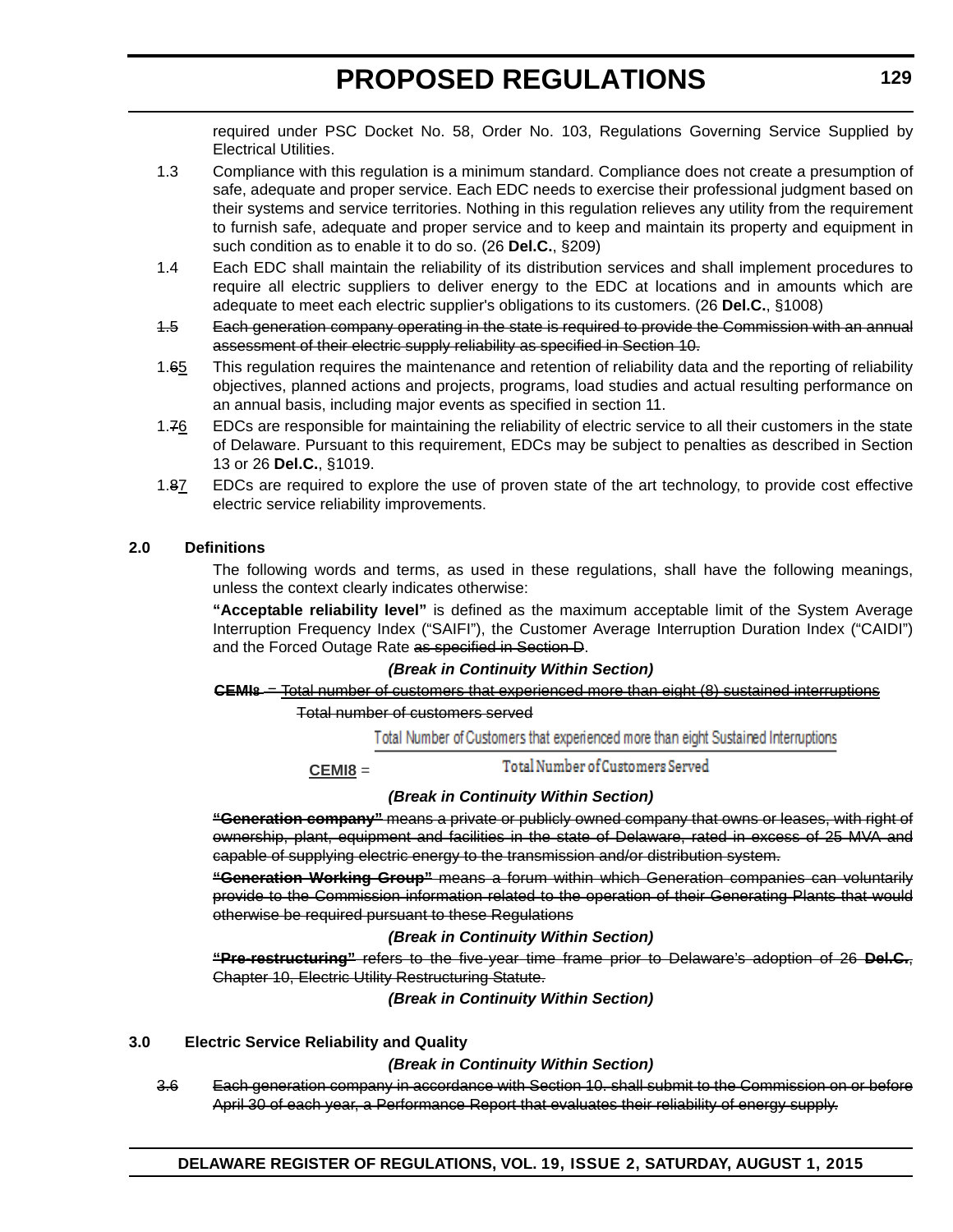required under PSC Docket No. 58, Order No. 103, Regulations Governing Service Supplied by Electrical Utilities.

1.3 Compliance with this regulation is a minimum standard. Compliance does not create a presumption of safe, adequate and proper service. Each EDC needs to exercise their professional judgment based on their systems and service territories. Nothing in this regulation relieves any utility from the requirement to furnish safe, adequate and proper service and to keep and maintain its property and equipment in such condition as to enable it to do so. (26 **Del.C.**, §209)

1.4 Each EDC shall maintain the reliability of its distribution services and shall implement procedures to require all electric suppliers to deliver energy to the EDC at locations and in amounts which are adequate to meet each electric supplier's obligations to its customers. (26 **Del.C.**, §1008)

~~1.5 Each generation company operating in the state is required to provide the Commission with an annual assessment of their electric supply reliability as specified in Section 10.~~

1.~~6~~5 This regulation requires the maintenance and retention of reliability data and the reporting of reliability objectives, planned actions and projects, programs, load studies and actual resulting performance on an annual basis, including major events as specified in section 11.

1.~~7~~6 EDCs are responsible for maintaining the reliability of electric service to all their customers in the state of Delaware. Pursuant to this requirement, EDCs may be subject to penalties as described in Section 13 or 26 **Del.C.**, §1019.

1.~~8~~7 EDCs are required to explore the use of proven state of the art technology, to provide cost effective electric service reliability improvements.

## 2.0 Definitions

The following words and terms, as used in these regulations, shall have the following meanings, unless the context clearly indicates otherwise:

**"Acceptable reliability level"** is defined as the maximum acceptable limit of the System Average Interruption Frequency Index ("SAIFI"), the Customer Average Interruption Duration Index ("CAIDI") and the Forced Outage Rate ~~as specified in Section D~~.

***(Break in Continuity Within Section)***

~~**CEMI8** = Total number of customers that experienced more than eight (8) sustained interruptions / Total number of customers served~~

$$\text{CEMI8} = \frac{\text{Total Number of Customers that experienced more than eight Sustained Interruptions}}{\text{Total Number of Customers Served}}$$

***(Break in Continuity Within Section)***

~~**"Generation company"** means a private or publicly owned company that owns or leases, with right of ownership, plant, equipment and facilities in the state of Delaware, rated in excess of 25 MVA and capable of supplying electric energy to the transmission and/or distribution system.~~

~~**"Generation Working Group"** means a forum within which Generation companies can voluntarily provide to the Commission information related to the operation of their Generating Plants that would otherwise be required pursuant to these Regulations~~

***(Break in Continuity Within Section)***

~~**"Pre-restructuring"** refers to the five-year time frame prior to Delaware's adoption of 26 **Del.C.**, Chapter 10, Electric Utility Restructuring Statute.~~

***(Break in Continuity Within Section)***

## 3.0 Electric Service Reliability and Quality

***(Break in Continuity Within Section)***

~~3.6 Each generation company in accordance with Section 10. shall submit to the Commission on or before April 30 of each year, a Performance Report that evaluates their reliability of energy supply.~~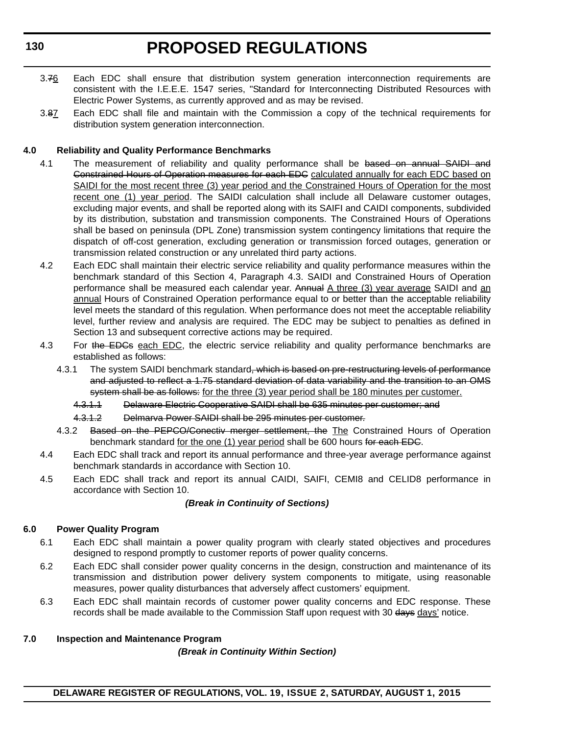3.~~7~~<u>6</u> Each EDC shall ensure that distribution system generation interconnection requirements are consistent with the I.E.E.E. 1547 series, "Standard for Interconnecting Distributed Resources with Electric Power Systems, as currently approved and as may be revised.

3.~~8~~<u>7</u> Each EDC shall file and maintain with the Commission a copy of the technical requirements for distribution system generation interconnection.

**4.0 Reliability and Quality Performance Benchmarks**

4.1 The measurement of reliability and quality performance shall be ~~based on annual SAIDI and Constrained Hours of Operation measures for each EDC~~ <u>calculated annually for each EDC based on SAIDI for the most recent three (3) year period and the Constrained Hours of Operation for the most recent one (1) year period</u>. The SAIDI calculation shall include all Delaware customer outages, excluding major events, and shall be reported along with its SAIFI and CAIDI components, subdivided by its distribution, substation and transmission components. The Constrained Hours of Operations shall be based on peninsula (DPL Zone) transmission system contingency limitations that require the dispatch of off-cost generation, excluding generation or transmission forced outages, generation or transmission related construction or any unrelated third party actions.

4.2 Each EDC shall maintain their electric service reliability and quality performance measures within the benchmark standard of this Section 4, Paragraph 4.3. SAIDI and Constrained Hours of Operation performance shall be measured each calendar year. ~~Annual~~ <u>A three (3) year average</u> SAIDI and <u>an annual</u> Hours of Constrained Operation performance equal to or better than the acceptable reliability level meets the standard of this regulation. When performance does not meet the acceptable reliability level, further review and analysis are required. The EDC may be subject to penalties as defined in Section 13 and subsequent corrective actions may be required.

4.3 For ~~the EDCs~~ <u>each EDC</u>, the electric service reliability and quality performance benchmarks are established as follows:

4.3.1 The system SAIDI benchmark standard~~, which is based on pre-restructuring levels of performance and adjusted to reflect a 1.75 standard deviation of data variability and the transition to an OMS system shall be as follows:~~ <u>for the three (3) year period shall be 180 minutes per customer.</u>

~~4.3.1.1 Delaware Electric Cooperative SAIDI shall be 635 minutes per customer; and~~

~~4.3.1.2 Delmarva Power SAIDI shall be 295 minutes per customer.~~

4.3.2 ~~Based on the PEPCO/Conectiv merger settlement, the~~ <u>The</u> Constrained Hours of Operation benchmark standard <u>for the one (1) year period</u> shall be 600 hours ~~for each EDC~~.

4.4 Each EDC shall track and report its annual performance and three-year average performance against benchmark standards in accordance with Section 10.

4.5 Each EDC shall track and report its annual CAIDI, SAIFI, CEMI8 and CELID8 performance in accordance with Section 10.

***(Break in Continuity of Sections)***

**6.0 Power Quality Program**

6.1 Each EDC shall maintain a power quality program with clearly stated objectives and procedures designed to respond promptly to customer reports of power quality concerns.

6.2 Each EDC shall consider power quality concerns in the design, construction and maintenance of its transmission and distribution power delivery system components to mitigate, using reasonable measures, power quality disturbances that adversely affect customers' equipment.

6.3 Each EDC shall maintain records of customer power quality concerns and EDC response. These records shall be made available to the Commission Staff upon request with 30 ~~days~~ <u>days'</u> notice.

**7.0 Inspection and Maintenance Program**

***(Break in Continuity Within Section)***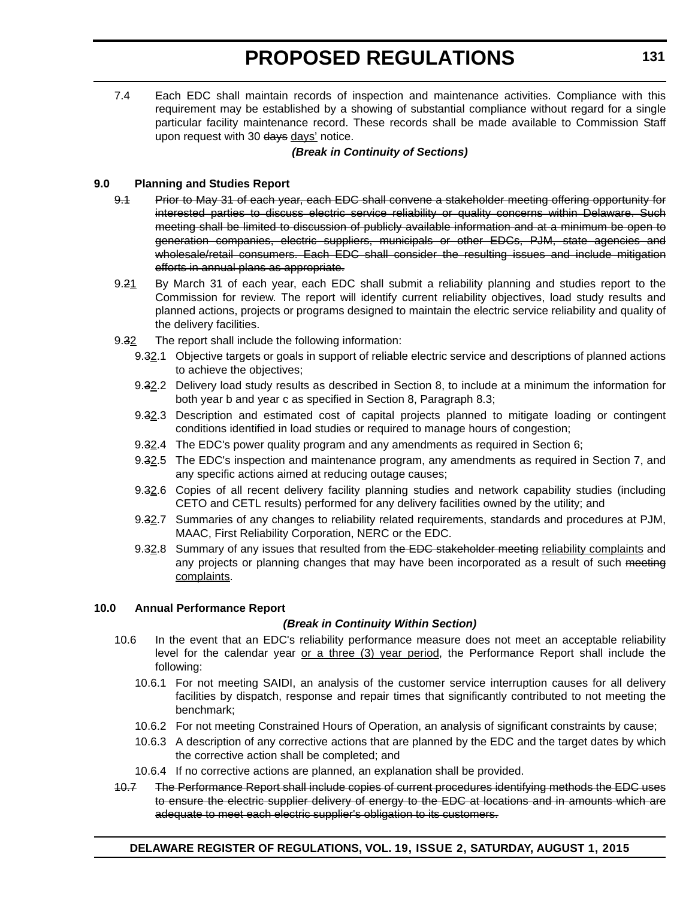7.4 Each EDC shall maintain records of inspection and maintenance activities. Compliance with this requirement may be established by a showing of substantial compliance without regard for a single particular facility maintenance record. These records shall be made available to Commission Staff upon request with 30 ~~days~~ days' notice.

***(Break in Continuity of Sections)***

**9.0 Planning and Studies Report**

~~9.1 Prior to May 31 of each year, each EDC shall convene a stakeholder meeting offering opportunity for interested parties to discuss electric service reliability or quality concerns within Delaware. Such meeting shall be limited to discussion of publicly available information and at a minimum be open to generation companies, electric suppliers, municipals or other EDCs, PJM, state agencies and wholesale/retail consumers. Each EDC shall consider the resulting issues and include mitigation efforts in annual plans as appropriate.~~

9.~~2~~1 By March 31 of each year, each EDC shall submit a reliability planning and studies report to the Commission for review. The report will identify current reliability objectives, load study results and planned actions, projects or programs designed to maintain the electric service reliability and quality of the delivery facilities.

9.~~3~~2 The report shall include the following information:

9.~~3~~2.1 Objective targets or goals in support of reliable electric service and descriptions of planned actions to achieve the objectives;

9.~~3~~2.2 Delivery load study results as described in Section 8, to include at a minimum the information for both year b and year c as specified in Section 8, Paragraph 8.3;

9.~~3~~2.3 Description and estimated cost of capital projects planned to mitigate loading or contingent conditions identified in load studies or required to manage hours of congestion;

9.~~3~~2.4 The EDC's power quality program and any amendments as required in Section 6;

9.~~3~~2.5 The EDC's inspection and maintenance program, any amendments as required in Section 7, and any specific actions aimed at reducing outage causes;

9.~~3~~2.6 Copies of all recent delivery facility planning studies and network capability studies (including CETO and CETL results) performed for any delivery facilities owned by the utility; and

9.~~3~~2.7 Summaries of any changes to reliability related requirements, standards and procedures at PJM, MAAC, First Reliability Corporation, NERC or the EDC.

9.~~3~~2.8 Summary of any issues that resulted from ~~the EDC stakeholder meeting~~ reliability complaints and any projects or planning changes that may have been incorporated as a result of such ~~meeting~~ complaints.

**10.0 Annual Performance Report**

***(Break in Continuity Within Section)***

10.6 In the event that an EDC's reliability performance measure does not meet an acceptable reliability level for the calendar year or a three (3) year period, the Performance Report shall include the following:

10.6.1 For not meeting SAIDI, an analysis of the customer service interruption causes for all delivery facilities by dispatch, response and repair times that significantly contributed to not meeting the benchmark;

10.6.2 For not meeting Constrained Hours of Operation, an analysis of significant constraints by cause;

10.6.3 A description of any corrective actions that are planned by the EDC and the target dates by which the corrective action shall be completed; and

10.6.4 If no corrective actions are planned, an explanation shall be provided.

~~10.7 The Performance Report shall include copies of current procedures identifying methods the EDC uses to ensure the electric supplier delivery of energy to the EDC at locations and in amounts which are adequate to meet each electric supplier's obligation to its customers.~~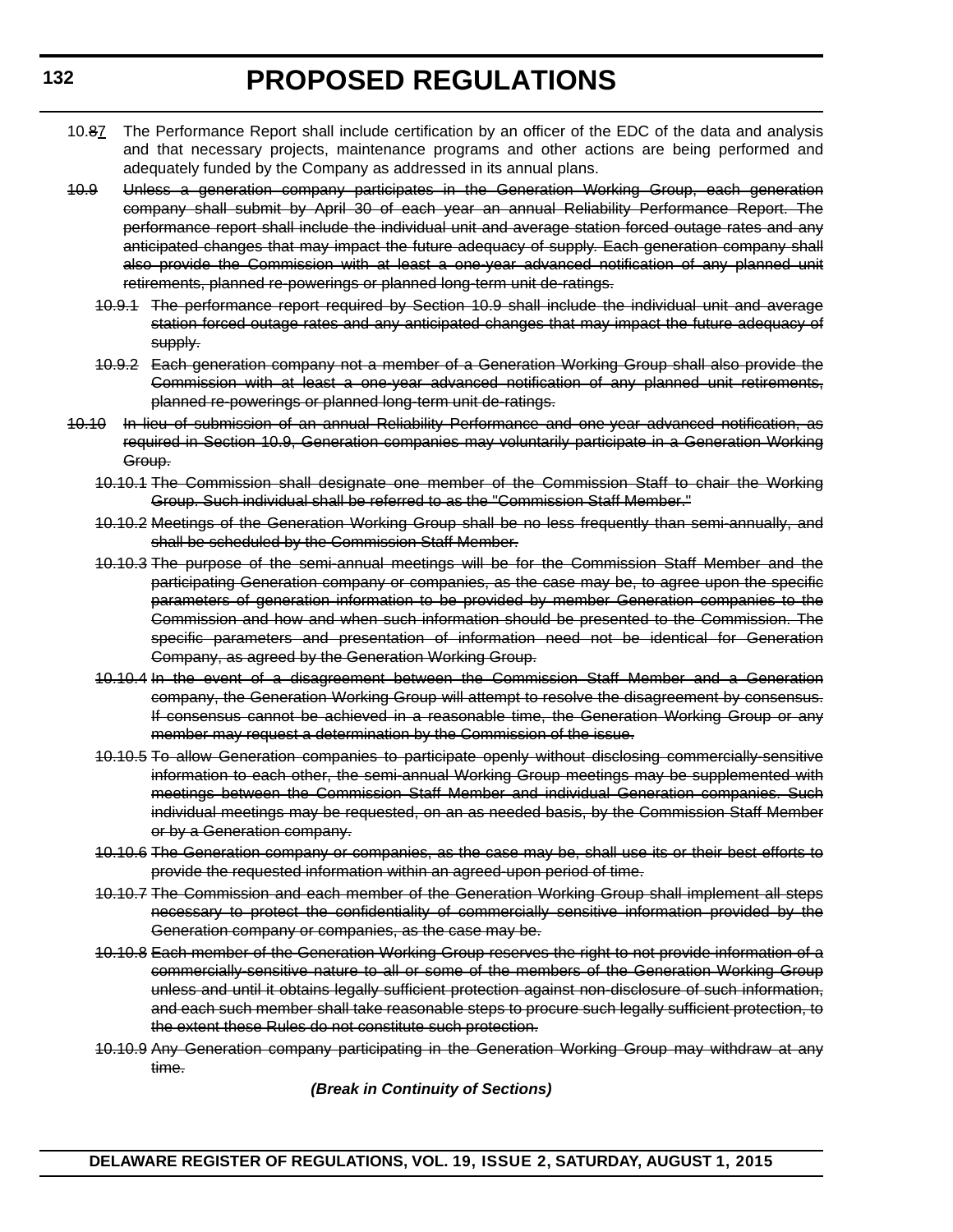10.~~8~~7 The Performance Report shall include certification by an officer of the EDC of the data and analysis and that necessary projects, maintenance programs and other actions are being performed and adequately funded by the Company as addressed in its annual plans.

~~10.9 Unless a generation company participates in the Generation Working Group, each generation company shall submit by April 30 of each year an annual Reliability Performance Report. The performance report shall include the individual unit and average station forced outage rates and any anticipated changes that may impact the future adequacy of supply. Each generation company shall also provide the Commission with at least a one-year advanced notification of any planned unit retirements, planned re-powerings or planned long-term unit de-ratings.~~

~~10.9.1 The performance report required by Section 10.9 shall include the individual unit and average station forced outage rates and any anticipated changes that may impact the future adequacy of supply.~~

~~10.9.2 Each generation company not a member of a Generation Working Group shall also provide the Commission with at least a one-year advanced notification of any planned unit retirements, planned re-powerings or planned long-term unit de-ratings.~~

~~10.10 In lieu of submission of an annual Reliability Performance and one-year advanced notification, as required in Section 10.9, Generation companies may voluntarily participate in a Generation Working Group.~~

~~10.10.1 The Commission shall designate one member of the Commission Staff to chair the Working Group. Such individual shall be referred to as the "Commission Staff Member."~~

~~10.10.2 Meetings of the Generation Working Group shall be no less frequently than semi-annually, and shall be scheduled by the Commission Staff Member.~~

~~10.10.3 The purpose of the semi-annual meetings will be for the Commission Staff Member and the participating Generation company or companies, as the case may be, to agree upon the specific parameters of generation information to be provided by member Generation companies to the Commission and how and when such information should be presented to the Commission. The specific parameters and presentation of information need not be identical for Generation Company, as agreed by the Generation Working Group.~~

~~10.10.4 In the event of a disagreement between the Commission Staff Member and a Generation company, the Generation Working Group will attempt to resolve the disagreement by consensus. If consensus cannot be achieved in a reasonable time, the Generation Working Group or any member may request a determination by the Commission of the issue.~~

~~10.10.5 To allow Generation companies to participate openly without disclosing commercially-sensitive information to each other, the semi-annual Working Group meetings may be supplemented with meetings between the Commission Staff Member and individual Generation companies. Such individual meetings may be requested, on an as needed basis, by the Commission Staff Member or by a Generation company.~~

~~10.10.6 The Generation company or companies, as the case may be, shall use its or their best efforts to provide the requested information within an agreed-upon period of time.~~

~~10.10.7 The Commission and each member of the Generation Working Group shall implement all steps necessary to protect the confidentiality of commercially sensitive information provided by the Generation company or companies, as the case may be.~~

~~10.10.8 Each member of the Generation Working Group reserves the right to not provide information of a commercially-sensitive nature to all or some of the members of the Generation Working Group unless and until it obtains legally sufficient protection against non-disclosure of such information, and each such member shall take reasonable steps to procure such legally sufficient protection, to the extent these Rules do not constitute such protection.~~

~~10.10.9 Any Generation company participating in the Generation Working Group may withdraw at any time.~~

***(Break in Continuity of Sections)***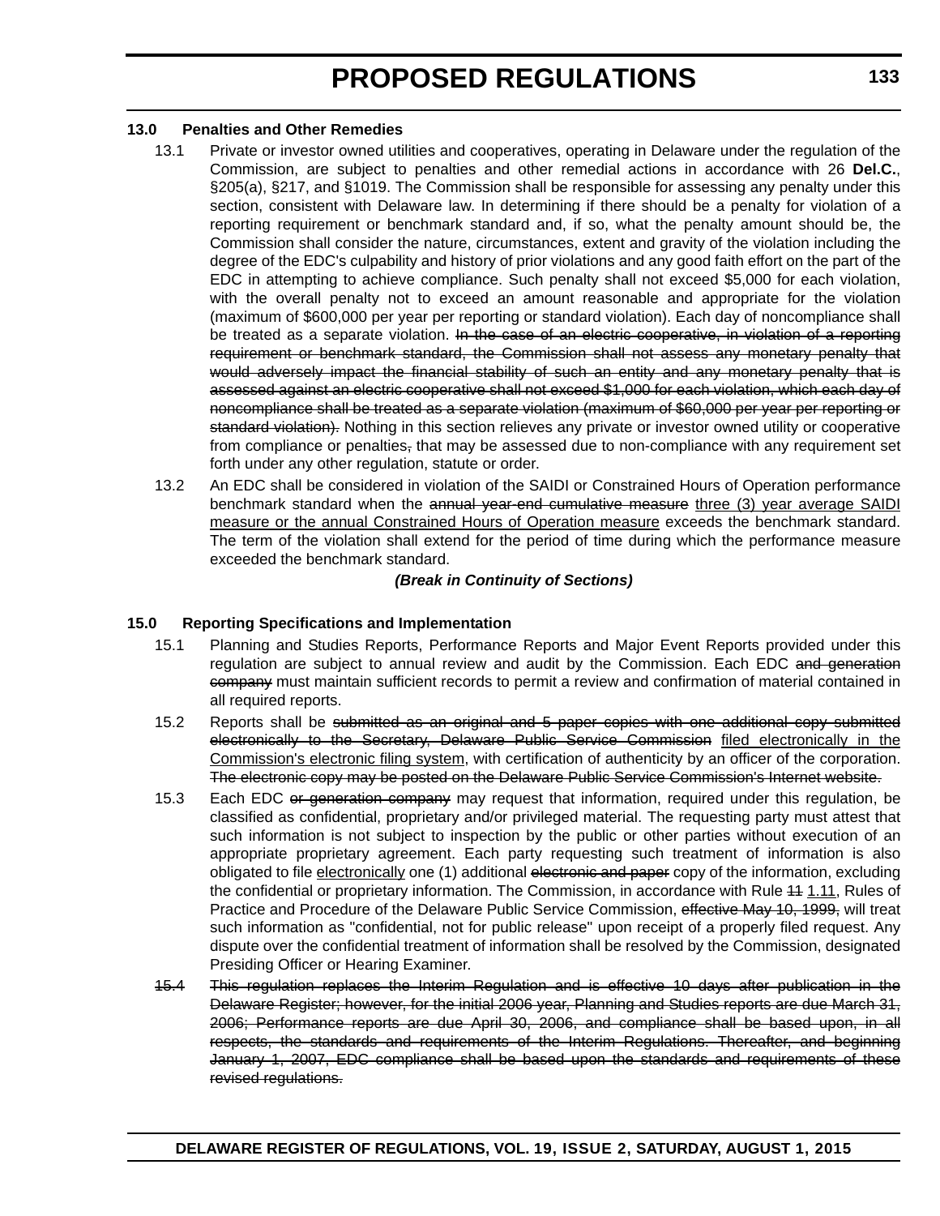### 13.0 Penalties and Other Remedies

13.1 Private or investor owned utilities and cooperatives, operating in Delaware under the regulation of the Commission, are subject to penalties and other remedial actions in accordance with 26 **Del.C.**, §205(a), §217, and §1019. The Commission shall be responsible for assessing any penalty under this section, consistent with Delaware law. In determining if there should be a penalty for violation of a reporting requirement or benchmark standard and, if so, what the penalty amount should be, the Commission shall consider the nature, circumstances, extent and gravity of the violation including the degree of the EDC's culpability and history of prior violations and any good faith effort on the part of the EDC in attempting to achieve compliance. Such penalty shall not exceed $5,000 for each violation, with the overall penalty not to exceed an amount reasonable and appropriate for the violation (maximum of $600,000 per year per reporting or standard violation). Each day of noncompliance shall be treated as a separate violation. ~~In the case of an electric cooperative, in violation of a reporting requirement or benchmark standard, the Commission shall not assess any monetary penalty that would adversely impact the financial stability of such an entity and any monetary penalty that is assessed against an electric cooperative shall not exceed $1,000 for each violation, which each day of noncompliance shall be treated as a separate violation (maximum of $60,000 per year per reporting or standard violation).~~ Nothing in this section relieves any private or investor owned utility or cooperative from compliance or penalties~~,~~ that may be assessed due to non-compliance with any requirement set forth under any other regulation, statute or order.

13.2 An EDC shall be considered in violation of the SAIDI or Constrained Hours of Operation performance benchmark standard when the ~~annual year-end cumulative measure~~ <u>three (3) year average SAIDI measure or the annual Constrained Hours of Operation measure</u> exceeds the benchmark standard. The term of the violation shall extend for the period of time during which the performance measure exceeded the benchmark standard.

***(Break in Continuity of Sections)***

### 15.0 Reporting Specifications and Implementation

15.1 Planning and Studies Reports, Performance Reports and Major Event Reports provided under this regulation are subject to annual review and audit by the Commission. Each EDC ~~and generation company~~ must maintain sufficient records to permit a review and confirmation of material contained in all required reports.

15.2 Reports shall be ~~submitted as an original and 5 paper copies with one additional copy submitted electronically to the Secretary, Delaware Public Service Commission~~ <u>filed electronically in the Commission's electronic filing system</u>, with certification of authenticity by an officer of the corporation. ~~The electronic copy may be posted on the Delaware Public Service Commission's Internet website.~~

15.3 Each EDC ~~or generation company~~ may request that information, required under this regulation, be classified as confidential, proprietary and/or privileged material. The requesting party must attest that such information is not subject to inspection by the public or other parties without execution of an appropriate proprietary agreement. Each party requesting such treatment of information is also obligated to file <u>electronically</u> one (1) additional ~~electronic and paper~~ copy of the information, excluding the confidential or proprietary information. The Commission, in accordance with Rule ~~11~~ <u>1.11</u>, Rules of Practice and Procedure of the Delaware Public Service Commission, ~~effective May 10, 1999,~~ will treat such information as "confidential, not for public release" upon receipt of a properly filed request. Any dispute over the confidential treatment of information shall be resolved by the Commission, designated Presiding Officer or Hearing Examiner.

~~15.4 This regulation replaces the Interim Regulation and is effective 10 days after publication in the Delaware Register; however, for the initial 2006 year, Planning and Studies reports are due March 31, 2006; Performance reports are due April 30, 2006, and compliance shall be based upon, in all respects, the standards and requirements of the Interim Regulations. Thereafter, and beginning January 1, 2007, EDC compliance shall be based upon the standards and requirements of these revised regulations.~~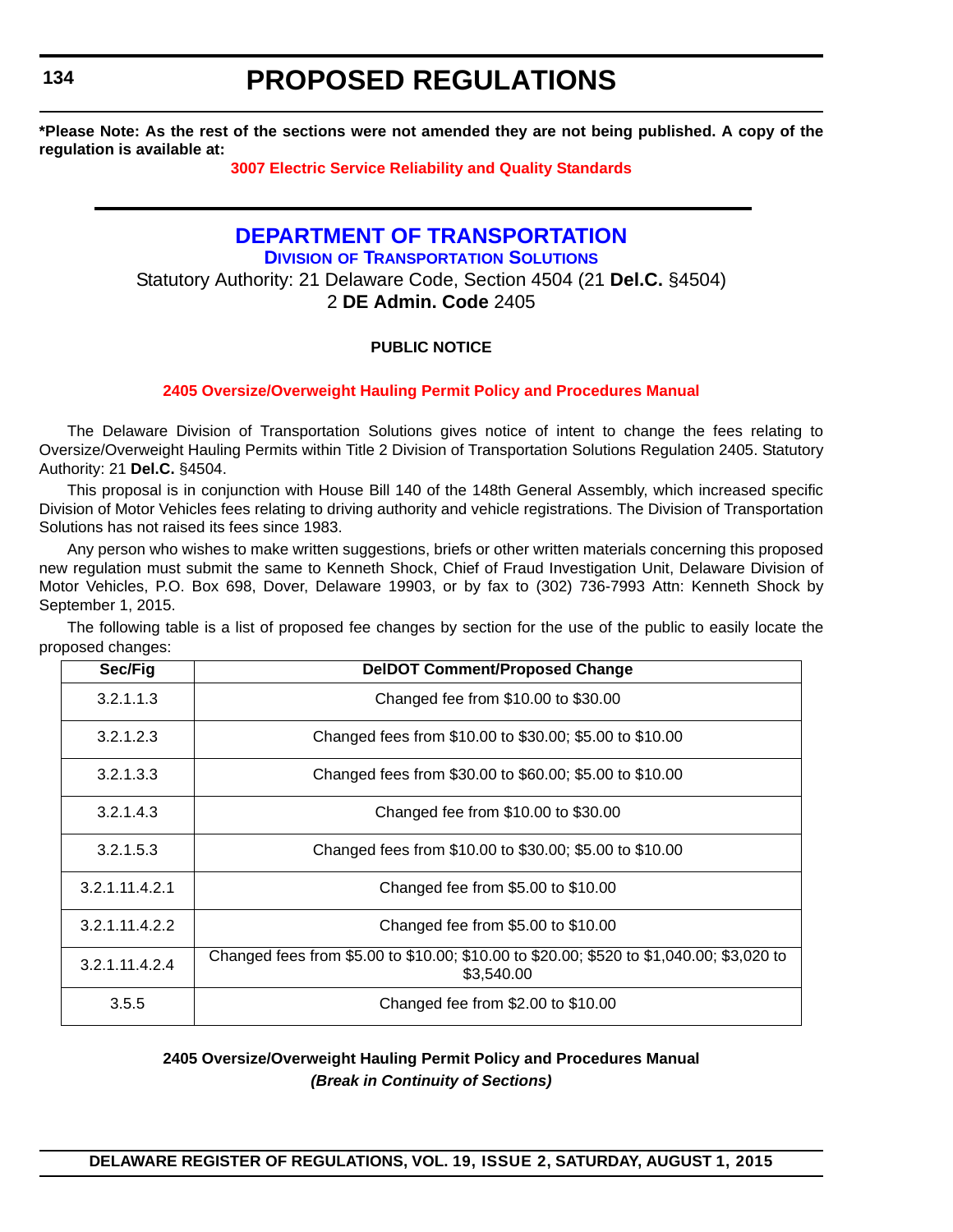**\*Please Note: As the rest of the sections were not amended they are not being published. A copy of the regulation is available at:**

**3007 Electric Service Reliability and Quality Standards**

# DEPARTMENT OF TRANSPORTATION

## DIVISION OF TRANSPORTATION SOLUTIONS

Statutory Authority: 21 Delaware Code, Section 4504 (21 **Del.C.** §4504)
2 **DE Admin. Code** 2405

**PUBLIC NOTICE**

**2405 Oversize/Overweight Hauling Permit Policy and Procedures Manual**

The Delaware Division of Transportation Solutions gives notice of intent to change the fees relating to Oversize/Overweight Hauling Permits within Title 2 Division of Transportation Solutions Regulation 2405. Statutory Authority: 21 **Del.C.** §4504.

This proposal is in conjunction with House Bill 140 of the 148th General Assembly, which increased specific Division of Motor Vehicles fees relating to driving authority and vehicle registrations. The Division of Transportation Solutions has not raised its fees since 1983.

Any person who wishes to make written suggestions, briefs or other written materials concerning this proposed new regulation must submit the same to Kenneth Shock, Chief of Fraud Investigation Unit, Delaware Division of Motor Vehicles, P.O. Box 698, Dover, Delaware 19903, or by fax to (302) 736-7993 Attn: Kenneth Shock by September 1, 2015.

The following table is a list of proposed fee changes by section for the use of the public to easily locate the proposed changes:

| Sec/Fig | DelDOT Comment/Proposed Change |
|---|---|
| 3.2.1.1.3 | Changed fee from $10.00 to $30.00 |
| 3.2.1.2.3 | Changed fees from $10.00 to $30.00; $5.00 to $10.00 |
| 3.2.1.3.3 | Changed fees from $30.00 to $60.00; $5.00 to $10.00 |
| 3.2.1.4.3 | Changed fee from $10.00 to $30.00 |
| 3.2.1.5.3 | Changed fees from $10.00 to $30.00; $5.00 to $10.00 |
| 3.2.1.11.4.2.1 | Changed fee from $5.00 to $10.00 |
| 3.2.1.11.4.2.2 | Changed fee from $5.00 to $10.00 |
| 3.2.1.11.4.2.4 | Changed fees from $5.00 to $10.00; $10.00 to $20.00; $520 to $1,040.00; $3,020 to $3,540.00 |
| 3.5.5 | Changed fee from $2.00 to $10.00 |

**2405 Oversize/Overweight Hauling Permit Policy and Procedures Manual**
***(Break in Continuity of Sections)***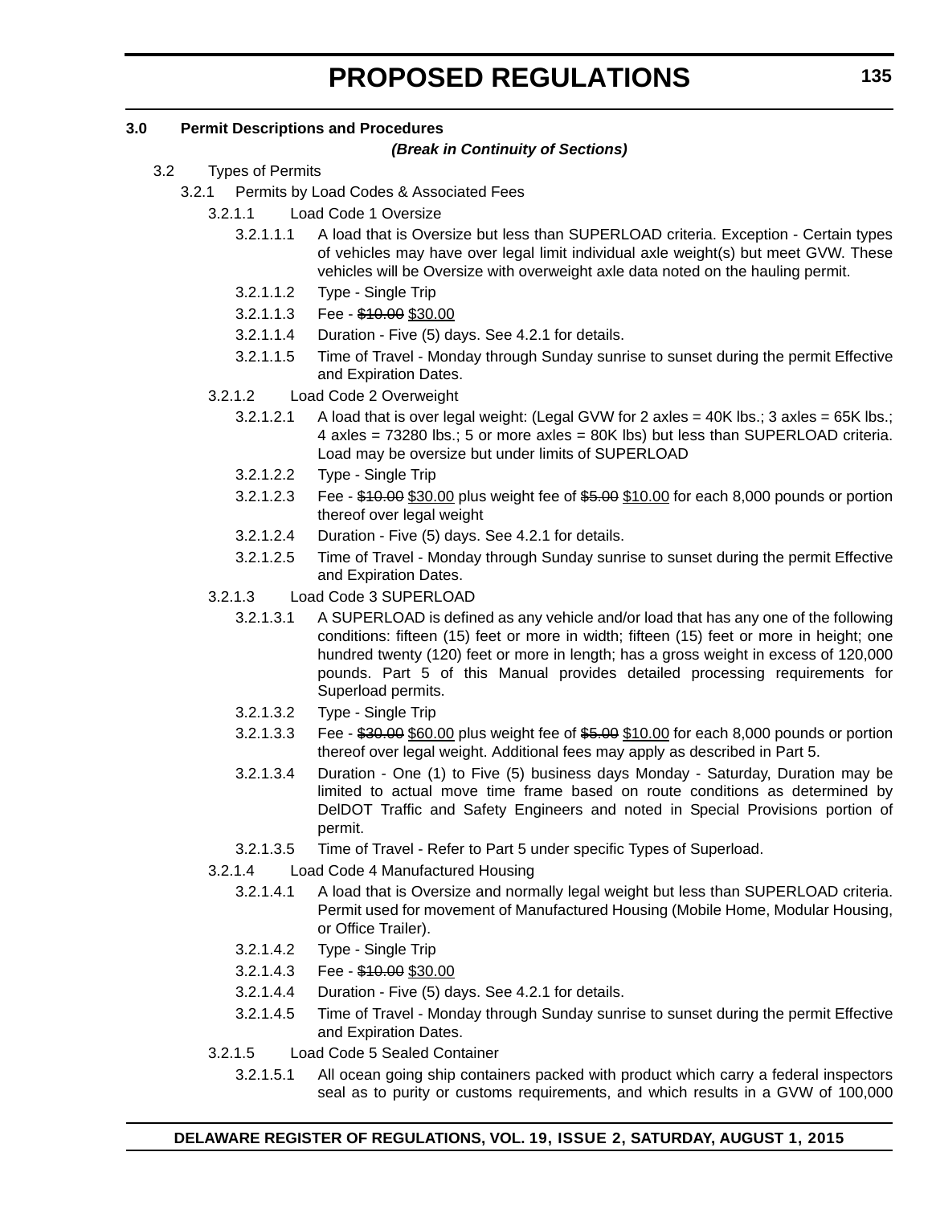**3.0 Permit Descriptions and Procedures**

***(Break in Continuity of Sections)***

3.2 Types of Permits

3.2.1 Permits by Load Codes & Associated Fees

3.2.1.1 Load Code 1 Oversize

3.2.1.1.1 A load that is Oversize but less than SUPERLOAD criteria. Exception - Certain types of vehicles may have over legal limit individual axle weight(s) but meet GVW. These vehicles will be Oversize with overweight axle data noted on the hauling permit.

3.2.1.1.2 Type - Single Trip

3.2.1.1.3 Fee - ~~$10.00~~ <u>$30.00</u>

3.2.1.1.4 Duration - Five (5) days. See 4.2.1 for details.

3.2.1.1.5 Time of Travel - Monday through Sunday sunrise to sunset during the permit Effective and Expiration Dates.

3.2.1.2 Load Code 2 Overweight

3.2.1.2.1 A load that is over legal weight: (Legal GVW for 2 axles = 40K lbs.; 3 axles = 65K lbs.; 4 axles = 73280 lbs.; 5 or more axles = 80K lbs) but less than SUPERLOAD criteria. Load may be oversize but under limits of SUPERLOAD

3.2.1.2.2 Type - Single Trip

3.2.1.2.3 Fee - ~~$10.00~~ <u>$30.00</u> plus weight fee of ~~$5.00~~ <u>$10.00</u> for each 8,000 pounds or portion thereof over legal weight

3.2.1.2.4 Duration - Five (5) days. See 4.2.1 for details.

3.2.1.2.5 Time of Travel - Monday through Sunday sunrise to sunset during the permit Effective and Expiration Dates.

3.2.1.3 Load Code 3 SUPERLOAD

3.2.1.3.1 A SUPERLOAD is defined as any vehicle and/or load that has any one of the following conditions: fifteen (15) feet or more in width; fifteen (15) feet or more in height; one hundred twenty (120) feet or more in length; has a gross weight in excess of 120,000 pounds. Part 5 of this Manual provides detailed processing requirements for Superload permits.

3.2.1.3.2 Type - Single Trip

3.2.1.3.3 Fee - ~~$30.00~~ <u>$60.00</u> plus weight fee of ~~$5.00~~ <u>$10.00</u> for each 8,000 pounds or portion thereof over legal weight. Additional fees may apply as described in Part 5.

3.2.1.3.4 Duration - One (1) to Five (5) business days Monday - Saturday, Duration may be limited to actual move time frame based on route conditions as determined by DelDOT Traffic and Safety Engineers and noted in Special Provisions portion of permit.

3.2.1.3.5 Time of Travel - Refer to Part 5 under specific Types of Superload.

3.2.1.4 Load Code 4 Manufactured Housing

3.2.1.4.1 A load that is Oversize and normally legal weight but less than SUPERLOAD criteria. Permit used for movement of Manufactured Housing (Mobile Home, Modular Housing, or Office Trailer).

3.2.1.4.2 Type - Single Trip

3.2.1.4.3 Fee - ~~$10.00~~ <u>$30.00</u>

3.2.1.4.4 Duration - Five (5) days. See 4.2.1 for details.

3.2.1.4.5 Time of Travel - Monday through Sunday sunrise to sunset during the permit Effective and Expiration Dates.

3.2.1.5 Load Code 5 Sealed Container

3.2.1.5.1 All ocean going ship containers packed with product which carry a federal inspectors seal as to purity or customs requirements, and which results in a GVW of 100,000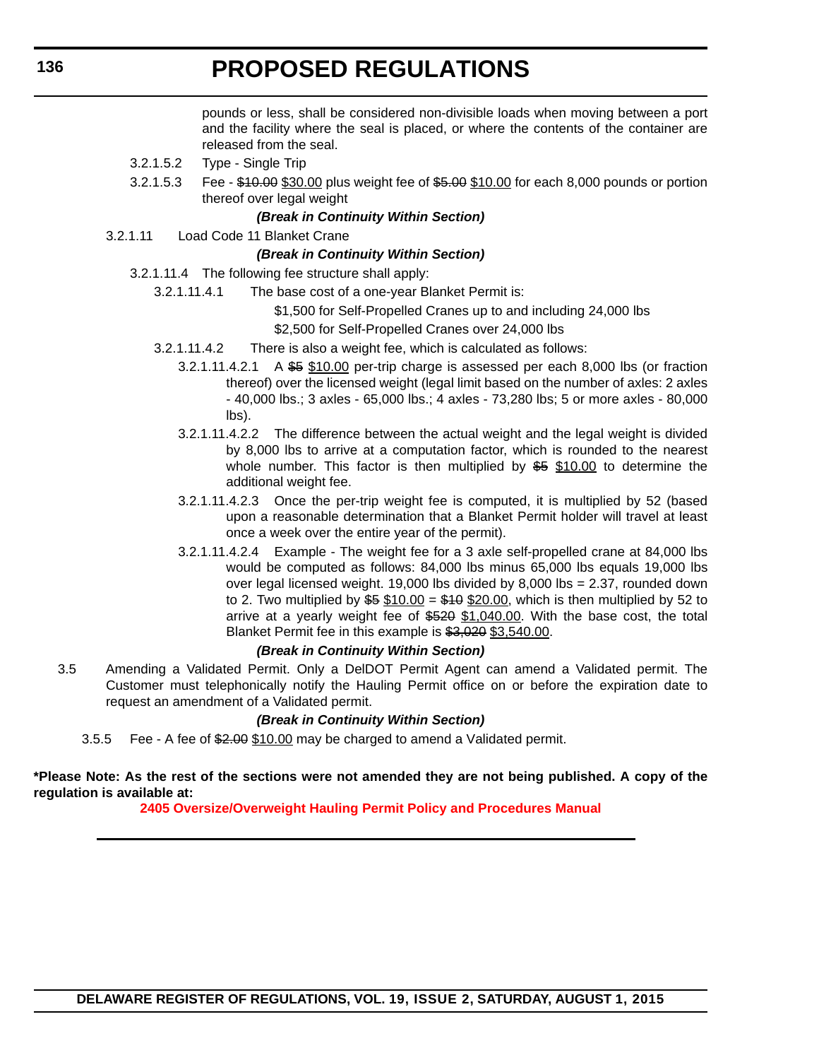pounds or less, shall be considered non-divisible loads when moving between a port and the facility where the seal is placed, or where the contents of the container are released from the seal.

3.2.1.5.2 Type - Single Trip

3.2.1.5.3 Fee - ~~$10.00~~ $30.00 plus weight fee of ~~$5.00~~ $10.00 for each 8,000 pounds or portion thereof over legal weight

***(Break in Continuity Within Section)***

3.2.1.11 Load Code 11 Blanket Crane

***(Break in Continuity Within Section)***

3.2.1.11.4 The following fee structure shall apply:

3.2.1.11.4.1 The base cost of a one-year Blanket Permit is:

$1,500 for Self-Propelled Cranes up to and including 24,000 lbs

$2,500 for Self-Propelled Cranes over 24,000 lbs

3.2.1.11.4.2 There is also a weight fee, which is calculated as follows:

3.2.1.11.4.2.1 A ~~$5~~ $10.00 per-trip charge is assessed per each 8,000 lbs (or fraction thereof) over the licensed weight (legal limit based on the number of axles: 2 axles - 40,000 lbs.; 3 axles - 65,000 lbs.; 4 axles - 73,280 lbs; 5 or more axles - 80,000 lbs).

3.2.1.11.4.2.2 The difference between the actual weight and the legal weight is divided by 8,000 lbs to arrive at a computation factor, which is rounded to the nearest whole number. This factor is then multiplied by ~~$5~~ $10.00 to determine the additional weight fee.

3.2.1.11.4.2.3 Once the per-trip weight fee is computed, it is multiplied by 52 (based upon a reasonable determination that a Blanket Permit holder will travel at least once a week over the entire year of the permit).

3.2.1.11.4.2.4 Example - The weight fee for a 3 axle self-propelled crane at 84,000 lbs would be computed as follows: 84,000 lbs minus 65,000 lbs equals 19,000 lbs over legal licensed weight. 19,000 lbs divided by 8,000 lbs = 2.37, rounded down to 2. Two multiplied by ~~$5~~ $10.00 = ~~$10~~ $20.00, which is then multiplied by 52 to arrive at a yearly weight fee of ~~$520~~ $1,040.00. With the base cost, the total Blanket Permit fee in this example is ~~$3,020~~ $3,540.00.

***(Break in Continuity Within Section)***

3.5 Amending a Validated Permit. Only a DelDOT Permit Agent can amend a Validated permit. The Customer must telephonically notify the Hauling Permit office on or before the expiration date to request an amendment of a Validated permit.

***(Break in Continuity Within Section)***

3.5.5 Fee - A fee of ~~$2.00~~ $10.00 may be charged to amend a Validated permit.

**\*Please Note: As the rest of the sections were not amended they are not being published. A copy of the regulation is available at:**

**2405 Oversize/Overweight Hauling Permit Policy and Procedures Manual**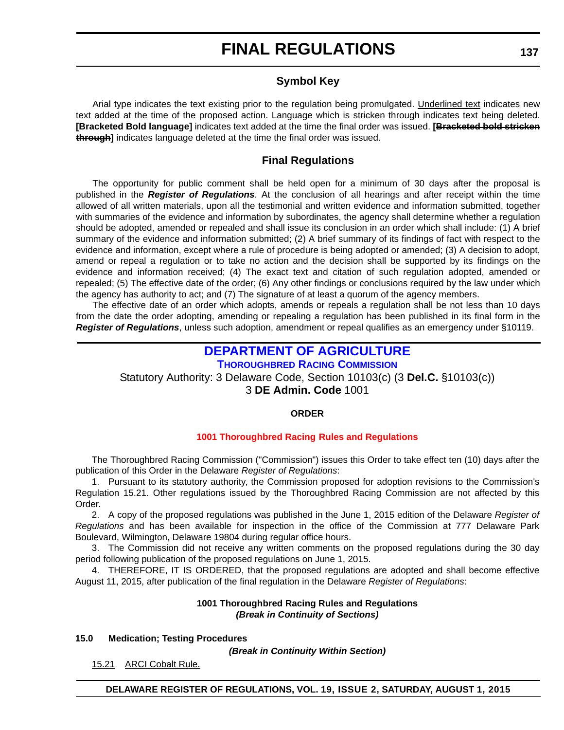# FINAL REGULATIONS

## Symbol Key

Arial type indicates the text existing prior to the regulation being promulgated. <u>Underlined text</u> indicates new text added at the time of the proposed action. Language which is ~~stricken~~ through indicates text being deleted. **[Bracketed Bold language]** indicates text added at the time the final order was issued. **[~~Bracketed bold stricken through~~]** indicates language deleted at the time the final order was issued.

## Final Regulations

The opportunity for public comment shall be held open for a minimum of 30 days after the proposal is published in the ***Register of Regulations***. At the conclusion of all hearings and after receipt within the time allowed of all written materials, upon all the testimonial and written evidence and information submitted, together with summaries of the evidence and information by subordinates, the agency shall determine whether a regulation should be adopted, amended or repealed and shall issue its conclusion in an order which shall include: (1) A brief summary of the evidence and information submitted; (2) A brief summary of its findings of fact with respect to the evidence and information, except where a rule of procedure is being adopted or amended; (3) A decision to adopt, amend or repeal a regulation or to take no action and the decision shall be supported by its findings on the evidence and information received; (4) The exact text and citation of such regulation adopted, amended or repealed; (5) The effective date of the order; (6) Any other findings or conclusions required by the law under which the agency has authority to act; and (7) The signature of at least a quorum of the agency members.

The effective date of an order which adopts, amends or repeals a regulation shall be not less than 10 days from the date the order adopting, amending or repealing a regulation has been published in its final form in the ***Register of Regulations***, unless such adoption, amendment or repeal qualifies as an emergency under §10119.

## DEPARTMENT OF AGRICULTURE

### THOROUGHBRED RACING COMMISSION

Statutory Authority: 3 Delaware Code, Section 10103(c) (3 **Del.C.** §10103(c))
3 **DE Admin. Code** 1001

**ORDER**

**1001 Thoroughbred Racing Rules and Regulations**

The Thoroughbred Racing Commission ("Commission") issues this Order to take effect ten (10) days after the publication of this Order in the Delaware *Register of Regulations*:

1. Pursuant to its statutory authority, the Commission proposed for adoption revisions to the Commission's Regulation 15.21. Other regulations issued by the Thoroughbred Racing Commission are not affected by this Order.

2. A copy of the proposed regulations was published in the June 1, 2015 edition of the Delaware *Register of Regulations* and has been available for inspection in the office of the Commission at 777 Delaware Park Boulevard, Wilmington, Delaware 19804 during regular office hours.

3. The Commission did not receive any written comments on the proposed regulations during the 30 day period following publication of the proposed regulations on June 1, 2015.

4. THEREFORE, IT IS ORDERED, that the proposed regulations are adopted and shall become effective August 11, 2015, after publication of the final regulation in the Delaware *Register of Regulations*:

**1001 Thoroughbred Racing Rules and Regulations**
***(Break in Continuity of Sections)***

**15.0 Medication; Testing Procedures**

***(Break in Continuity Within Section)***

<u>15.21 ARCI Cobalt Rule.</u>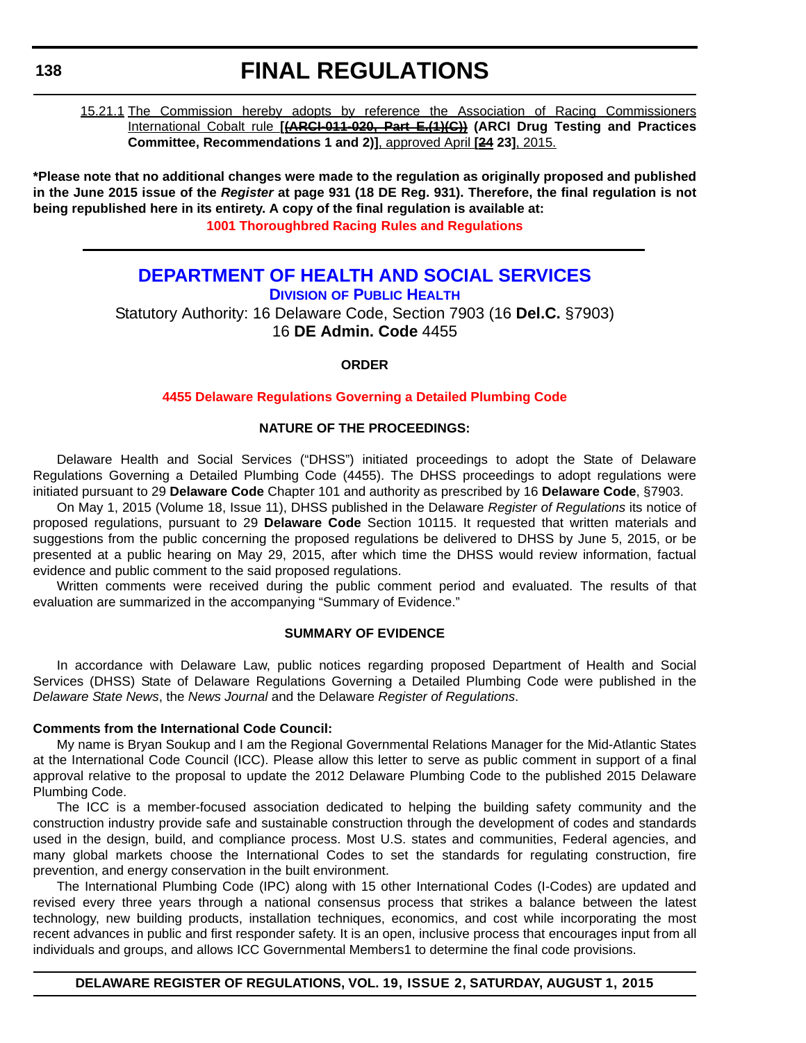15.21.1 The Commission hereby adopts by reference the Association of Racing Commissioners International Cobalt rule **[~~(ARCI-011-020, Part E.(1)(C))~~ (ARCI Drug Testing and Practices Committee, Recommendations 1 and 2)]**, approved April **[~~24~~ 23]**, 2015.

**\*Please note that no additional changes were made to the regulation as originally proposed and published in the June 2015 issue of the *Register* at page 931 (18 DE Reg. 931). Therefore, the final regulation is not being republished here in its entirety. A copy of the final regulation is available at:**

**1001 Thoroughbred Racing Rules and Regulations**

## DEPARTMENT OF HEALTH AND SOCIAL SERVICES

### DIVISION OF PUBLIC HEALTH

Statutory Authority: 16 Delaware Code, Section 7903 (16 **Del.C.** §7903)
16 **DE Admin. Code** 4455

**ORDER**

**4455 Delaware Regulations Governing a Detailed Plumbing Code**

**NATURE OF THE PROCEEDINGS:**

Delaware Health and Social Services ("DHSS") initiated proceedings to adopt the State of Delaware Regulations Governing a Detailed Plumbing Code (4455). The DHSS proceedings to adopt regulations were initiated pursuant to 29 **Delaware Code** Chapter 101 and authority as prescribed by 16 **Delaware Code**, §7903.

On May 1, 2015 (Volume 18, Issue 11), DHSS published in the Delaware *Register of Regulations* its notice of proposed regulations, pursuant to 29 **Delaware Code** Section 10115. It requested that written materials and suggestions from the public concerning the proposed regulations be delivered to DHSS by June 5, 2015, or be presented at a public hearing on May 29, 2015, after which time the DHSS would review information, factual evidence and public comment to the said proposed regulations.

Written comments were received during the public comment period and evaluated. The results of that evaluation are summarized in the accompanying "Summary of Evidence."

**SUMMARY OF EVIDENCE**

In accordance with Delaware Law, public notices regarding proposed Department of Health and Social Services (DHSS) State of Delaware Regulations Governing a Detailed Plumbing Code were published in the *Delaware State News*, the *News Journal* and the Delaware *Register of Regulations*.

**Comments from the International Code Council:**

My name is Bryan Soukup and I am the Regional Governmental Relations Manager for the Mid-Atlantic States at the International Code Council (ICC). Please allow this letter to serve as public comment in support of a final approval relative to the proposal to update the 2012 Delaware Plumbing Code to the published 2015 Delaware Plumbing Code.

The ICC is a member-focused association dedicated to helping the building safety community and the construction industry provide safe and sustainable construction through the development of codes and standards used in the design, build, and compliance process. Most U.S. states and communities, Federal agencies, and many global markets choose the International Codes to set the standards for regulating construction, fire prevention, and energy conservation in the built environment.

The International Plumbing Code (IPC) along with 15 other International Codes (I-Codes) are updated and revised every three years through a national consensus process that strikes a balance between the latest technology, new building products, installation techniques, economics, and cost while incorporating the most recent advances in public and first responder safety. It is an open, inclusive process that encourages input from all individuals and groups, and allows ICC Governmental Members1 to determine the final code provisions.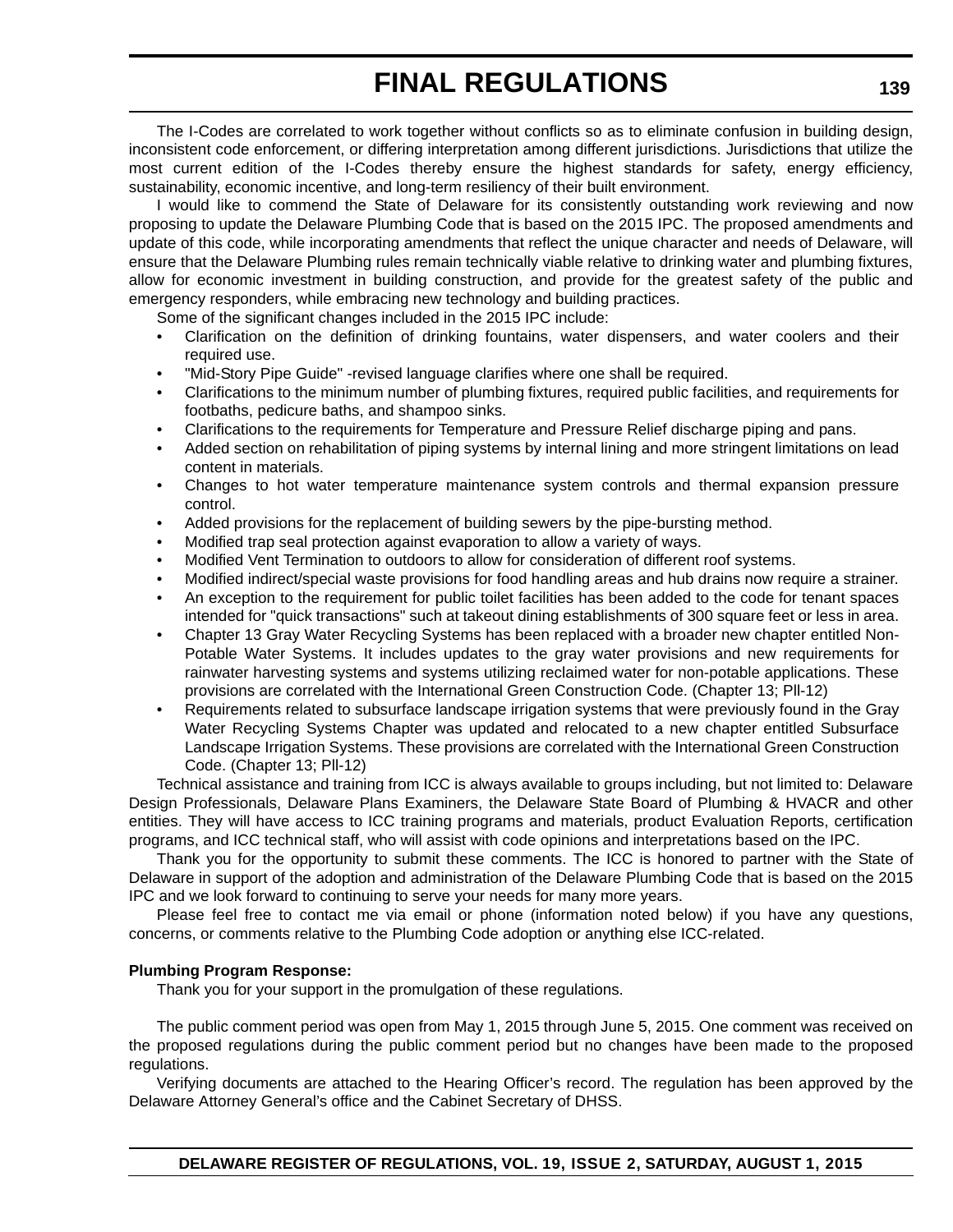The I-Codes are correlated to work together without conflicts so as to eliminate confusion in building design, inconsistent code enforcement, or differing interpretation among different jurisdictions. Jurisdictions that utilize the most current edition of the I-Codes thereby ensure the highest standards for safety, energy efficiency, sustainability, economic incentive, and long-term resiliency of their built environment.

I would like to commend the State of Delaware for its consistently outstanding work reviewing and now proposing to update the Delaware Plumbing Code that is based on the 2015 IPC. The proposed amendments and update of this code, while incorporating amendments that reflect the unique character and needs of Delaware, will ensure that the Delaware Plumbing rules remain technically viable relative to drinking water and plumbing fixtures, allow for economic investment in building construction, and provide for the greatest safety of the public and emergency responders, while embracing new technology and building practices.

Some of the significant changes included in the 2015 IPC include:

- Clarification on the definition of drinking fountains, water dispensers, and water coolers and their required use.
- "Mid-Story Pipe Guide" -revised language clarifies where one shall be required.
- Clarifications to the minimum number of plumbing fixtures, required public facilities, and requirements for footbaths, pedicure baths, and shampoo sinks.
- Clarifications to the requirements for Temperature and Pressure Relief discharge piping and pans.
- Added section on rehabilitation of piping systems by internal lining and more stringent limitations on lead content in materials.
- Changes to hot water temperature maintenance system controls and thermal expansion pressure control.
- Added provisions for the replacement of building sewers by the pipe-bursting method.
- Modified trap seal protection against evaporation to allow a variety of ways.
- Modified Vent Termination to outdoors to allow for consideration of different roof systems.
- Modified indirect/special waste provisions for food handling areas and hub drains now require a strainer.
- An exception to the requirement for public toilet facilities has been added to the code for tenant spaces intended for "quick transactions" such at takeout dining establishments of 300 square feet or less in area.
- Chapter 13 Gray Water Recycling Systems has been replaced with a broader new chapter entitled Non-Potable Water Systems. It includes updates to the gray water provisions and new requirements for rainwater harvesting systems and systems utilizing reclaimed water for non-potable applications. These provisions are correlated with the International Green Construction Code. (Chapter 13; Pll-12)
- Requirements related to subsurface landscape irrigation systems that were previously found in the Gray Water Recycling Systems Chapter was updated and relocated to a new chapter entitled Subsurface Landscape Irrigation Systems. These provisions are correlated with the International Green Construction Code. (Chapter 13; Pll-12)

Technical assistance and training from ICC is always available to groups including, but not limited to: Delaware Design Professionals, Delaware Plans Examiners, the Delaware State Board of Plumbing & HVACR and other entities. They will have access to ICC training programs and materials, product Evaluation Reports, certification programs, and ICC technical staff, who will assist with code opinions and interpretations based on the IPC.

Thank you for the opportunity to submit these comments. The ICC is honored to partner with the State of Delaware in support of the adoption and administration of the Delaware Plumbing Code that is based on the 2015 IPC and we look forward to continuing to serve your needs for many more years.

Please feel free to contact me via email or phone (information noted below) if you have any questions, concerns, or comments relative to the Plumbing Code adoption or anything else ICC-related.

**Plumbing Program Response:**

Thank you for your support in the promulgation of these regulations.

The public comment period was open from May 1, 2015 through June 5, 2015. One comment was received on the proposed regulations during the public comment period but no changes have been made to the proposed regulations.

Verifying documents are attached to the Hearing Officer's record. The regulation has been approved by the Delaware Attorney General's office and the Cabinet Secretary of DHSS.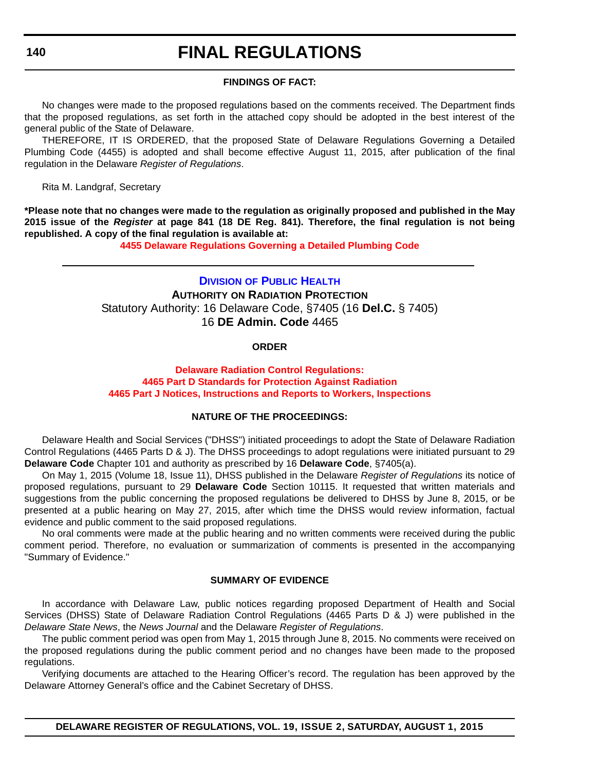**FINDINGS OF FACT:**

No changes were made to the proposed regulations based on the comments received. The Department finds that the proposed regulations, as set forth in the attached copy should be adopted in the best interest of the general public of the State of Delaware.

THEREFORE, IT IS ORDERED, that the proposed State of Delaware Regulations Governing a Detailed Plumbing Code (4455) is adopted and shall become effective August 11, 2015, after publication of the final regulation in the Delaware *Register of Regulations*.

Rita M. Landgraf, Secretary

**\*Please note that no changes were made to the regulation as originally proposed and published in the May 2015 issue of the *Register* at page 841 (18 DE Reg. 841). Therefore, the final regulation is not being republished. A copy of the final regulation is available at:**

**4455 Delaware Regulations Governing a Detailed Plumbing Code**

---

## DIVISION OF PUBLIC HEALTH

**AUTHORITY ON RADIATION PROTECTION**

Statutory Authority: 16 Delaware Code, §7405 (16 **Del.C.** § 7405)

16 **DE Admin. Code** 4465

**ORDER**

**Delaware Radiation Control Regulations:**
**4465 Part D Standards for Protection Against Radiation**
**4465 Part J Notices, Instructions and Reports to Workers, Inspections**

**NATURE OF THE PROCEEDINGS:**

Delaware Health and Social Services ("DHSS") initiated proceedings to adopt the State of Delaware Radiation Control Regulations (4465 Parts D & J). The DHSS proceedings to adopt regulations were initiated pursuant to 29 **Delaware Code** Chapter 101 and authority as prescribed by 16 **Delaware Code**, §7405(a).

On May 1, 2015 (Volume 18, Issue 11), DHSS published in the Delaware *Register of Regulations* its notice of proposed regulations, pursuant to 29 **Delaware Code** Section 10115. It requested that written materials and suggestions from the public concerning the proposed regulations be delivered to DHSS by June 8, 2015, or be presented at a public hearing on May 27, 2015, after which time the DHSS would review information, factual evidence and public comment to the said proposed regulations.

No oral comments were made at the public hearing and no written comments were received during the public comment period. Therefore, no evaluation or summarization of comments is presented in the accompanying "Summary of Evidence."

**SUMMARY OF EVIDENCE**

In accordance with Delaware Law, public notices regarding proposed Department of Health and Social Services (DHSS) State of Delaware Radiation Control Regulations (4465 Parts D & J) were published in the *Delaware State News*, the *News Journal* and the Delaware *Register of Regulations*.

The public comment period was open from May 1, 2015 through June 8, 2015. No comments were received on the proposed regulations during the public comment period and no changes have been made to the proposed regulations.

Verifying documents are attached to the Hearing Officer's record. The regulation has been approved by the Delaware Attorney General's office and the Cabinet Secretary of DHSS.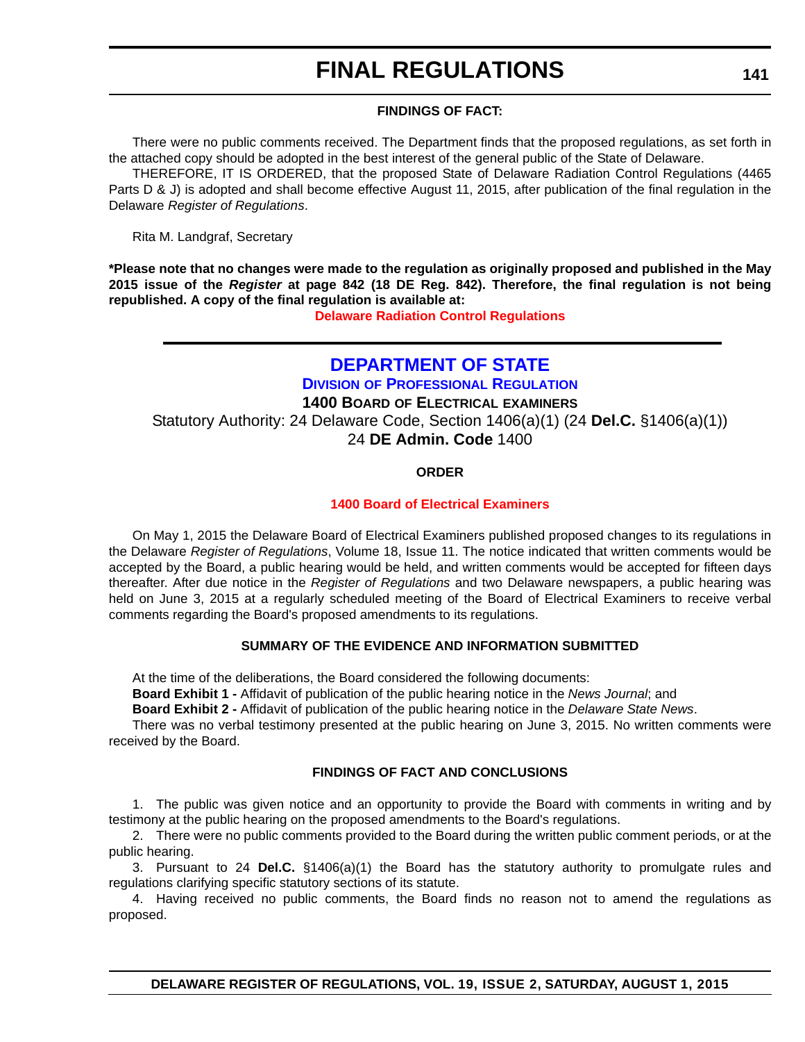**FINDINGS OF FACT:**

There were no public comments received. The Department finds that the proposed regulations, as set forth in the attached copy should be adopted in the best interest of the general public of the State of Delaware.

THEREFORE, IT IS ORDERED, that the proposed State of Delaware Radiation Control Regulations (4465 Parts D & J) is adopted and shall become effective August 11, 2015, after publication of the final regulation in the Delaware *Register of Regulations*.

Rita M. Landgraf, Secretary

**\*Please note that no changes were made to the regulation as originally proposed and published in the May 2015 issue of the *Register* at page 842 (18 DE Reg. 842). Therefore, the final regulation is not being republished. A copy of the final regulation is available at:**

**Delaware Radiation Control Regulations**

---

# DEPARTMENT OF STATE

## DIVISION OF PROFESSIONAL REGULATION

### 1400 BOARD OF ELECTRICAL EXAMINERS

Statutory Authority: 24 Delaware Code, Section 1406(a)(1) (24 **Del.C.** §1406(a)(1))
24 **DE Admin. Code** 1400

**ORDER**

**1400 Board of Electrical Examiners**

On May 1, 2015 the Delaware Board of Electrical Examiners published proposed changes to its regulations in the Delaware *Register of Regulations*, Volume 18, Issue 11. The notice indicated that written comments would be accepted by the Board, a public hearing would be held, and written comments would be accepted for fifteen days thereafter. After due notice in the *Register of Regulations* and two Delaware newspapers, a public hearing was held on June 3, 2015 at a regularly scheduled meeting of the Board of Electrical Examiners to receive verbal comments regarding the Board's proposed amendments to its regulations.

**SUMMARY OF THE EVIDENCE AND INFORMATION SUBMITTED**

At the time of the deliberations, the Board considered the following documents:

**Board Exhibit 1 -** Affidavit of publication of the public hearing notice in the *News Journal*; and

**Board Exhibit 2 -** Affidavit of publication of the public hearing notice in the *Delaware State News*.

There was no verbal testimony presented at the public hearing on June 3, 2015. No written comments were received by the Board.

**FINDINGS OF FACT AND CONCLUSIONS**

1. The public was given notice and an opportunity to provide the Board with comments in writing and by testimony at the public hearing on the proposed amendments to the Board's regulations.

2. There were no public comments provided to the Board during the written public comment periods, or at the public hearing.

3. Pursuant to 24 **Del.C.** §1406(a)(1) the Board has the statutory authority to promulgate rules and regulations clarifying specific statutory sections of its statute.

4. Having received no public comments, the Board finds no reason not to amend the regulations as proposed.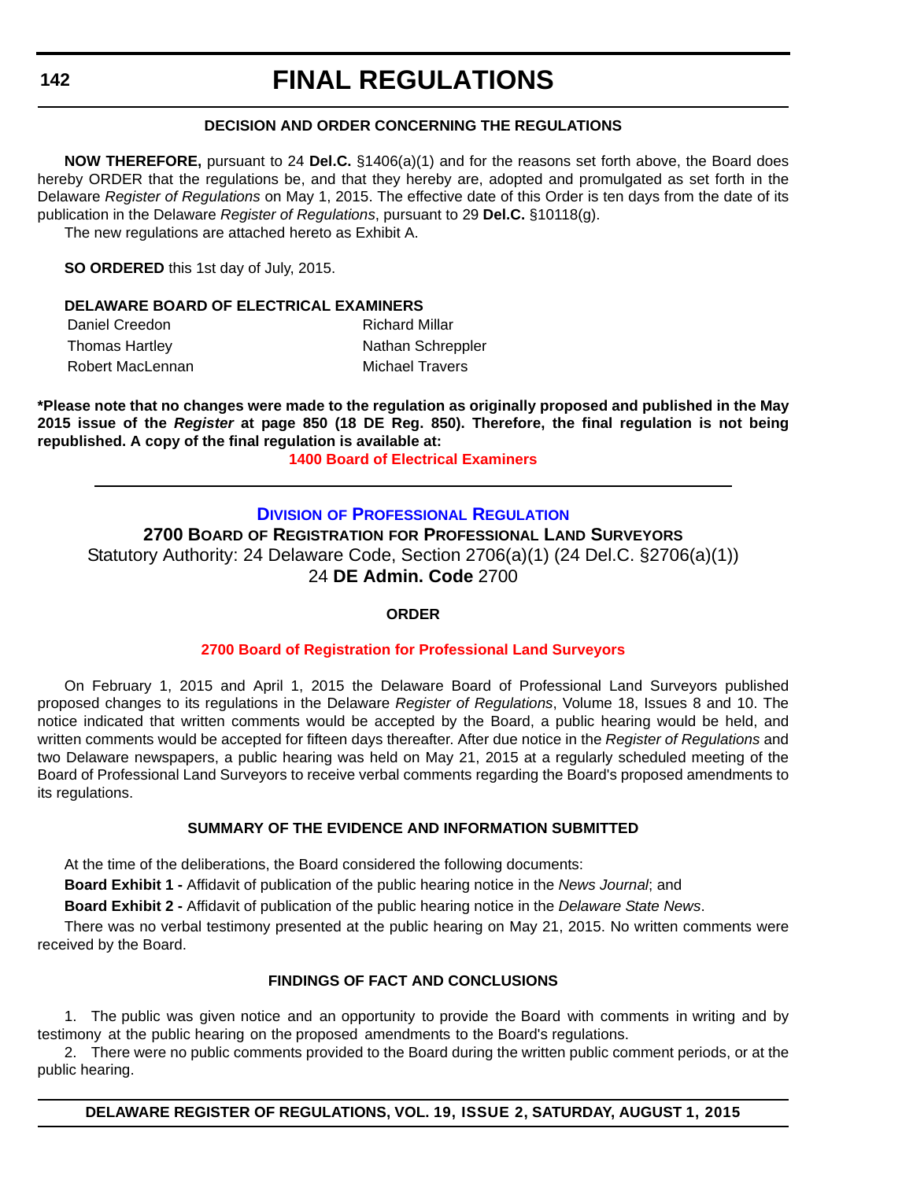### DECISION AND ORDER CONCERNING THE REGULATIONS

**NOW THEREFORE,** pursuant to 24 **Del.C.** §1406(a)(1) and for the reasons set forth above, the Board does hereby ORDER that the regulations be, and that they hereby are, adopted and promulgated as set forth in the Delaware *Register of Regulations* on May 1, 2015. The effective date of this Order is ten days from the date of its publication in the Delaware *Register of Regulations*, pursuant to 29 **Del.C.** §10118(g).

The new regulations are attached hereto as Exhibit A.

**SO ORDERED** this 1st day of July, 2015.

**DELAWARE BOARD OF ELECTRICAL EXAMINERS**

Daniel Creedon
Richard Millar
Thomas Hartley
Nathan Schreppler
Robert MacLennan
Michael Travers

**\*Please note that no changes were made to the regulation as originally proposed and published in the May 2015 issue of the *Register* at page 850 (18 DE Reg. 850). Therefore, the final regulation is not being republished. A copy of the final regulation is available at:**

**1400 Board of Electrical Examiners**

---

## DIVISION OF PROFESSIONAL REGULATION

## 2700 BOARD OF REGISTRATION FOR PROFESSIONAL LAND SURVEYORS

Statutory Authority: 24 Delaware Code, Section 2706(a)(1) (24 Del.C. §2706(a)(1))

24 **DE Admin. Code** 2700

### ORDER

**2700 Board of Registration for Professional Land Surveyors**

On February 1, 2015 and April 1, 2015 the Delaware Board of Professional Land Surveyors published proposed changes to its regulations in the Delaware *Register of Regulations*, Volume 18, Issues 8 and 10. The notice indicated that written comments would be accepted by the Board, a public hearing would be held, and written comments would be accepted for fifteen days thereafter. After due notice in the *Register of Regulations* and two Delaware newspapers, a public hearing was held on May 21, 2015 at a regularly scheduled meeting of the Board of Professional Land Surveyors to receive verbal comments regarding the Board's proposed amendments to its regulations.

### SUMMARY OF THE EVIDENCE AND INFORMATION SUBMITTED

At the time of the deliberations, the Board considered the following documents:

**Board Exhibit 1 -** Affidavit of publication of the public hearing notice in the *News Journal*; and

**Board Exhibit 2 -** Affidavit of publication of the public hearing notice in the *Delaware State News*.

There was no verbal testimony presented at the public hearing on May 21, 2015. No written comments were received by the Board.

### FINDINGS OF FACT AND CONCLUSIONS

1. The public was given notice and an opportunity to provide the Board with comments in writing and by testimony at the public hearing on the proposed amendments to the Board's regulations.

2. There were no public comments provided to the Board during the written public comment periods, or at the public hearing.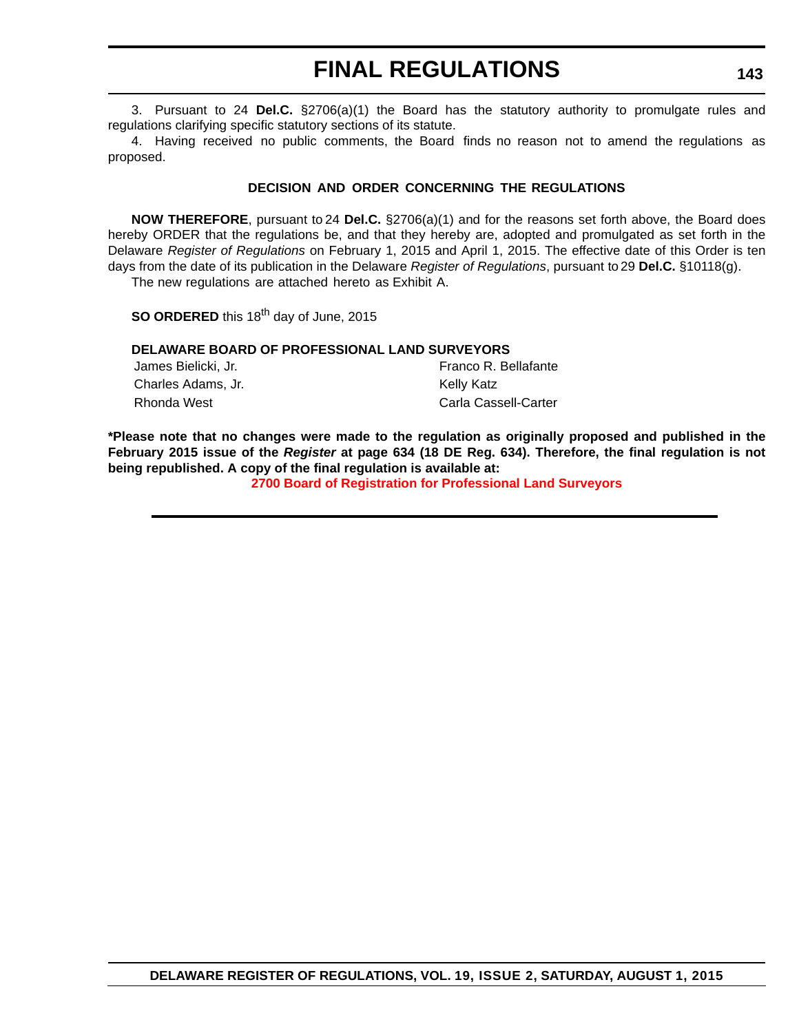3. Pursuant to 24 **Del.C.** §2706(a)(1) the Board has the statutory authority to promulgate rules and regulations clarifying specific statutory sections of its statute.

4. Having received no public comments, the Board finds no reason not to amend the regulations as proposed.

**DECISION AND ORDER CONCERNING THE REGULATIONS**

**NOW THEREFORE**, pursuant to 24 **Del.C.** §2706(a)(1) and for the reasons set forth above, the Board does hereby ORDER that the regulations be, and that they hereby are, adopted and promulgated as set forth in the Delaware *Register of Regulations* on February 1, 2015 and April 1, 2015. The effective date of this Order is ten days from the date of its publication in the Delaware *Register of Regulations*, pursuant to 29 **Del.C.** §10118(g).

The new regulations are attached hereto as Exhibit A.

**SO ORDERED** this 18th day of June, 2015

**DELAWARE BOARD OF PROFESSIONAL LAND SURVEYORS**

James Bielicki, Jr.
Charles Adams, Jr.
Rhonda West
Franco R. Bellafante
Kelly Katz
Carla Cassell-Carter

**\*Please note that no changes were made to the regulation as originally proposed and published in the February 2015 issue of the *Register* at page 634 (18 DE Reg. 634). Therefore, the final regulation is not being republished. A copy of the final regulation is available at:**

**2700 Board of Registration for Professional Land Surveyors**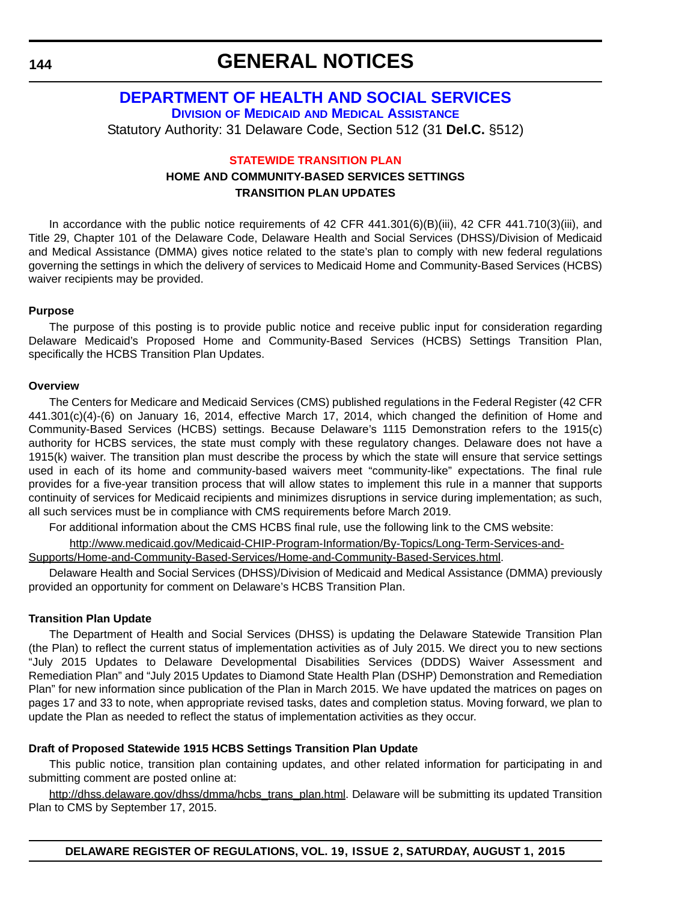# GENERAL NOTICES

## DEPARTMENT OF HEALTH AND SOCIAL SERVICES

### DIVISION OF MEDICAID AND MEDICAL ASSISTANCE

Statutory Authority: 31 Delaware Code, Section 512 (31 **Del.C.** §512)

### STATEWIDE TRANSITION PLAN

**HOME AND COMMUNITY-BASED SERVICES SETTINGS**

**TRANSITION PLAN UPDATES**

In accordance with the public notice requirements of 42 CFR 441.301(6)(B)(iii), 42 CFR 441.710(3)(iii), and Title 29, Chapter 101 of the Delaware Code, Delaware Health and Social Services (DHSS)/Division of Medicaid and Medical Assistance (DMMA) gives notice related to the state's plan to comply with new federal regulations governing the settings in which the delivery of services to Medicaid Home and Community-Based Services (HCBS) waiver recipients may be provided.

**Purpose**

The purpose of this posting is to provide public notice and receive public input for consideration regarding Delaware Medicaid's Proposed Home and Community-Based Services (HCBS) Settings Transition Plan, specifically the HCBS Transition Plan Updates.

**Overview**

The Centers for Medicare and Medicaid Services (CMS) published regulations in the Federal Register (42 CFR 441.301(c)(4)-(6) on January 16, 2014, effective March 17, 2014, which changed the definition of Home and Community-Based Services (HCBS) settings. Because Delaware's 1115 Demonstration refers to the 1915(c) authority for HCBS services, the state must comply with these regulatory changes. Delaware does not have a 1915(k) waiver. The transition plan must describe the process by which the state will ensure that service settings used in each of its home and community-based waivers meet "community-like" expectations. The final rule provides for a five-year transition process that will allow states to implement this rule in a manner that supports continuity of services for Medicaid recipients and minimizes disruptions in service during implementation; as such, all such services must be in compliance with CMS requirements before March 2019.

For additional information about the CMS HCBS final rule, use the following link to the CMS website:

http://www.medicaid.gov/Medicaid-CHIP-Program-Information/By-Topics/Long-Term-Services-and-Supports/Home-and-Community-Based-Services/Home-and-Community-Based-Services.html.

Delaware Health and Social Services (DHSS)/Division of Medicaid and Medical Assistance (DMMA) previously provided an opportunity for comment on Delaware's HCBS Transition Plan.

**Transition Plan Update**

The Department of Health and Social Services (DHSS) is updating the Delaware Statewide Transition Plan (the Plan) to reflect the current status of implementation activities as of July 2015. We direct you to new sections "July 2015 Updates to Delaware Developmental Disabilities Services (DDDS) Waiver Assessment and Remediation Plan" and "July 2015 Updates to Diamond State Health Plan (DSHP) Demonstration and Remediation Plan" for new information since publication of the Plan in March 2015. We have updated the matrices on pages on pages 17 and 33 to note, when appropriate revised tasks, dates and completion status. Moving forward, we plan to update the Plan as needed to reflect the status of implementation activities as they occur.

**Draft of Proposed Statewide 1915 HCBS Settings Transition Plan Update**

This public notice, transition plan containing updates, and other related information for participating in and submitting comment are posted online at:

http://dhss.delaware.gov/dhss/dmma/hcbs_trans_plan.html. Delaware will be submitting its updated Transition Plan to CMS by September 17, 2015.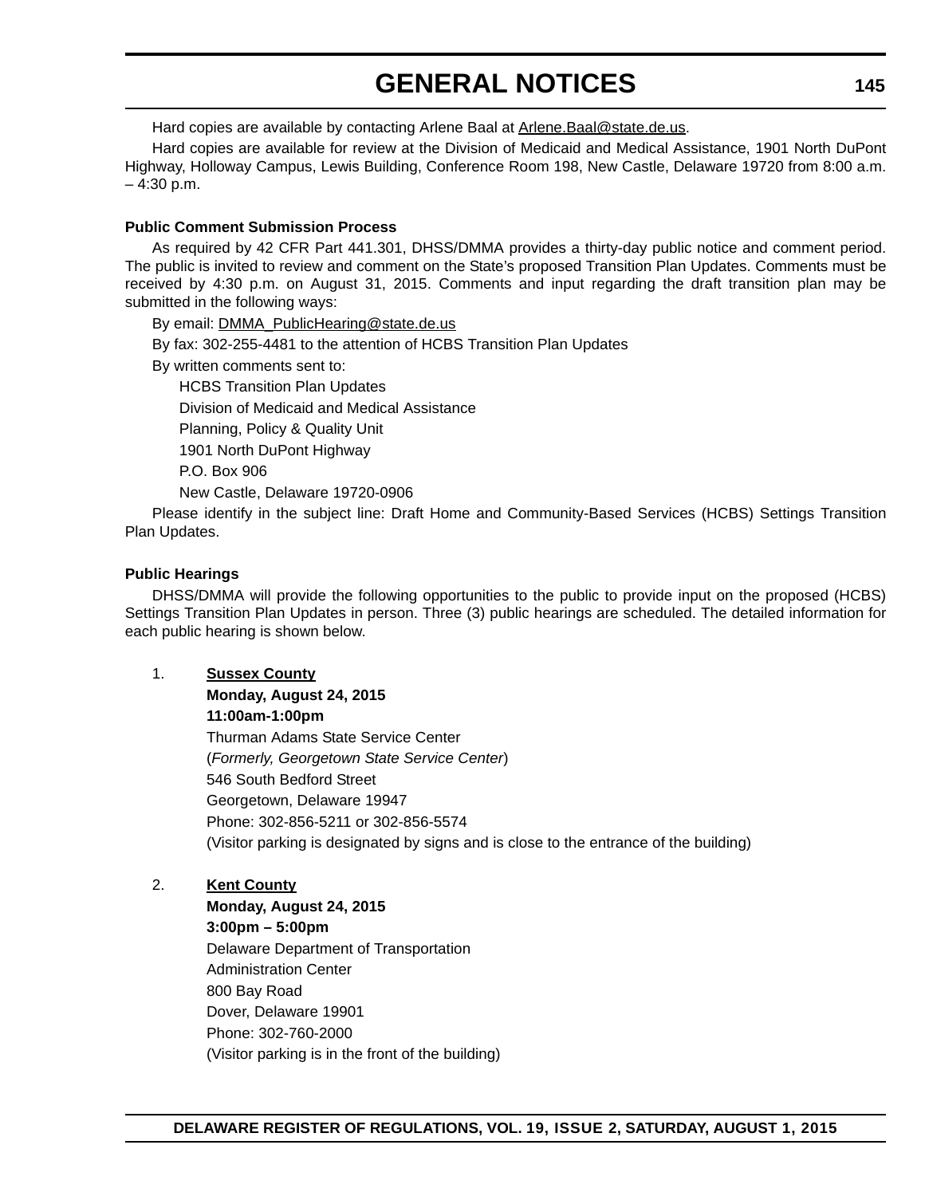Hard copies are available by contacting Arlene Baal at Arlene.Baal@state.de.us.

Hard copies are available for review at the Division of Medicaid and Medical Assistance, 1901 North DuPont Highway, Holloway Campus, Lewis Building, Conference Room 198, New Castle, Delaware 19720 from 8:00 a.m. – 4:30 p.m.

**Public Comment Submission Process**

As required by 42 CFR Part 441.301, DHSS/DMMA provides a thirty-day public notice and comment period. The public is invited to review and comment on the State's proposed Transition Plan Updates. Comments must be received by 4:30 p.m. on August 31, 2015. Comments and input regarding the draft transition plan may be submitted in the following ways:

By email: DMMA_PublicHearing@state.de.us

By fax: 302-255-4481 to the attention of HCBS Transition Plan Updates

By written comments sent to:

HCBS Transition Plan Updates
Division of Medicaid and Medical Assistance
Planning, Policy & Quality Unit
1901 North DuPont Highway
P.O. Box 906
New Castle, Delaware 19720-0906

Please identify in the subject line: Draft Home and Community-Based Services (HCBS) Settings Transition Plan Updates.

**Public Hearings**

DHSS/DMMA will provide the following opportunities to the public to provide input on the proposed (HCBS) Settings Transition Plan Updates in person. Three (3) public hearings are scheduled. The detailed information for each public hearing is shown below.

1. **Sussex County**
   **Monday, August 24, 2015**
   **11:00am-1:00pm**
   Thurman Adams State Service Center
   (*Formerly, Georgetown State Service Center*)
   546 South Bedford Street
   Georgetown, Delaware 19947
   Phone: 302-856-5211 or 302-856-5574
   (Visitor parking is designated by signs and is close to the entrance of the building)

2. **Kent County**
   **Monday, August 24, 2015**
   **3:00pm – 5:00pm**
   Delaware Department of Transportation
   Administration Center
   800 Bay Road
   Dover, Delaware 19901
   Phone: 302-760-2000
   (Visitor parking is in the front of the building)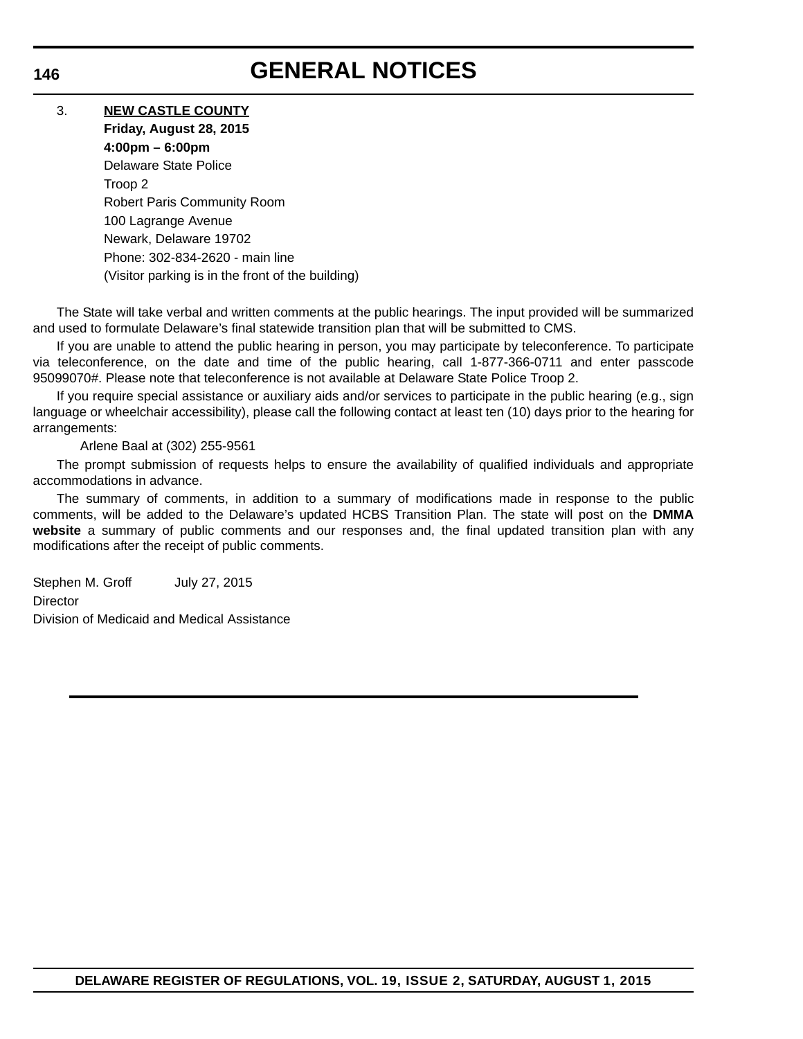3. **NEW CASTLE COUNTY**
   **Friday, August 28, 2015**
   **4:00pm – 6:00pm**
   Delaware State Police
   Troop 2
   Robert Paris Community Room
   100 Lagrange Avenue
   Newark, Delaware 19702
   Phone: 302-834-2620 - main line
   (Visitor parking is in the front of the building)

The State will take verbal and written comments at the public hearings. The input provided will be summarized and used to formulate Delaware's final statewide transition plan that will be submitted to CMS.

If you are unable to attend the public hearing in person, you may participate by teleconference. To participate via teleconference, on the date and time of the public hearing, call 1-877-366-0711 and enter passcode 95099070#. Please note that teleconference is not available at Delaware State Police Troop 2.

If you require special assistance or auxiliary aids and/or services to participate in the public hearing (e.g., sign language or wheelchair accessibility), please call the following contact at least ten (10) days prior to the hearing for arrangements:

Arlene Baal at (302) 255-9561

The prompt submission of requests helps to ensure the availability of qualified individuals and appropriate accommodations in advance.

The summary of comments, in addition to a summary of modifications made in response to the public comments, will be added to the Delaware's updated HCBS Transition Plan. The state will post on the **DMMA website** a summary of public comments and our responses and, the final updated transition plan with any modifications after the receipt of public comments.

Stephen M. Groff July 27, 2015
Director
Division of Medicaid and Medical Assistance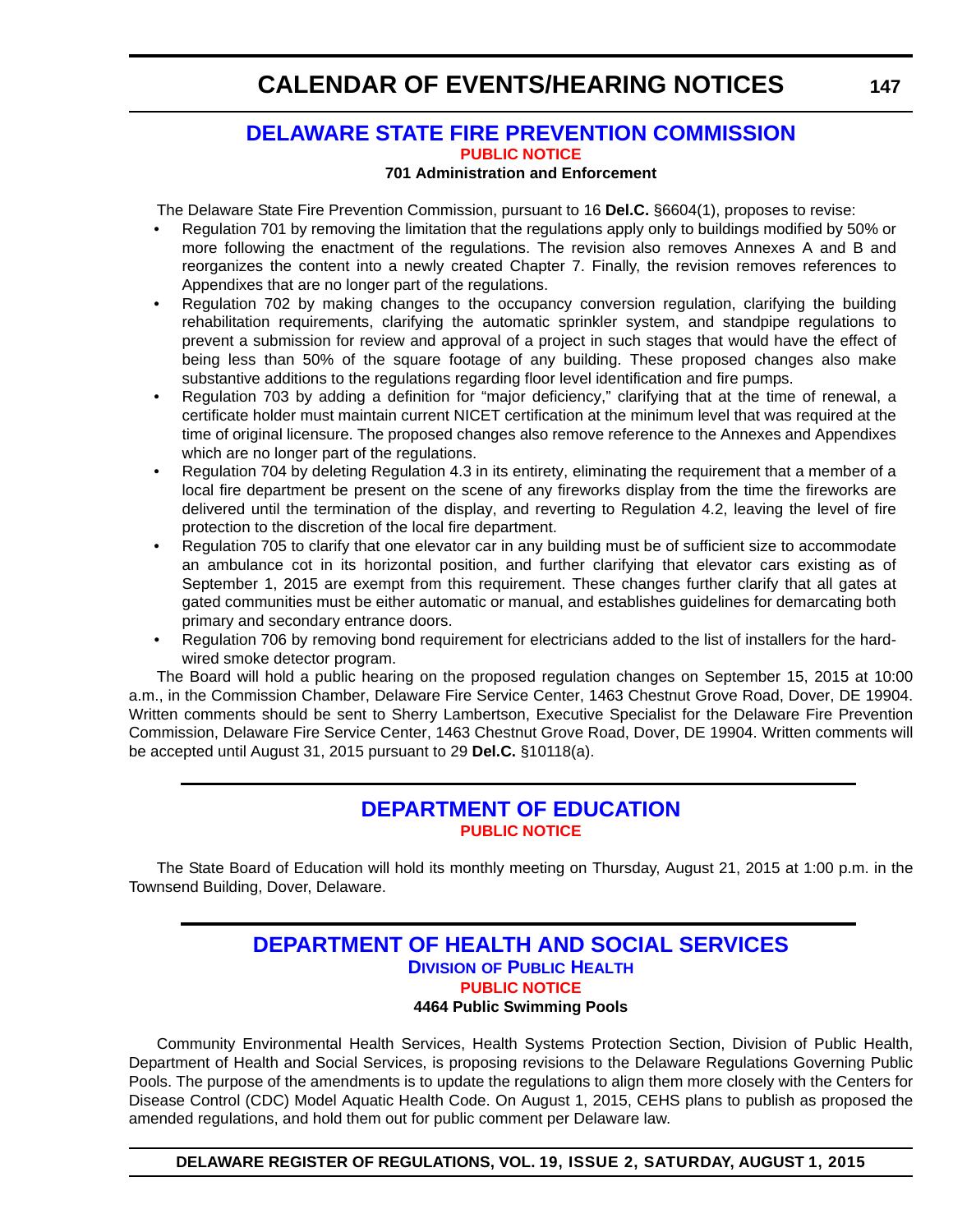# CALENDAR OF EVENTS/HEARING NOTICES

## DELAWARE STATE FIRE PREVENTION COMMISSION

**PUBLIC NOTICE**

**701 Administration and Enforcement**

The Delaware State Fire Prevention Commission, pursuant to 16 **Del.C.** §6604(1), proposes to revise:

- Regulation 701 by removing the limitation that the regulations apply only to buildings modified by 50% or more following the enactment of the regulations. The revision also removes Annexes A and B and reorganizes the content into a newly created Chapter 7. Finally, the revision removes references to Appendixes that are no longer part of the regulations.
- Regulation 702 by making changes to the occupancy conversion regulation, clarifying the building rehabilitation requirements, clarifying the automatic sprinkler system, and standpipe regulations to prevent a submission for review and approval of a project in such stages that would have the effect of being less than 50% of the square footage of any building. These proposed changes also make substantive additions to the regulations regarding floor level identification and fire pumps.
- Regulation 703 by adding a definition for "major deficiency," clarifying that at the time of renewal, a certificate holder must maintain current NICET certification at the minimum level that was required at the time of original licensure. The proposed changes also remove reference to the Annexes and Appendixes which are no longer part of the regulations.
- Regulation 704 by deleting Regulation 4.3 in its entirety, eliminating the requirement that a member of a local fire department be present on the scene of any fireworks display from the time the fireworks are delivered until the termination of the display, and reverting to Regulation 4.2, leaving the level of fire protection to the discretion of the local fire department.
- Regulation 705 to clarify that one elevator car in any building must be of sufficient size to accommodate an ambulance cot in its horizontal position, and further clarifying that elevator cars existing as of September 1, 2015 are exempt from this requirement. These changes further clarify that all gates at gated communities must be either automatic or manual, and establishes guidelines for demarcating both primary and secondary entrance doors.
- Regulation 706 by removing bond requirement for electricians added to the list of installers for the hard-wired smoke detector program.

The Board will hold a public hearing on the proposed regulation changes on September 15, 2015 at 10:00 a.m., in the Commission Chamber, Delaware Fire Service Center, 1463 Chestnut Grove Road, Dover, DE 19904. Written comments should be sent to Sherry Lambertson, Executive Specialist for the Delaware Fire Prevention Commission, Delaware Fire Service Center, 1463 Chestnut Grove Road, Dover, DE 19904. Written comments will be accepted until August 31, 2015 pursuant to 29 **Del.C.** §10118(a).

## DEPARTMENT OF EDUCATION

**PUBLIC NOTICE**

The State Board of Education will hold its monthly meeting on Thursday, August 21, 2015 at 1:00 p.m. in the Townsend Building, Dover, Delaware.

## DEPARTMENT OF HEALTH AND SOCIAL SERVICES

### DIVISION OF PUBLIC HEALTH

**PUBLIC NOTICE**

**4464 Public Swimming Pools**

Community Environmental Health Services, Health Systems Protection Section, Division of Public Health, Department of Health and Social Services, is proposing revisions to the Delaware Regulations Governing Public Pools. The purpose of the amendments is to update the regulations to align them more closely with the Centers for Disease Control (CDC) Model Aquatic Health Code. On August 1, 2015, CEHS plans to publish as proposed the amended regulations, and hold them out for public comment per Delaware law.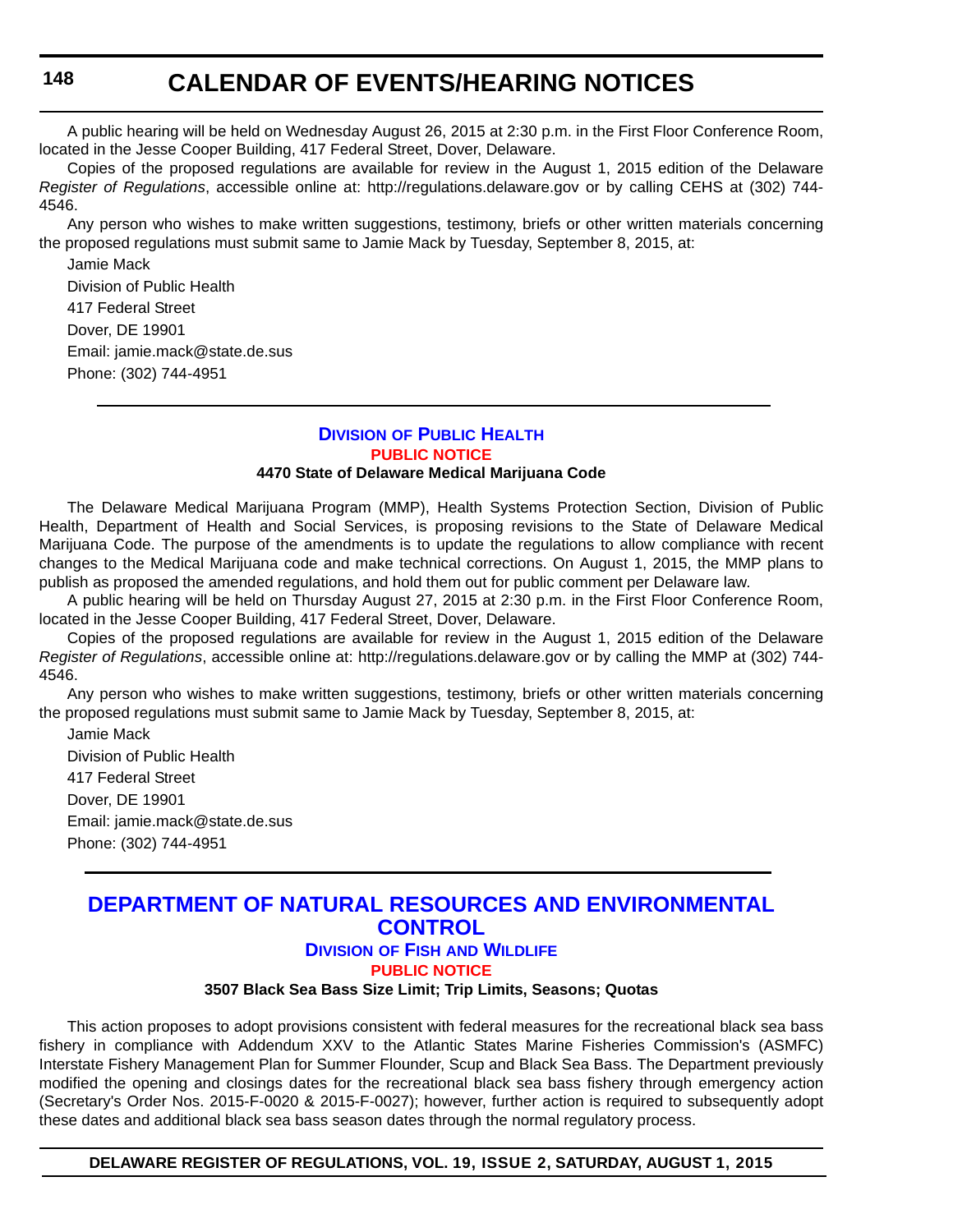A public hearing will be held on Wednesday August 26, 2015 at 2:30 p.m. in the First Floor Conference Room, located in the Jesse Cooper Building, 417 Federal Street, Dover, Delaware.

Copies of the proposed regulations are available for review in the August 1, 2015 edition of the Delaware *Register of Regulations*, accessible online at: http://regulations.delaware.gov or by calling CEHS at (302) 744-4546.

Any person who wishes to make written suggestions, testimony, briefs or other written materials concerning the proposed regulations must submit same to Jamie Mack by Tuesday, September 8, 2015, at:

Jamie Mack
Division of Public Health
417 Federal Street
Dover, DE 19901
Email: jamie.mack@state.de.sus
Phone: (302) 744-4951

---

## Division of Public Health

### Public Notice

**4470 State of Delaware Medical Marijuana Code**

The Delaware Medical Marijuana Program (MMP), Health Systems Protection Section, Division of Public Health, Department of Health and Social Services, is proposing revisions to the State of Delaware Medical Marijuana Code. The purpose of the amendments is to update the regulations to allow compliance with recent changes to the Medical Marijuana code and make technical corrections. On August 1, 2015, the MMP plans to publish as proposed the amended regulations, and hold them out for public comment per Delaware law.

A public hearing will be held on Thursday August 27, 2015 at 2:30 p.m. in the First Floor Conference Room, located in the Jesse Cooper Building, 417 Federal Street, Dover, Delaware.

Copies of the proposed regulations are available for review in the August 1, 2015 edition of the Delaware *Register of Regulations*, accessible online at: http://regulations.delaware.gov or by calling the MMP at (302) 744-4546.

Any person who wishes to make written suggestions, testimony, briefs or other written materials concerning the proposed regulations must submit same to Jamie Mack by Tuesday, September 8, 2015, at:

Jamie Mack
Division of Public Health
417 Federal Street
Dover, DE 19901
Email: jamie.mack@state.de.sus
Phone: (302) 744-4951

---

## Department of Natural Resources and Environmental Control

### Division of Fish and Wildlife

### Public Notice

**3507 Black Sea Bass Size Limit; Trip Limits, Seasons; Quotas**

This action proposes to adopt provisions consistent with federal measures for the recreational black sea bass fishery in compliance with Addendum XXV to the Atlantic States Marine Fisheries Commission's (ASMFC) Interstate Fishery Management Plan for Summer Flounder, Scup and Black Sea Bass. The Department previously modified the opening and closings dates for the recreational black sea bass fishery through emergency action (Secretary's Order Nos. 2015-F-0020 & 2015-F-0027); however, further action is required to subsequently adopt these dates and additional black sea bass season dates through the normal regulatory process.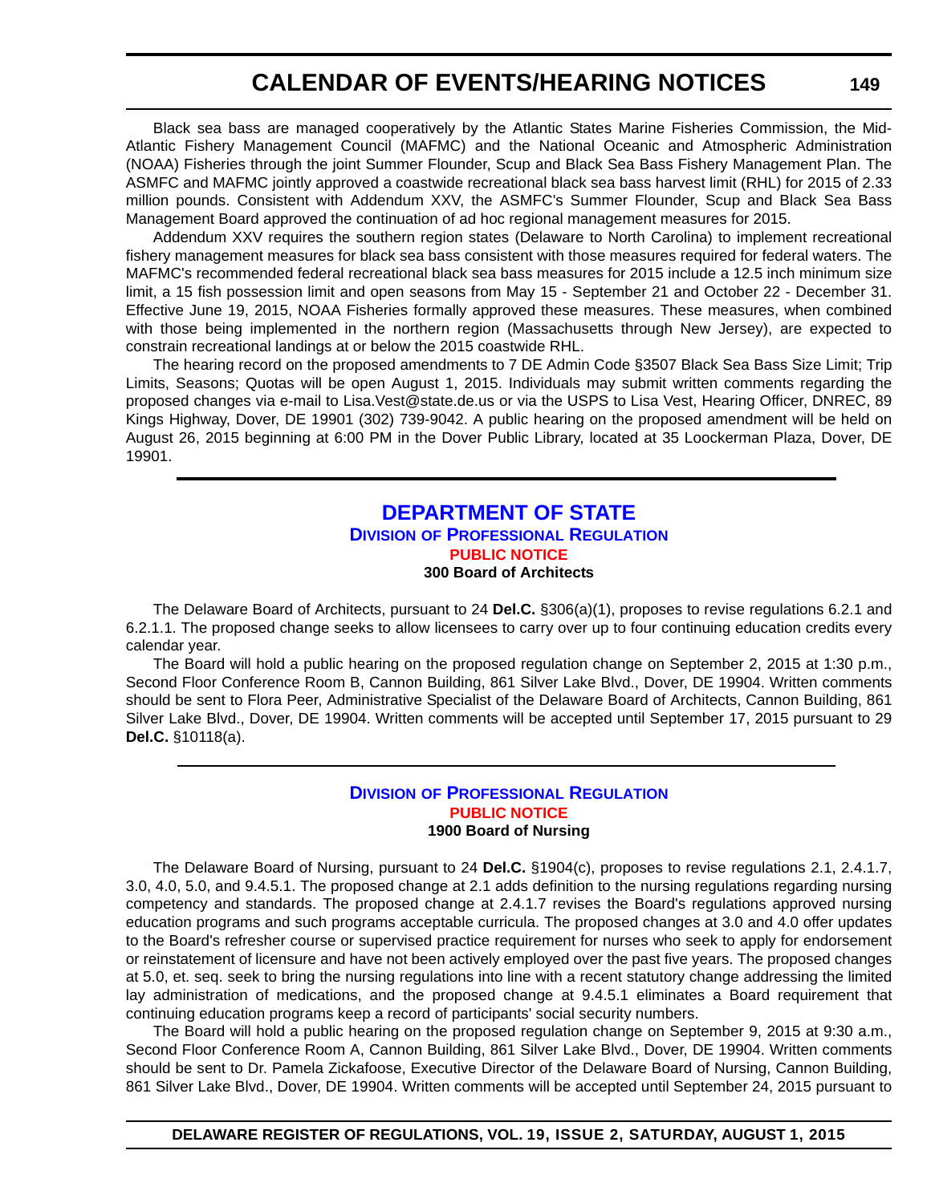Black sea bass are managed cooperatively by the Atlantic States Marine Fisheries Commission, the Mid-Atlantic Fishery Management Council (MAFMC) and the National Oceanic and Atmospheric Administration (NOAA) Fisheries through the joint Summer Flounder, Scup and Black Sea Bass Fishery Management Plan. The ASMFC and MAFMC jointly approved a coastwide recreational black sea bass harvest limit (RHL) for 2015 of 2.33 million pounds. Consistent with Addendum XXV, the ASMFC's Summer Flounder, Scup and Black Sea Bass Management Board approved the continuation of ad hoc regional management measures for 2015.

Addendum XXV requires the southern region states (Delaware to North Carolina) to implement recreational fishery management measures for black sea bass consistent with those measures required for federal waters. The MAFMC's recommended federal recreational black sea bass measures for 2015 include a 12.5 inch minimum size limit, a 15 fish possession limit and open seasons from May 15 - September 21 and October 22 - December 31. Effective June 19, 2015, NOAA Fisheries formally approved these measures. These measures, when combined with those being implemented in the northern region (Massachusetts through New Jersey), are expected to constrain recreational landings at or below the 2015 coastwide RHL.

The hearing record on the proposed amendments to 7 DE Admin Code §3507 Black Sea Bass Size Limit; Trip Limits, Seasons; Quotas will be open August 1, 2015. Individuals may submit written comments regarding the proposed changes via e-mail to Lisa.Vest@state.de.us or via the USPS to Lisa Vest, Hearing Officer, DNREC, 89 Kings Highway, Dover, DE 19901 (302) 739-9042. A public hearing on the proposed amendment will be held on August 26, 2015 beginning at 6:00 PM in the Dover Public Library, located at 35 Loockerman Plaza, Dover, DE 19901.

---

## DEPARTMENT OF STATE

### Division of Professional Regulation

**PUBLIC NOTICE**

**300 Board of Architects**

The Delaware Board of Architects, pursuant to 24 **Del.C.** §306(a)(1), proposes to revise regulations 6.2.1 and 6.2.1.1. The proposed change seeks to allow licensees to carry over up to four continuing education credits every calendar year.

The Board will hold a public hearing on the proposed regulation change on September 2, 2015 at 1:30 p.m., Second Floor Conference Room B, Cannon Building, 861 Silver Lake Blvd., Dover, DE 19904. Written comments should be sent to Flora Peer, Administrative Specialist of the Delaware Board of Architects, Cannon Building, 861 Silver Lake Blvd., Dover, DE 19904. Written comments will be accepted until September 17, 2015 pursuant to 29 **Del.C.** §10118(a).

---

### Division of Professional Regulation

**PUBLIC NOTICE**

**1900 Board of Nursing**

The Delaware Board of Nursing, pursuant to 24 **Del.C.** §1904(c), proposes to revise regulations 2.1, 2.4.1.7, 3.0, 4.0, 5.0, and 9.4.5.1. The proposed change at 2.1 adds definition to the nursing regulations regarding nursing competency and standards. The proposed change at 2.4.1.7 revises the Board's regulations approved nursing education programs and such programs acceptable curricula. The proposed changes at 3.0 and 4.0 offer updates to the Board's refresher course or supervised practice requirement for nurses who seek to apply for endorsement or reinstatement of licensure and have not been actively employed over the past five years. The proposed changes at 5.0, et. seq. seek to bring the nursing regulations into line with a recent statutory change addressing the limited lay administration of medications, and the proposed change at 9.4.5.1 eliminates a Board requirement that continuing education programs keep a record of participants' social security numbers.

The Board will hold a public hearing on the proposed regulation change on September 9, 2015 at 9:30 a.m., Second Floor Conference Room A, Cannon Building, 861 Silver Lake Blvd., Dover, DE 19904. Written comments should be sent to Dr. Pamela Zickafoose, Executive Director of the Delaware Board of Nursing, Cannon Building, 861 Silver Lake Blvd., Dover, DE 19904. Written comments will be accepted until September 24, 2015 pursuant to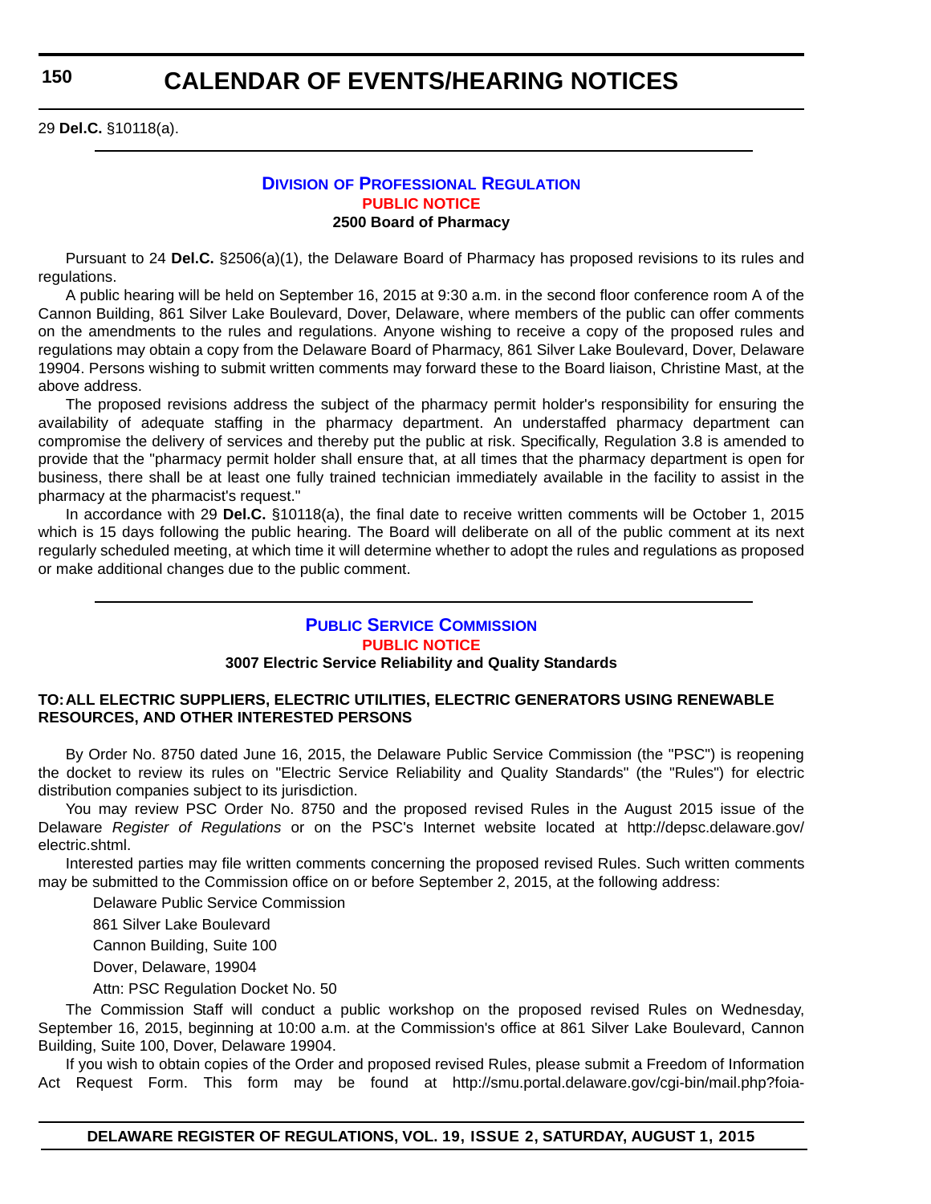29 **Del.C.** §10118(a).

---

## DIVISION OF PROFESSIONAL REGULATION

**PUBLIC NOTICE**

**2500 Board of Pharmacy**

Pursuant to 24 **Del.C.** §2506(a)(1), the Delaware Board of Pharmacy has proposed revisions to its rules and regulations.

A public hearing will be held on September 16, 2015 at 9:30 a.m. in the second floor conference room A of the Cannon Building, 861 Silver Lake Boulevard, Dover, Delaware, where members of the public can offer comments on the amendments to the rules and regulations. Anyone wishing to receive a copy of the proposed rules and regulations may obtain a copy from the Delaware Board of Pharmacy, 861 Silver Lake Boulevard, Dover, Delaware 19904. Persons wishing to submit written comments may forward these to the Board liaison, Christine Mast, at the above address.

The proposed revisions address the subject of the pharmacy permit holder's responsibility for ensuring the availability of adequate staffing in the pharmacy department. An understaffed pharmacy department can compromise the delivery of services and thereby put the public at risk. Specifically, Regulation 3.8 is amended to provide that the "pharmacy permit holder shall ensure that, at all times that the pharmacy department is open for business, there shall be at least one fully trained technician immediately available in the facility to assist in the pharmacy at the pharmacist's request."

In accordance with 29 **Del.C.** §10118(a), the final date to receive written comments will be October 1, 2015 which is 15 days following the public hearing. The Board will deliberate on all of the public comment at its next regularly scheduled meeting, at which time it will determine whether to adopt the rules and regulations as proposed or make additional changes due to the public comment.

---

## PUBLIC SERVICE COMMISSION

**PUBLIC NOTICE**

**3007 Electric Service Reliability and Quality Standards**

**TO: ALL ELECTRIC SUPPLIERS, ELECTRIC UTILITIES, ELECTRIC GENERATORS USING RENEWABLE RESOURCES, AND OTHER INTERESTED PERSONS**

By Order No. 8750 dated June 16, 2015, the Delaware Public Service Commission (the "PSC") is reopening the docket to review its rules on "Electric Service Reliability and Quality Standards" (the "Rules") for electric distribution companies subject to its jurisdiction.

You may review PSC Order No. 8750 and the proposed revised Rules in the August 2015 issue of the Delaware *Register of Regulations* or on the PSC's Internet website located at http://depsc.delaware.gov/electric.shtml.

Interested parties may file written comments concerning the proposed revised Rules. Such written comments may be submitted to the Commission office on or before September 2, 2015, at the following address:

Delaware Public Service Commission

861 Silver Lake Boulevard

Cannon Building, Suite 100

Dover, Delaware, 19904

Attn: PSC Regulation Docket No. 50

The Commission Staff will conduct a public workshop on the proposed revised Rules on Wednesday, September 16, 2015, beginning at 10:00 a.m. at the Commission's office at 861 Silver Lake Boulevard, Cannon Building, Suite 100, Dover, Delaware 19904.

If you wish to obtain copies of the Order and proposed revised Rules, please submit a Freedom of Information Act Request Form. This form may be found at http://smu.portal.delaware.gov/cgi-bin/mail.php?foia-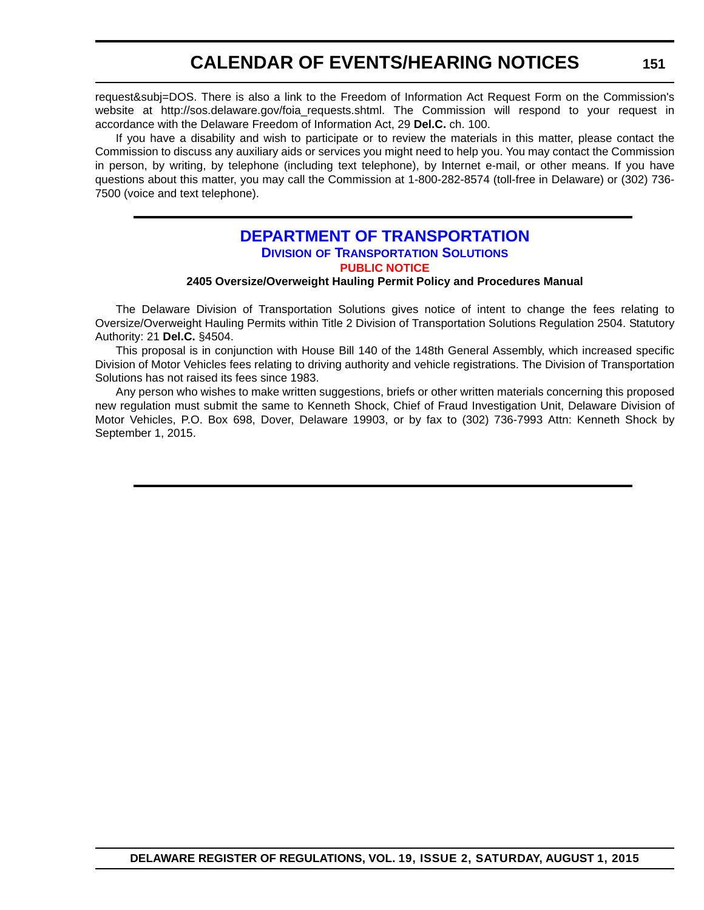request&subj=DOS. There is also a link to the Freedom of Information Act Request Form on the Commission's website at http://sos.delaware.gov/foia_requests.shtml. The Commission will respond to your request in accordance with the Delaware Freedom of Information Act, 29 **Del.C.** ch. 100.

If you have a disability and wish to participate or to review the materials in this matter, please contact the Commission to discuss any auxiliary aids or services you might need to help you. You may contact the Commission in person, by writing, by telephone (including text telephone), by Internet e-mail, or other means. If you have questions about this matter, you may call the Commission at 1-800-282-8574 (toll-free in Delaware) or (302) 736-7500 (voice and text telephone).

## DEPARTMENT OF TRANSPORTATION

### DIVISION OF TRANSPORTATION SOLUTIONS

**PUBLIC NOTICE**

**2405 Oversize/Overweight Hauling Permit Policy and Procedures Manual**

The Delaware Division of Transportation Solutions gives notice of intent to change the fees relating to Oversize/Overweight Hauling Permits within Title 2 Division of Transportation Solutions Regulation 2504. Statutory Authority: 21 **Del.C.** §4504.

This proposal is in conjunction with House Bill 140 of the 148th General Assembly, which increased specific Division of Motor Vehicles fees relating to driving authority and vehicle registrations. The Division of Transportation Solutions has not raised its fees since 1983.

Any person who wishes to make written suggestions, briefs or other written materials concerning this proposed new regulation must submit the same to Kenneth Shock, Chief of Fraud Investigation Unit, Delaware Division of Motor Vehicles, P.O. Box 698, Dover, Delaware 19903, or by fax to (302) 736-7993 Attn: Kenneth Shock by September 1, 2015.